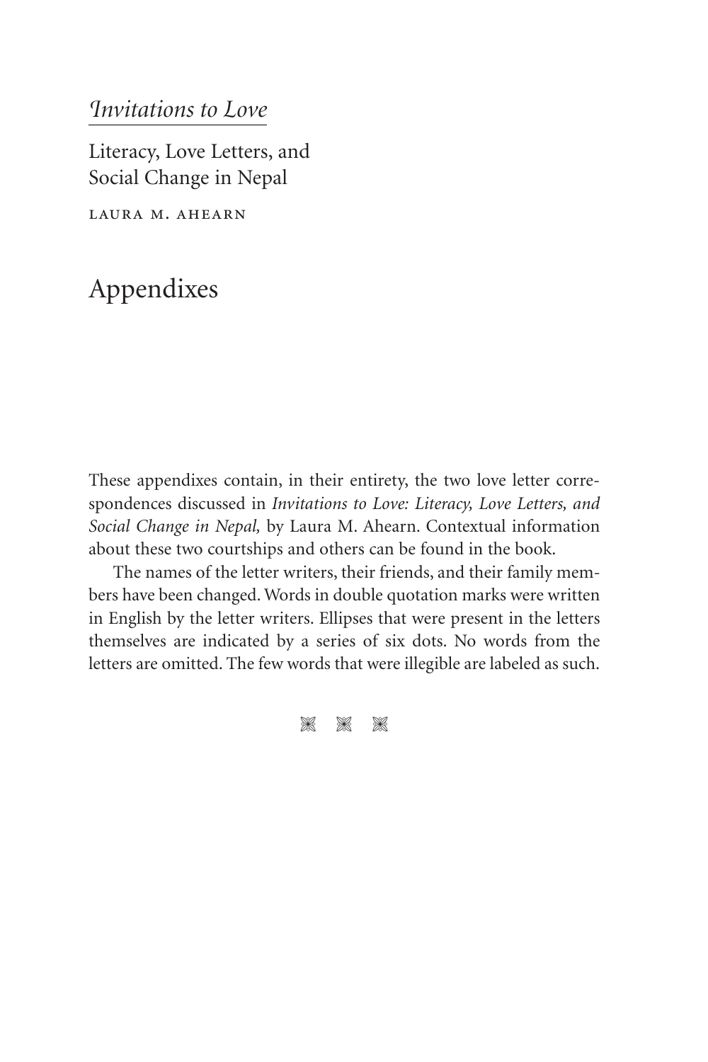*Invitations to Love*

Literacy, Love Letters, and Social Change in Nepal

LAURA M. AHEARN

# Appendixes

These appendixes contain, in their entirety, the two love letter correspondences discussed in *Invitations to Love: Literacy, Love Letters, and Social Change in Nepal,* by Laura M. Ahearn. Contextual information about these two courtships and others can be found in the book.

The names of the letter writers, their friends, and their family members have been changed. Words in double quotation marks were written in English by the letter writers. Ellipses that were present in the letters themselves are indicated by a series of six dots. No words from the letters are omitted. The few words that were illegible are labeled as such.

⁂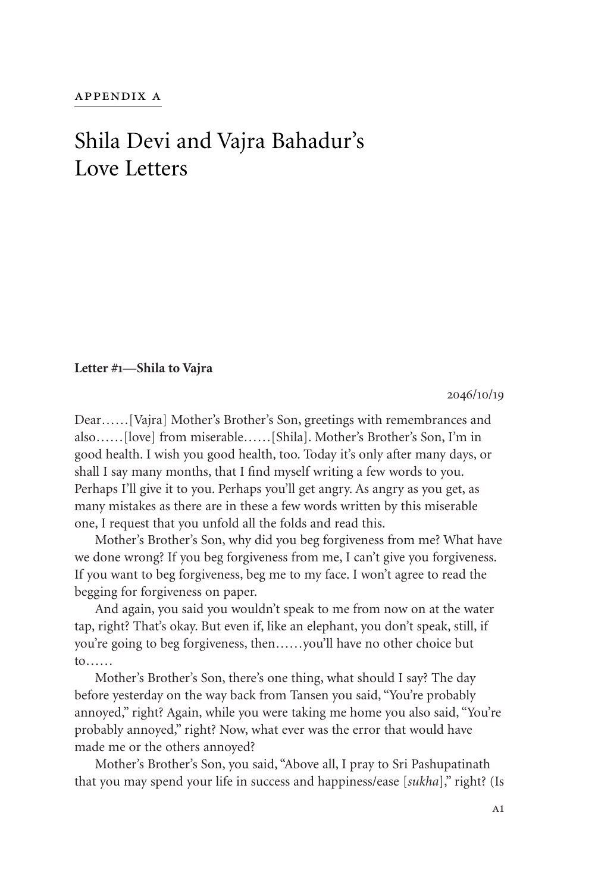APPENDIX A

# Shila Devi and Vajra Bahadur's Love Letters

**Letter #1—Shila to Vajra**

2046/10/19

Dear……[Vajra] Mother's Brother's Son, greetings with remembrances and also……[love] from miserable……[Shila]. Mother's Brother's Son, I'm in good health. I wish you good health, too. Today it's only after many days, or shall I say many months, that I find myself writing a few words to you. Perhaps I'll give it to you. Perhaps you'll get angry. As angry as you get, as many mistakes as there are in these a few words written by this miserable one, I request that you unfold all the folds and read this.

Mother's Brother's Son, why did you beg forgiveness from me? What have we done wrong? If you beg forgiveness from me, I can't give you forgiveness. If you want to beg forgiveness, beg me to my face. I won't agree to read the begging for forgiveness on paper.

And again, you said you wouldn't speak to me from now on at the water tap, right? That's okay. But even if, like an elephant, you don't speak, still, if you're going to beg forgiveness, then……you'll have no other choice but to……

Mother's Brother's Son, there's one thing, what should I say? The day before yesterday on the way back from Tansen you said, "You're probably annoyed," right? Again, while you were taking me home you also said, "You're probably annoyed," right? Now, what ever was the error that would have made me or the others annoyed?

Mother's Brother's Son, you said, "Above all, I pray to Sri Pashupatinath that you may spend your life in success and happiness/ease [*sukha*]," right? (Is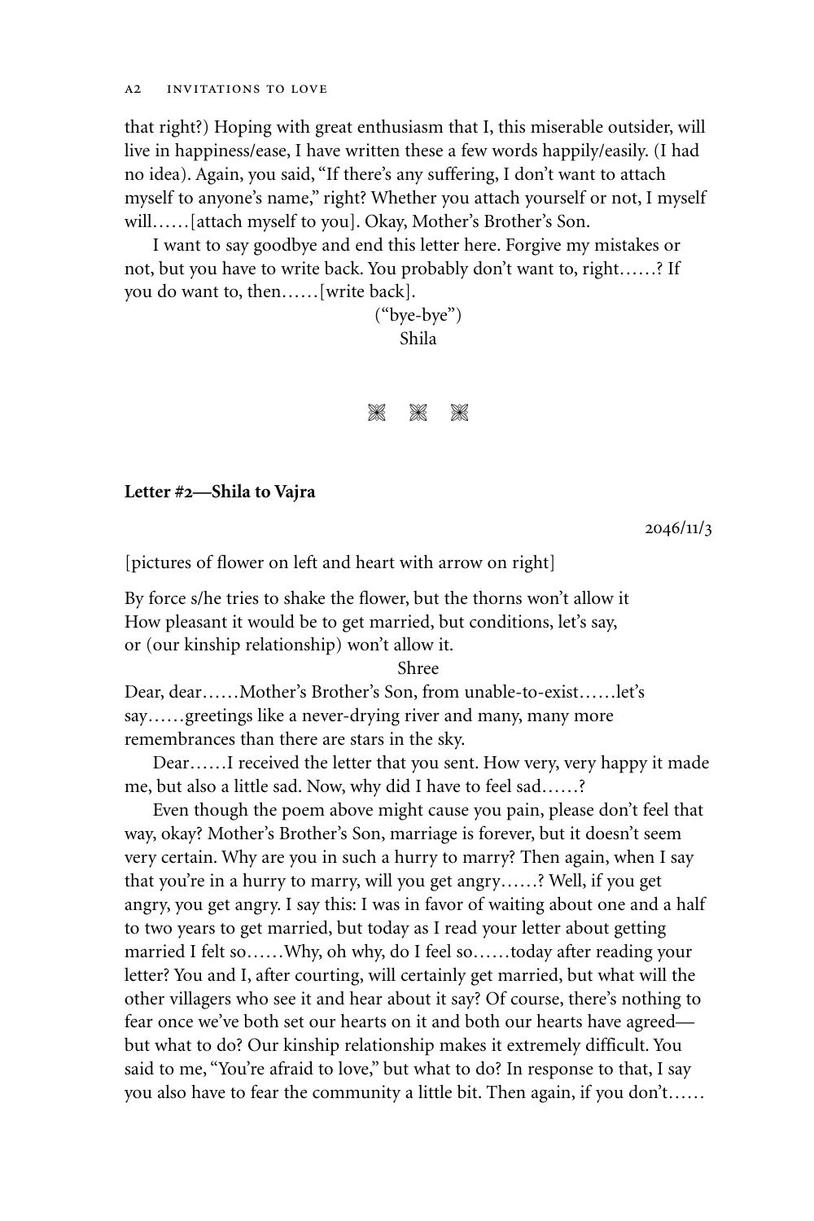that right?) Hoping with great enthusiasm that I, this miserable outsider, will live in happiness/ease, I have written these a few words happily/easily. (I had no idea). Again, you said, "If there's any suffering, I don't want to attach myself to anyone's name," right? Whether you attach yourself or not, I myself will……[attach myself to you]. Okay, Mother's Brother's Son.

I want to say goodbye and end this letter here. Forgive my mistakes or not, but you have to write back. You probably don't want to, right……? If you do want to, then……[write back].

("bye-bye")
Shila

⁂

**Letter #2—Shila to Vajra**

2046/11/3

[pictures of flower on left and heart with arrow on right]

By force s/he tries to shake the flower, but the thorns won't allow it
How pleasant it would be to get married, but conditions, let's say, or (our kinship relationship) won't allow it.

Shree

Dear, dear……Mother's Brother's Son, from unable-to-exist……let's say……greetings like a never-drying river and many, many more remembrances than there are stars in the sky.

Dear……I received the letter that you sent. How very, very happy it made me, but also a little sad. Now, why did I have to feel sad……?

Even though the poem above might cause you pain, please don't feel that way, okay? Mother's Brother's Son, marriage is forever, but it doesn't seem very certain. Why are you in such a hurry to marry? Then again, when I say that you're in a hurry to marry, will you get angry……? Well, if you get angry, you get angry. I say this: I was in favor of waiting about one and a half to two years to get married, but today as I read your letter about getting married I felt so……Why, oh why, do I feel so……today after reading your letter? You and I, after courting, will certainly get married, but what will the other villagers who see it and hear about it say? Of course, there's nothing to fear once we've both set our hearts on it and both our hearts have agreed—but what to do? Our kinship relationship makes it extremely difficult. You said to me, "You're afraid to love," but what to do? In response to that, I say you also have to fear the community a little bit. Then again, if you don't……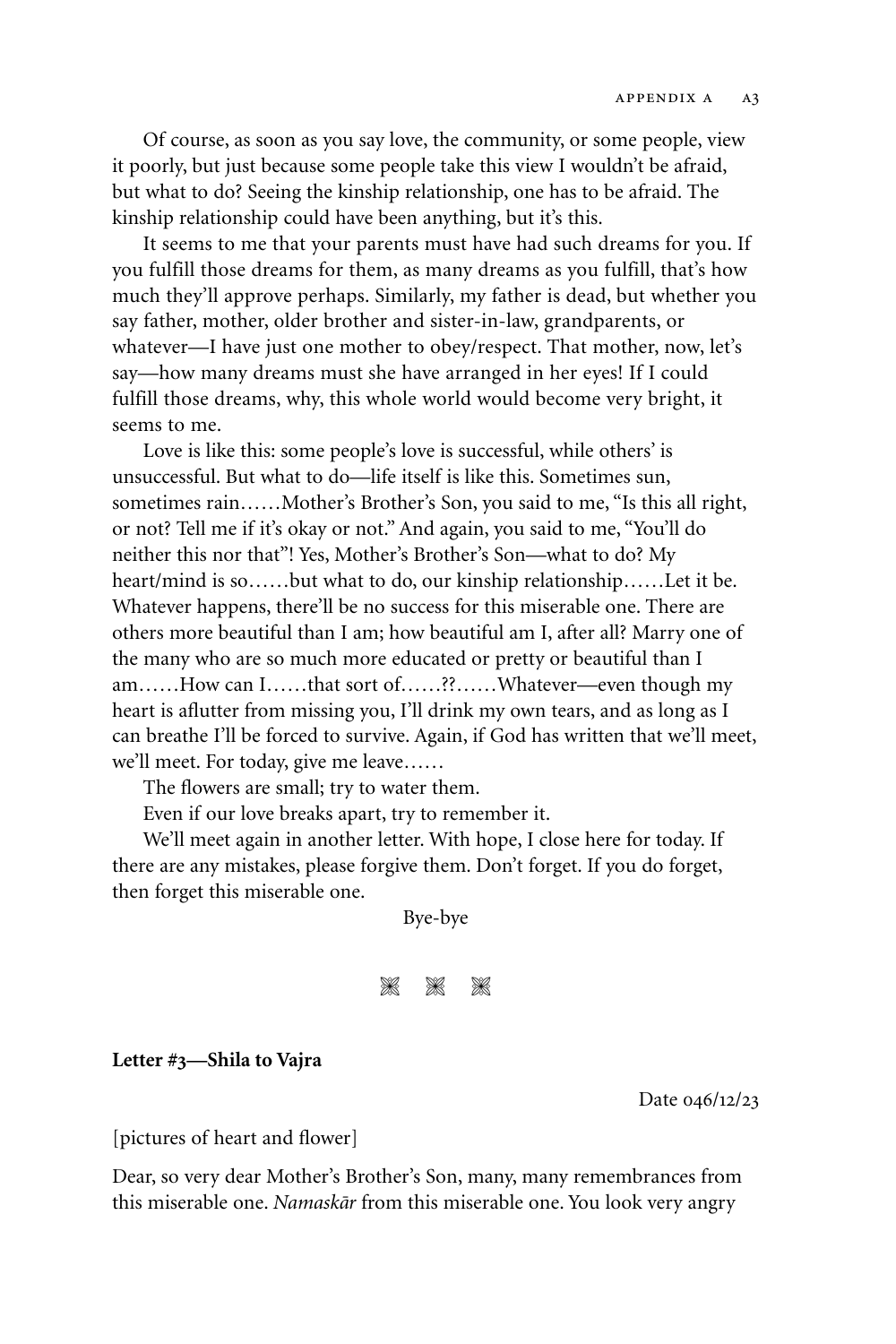Of course, as soon as you say love, the community, or some people, view it poorly, but just because some people take this view I wouldn't be afraid, but what to do? Seeing the kinship relationship, one has to be afraid. The kinship relationship could have been anything, but it's this.

It seems to me that your parents must have had such dreams for you. If you fulfill those dreams for them, as many dreams as you fulfill, that's how much they'll approve perhaps. Similarly, my father is dead, but whether you say father, mother, older brother and sister-in-law, grandparents, or whatever—I have just one mother to obey/respect. That mother, now, let's say—how many dreams must she have arranged in her eyes! If I could fulfill those dreams, why, this whole world would become very bright, it seems to me.

Love is like this: some people's love is successful, while others' is unsuccessful. But what to do—life itself is like this. Sometimes sun, sometimes rain……Mother's Brother's Son, you said to me, "Is this all right, or not? Tell me if it's okay or not." And again, you said to me, "You'll do neither this nor that"! Yes, Mother's Brother's Son—what to do? My heart/mind is so……but what to do, our kinship relationship……Let it be. Whatever happens, there'll be no success for this miserable one. There are others more beautiful than I am; how beautiful am I, after all? Marry one of the many who are so much more educated or pretty or beautiful than I am……How can I……that sort of……??……Whatever—even though my heart is aflutter from missing you, I'll drink my own tears, and as long as I can breathe I'll be forced to survive. Again, if God has written that we'll meet, we'll meet. For today, give me leave……

The flowers are small; try to water them.

Even if our love breaks apart, try to remember it.

We'll meet again in another letter. With hope, I close here for today. If there are any mistakes, please forgive them. Don't forget. If you do forget, then forget this miserable one.

Bye-bye

⁂ ⁂ ⁂

**Letter #3—Shila to Vajra**

Date 046/12/23

[pictures of heart and flower]

Dear, so very dear Mother's Brother's Son, many, many remembrances from this miserable one. *Namaskār* from this miserable one. You look very angry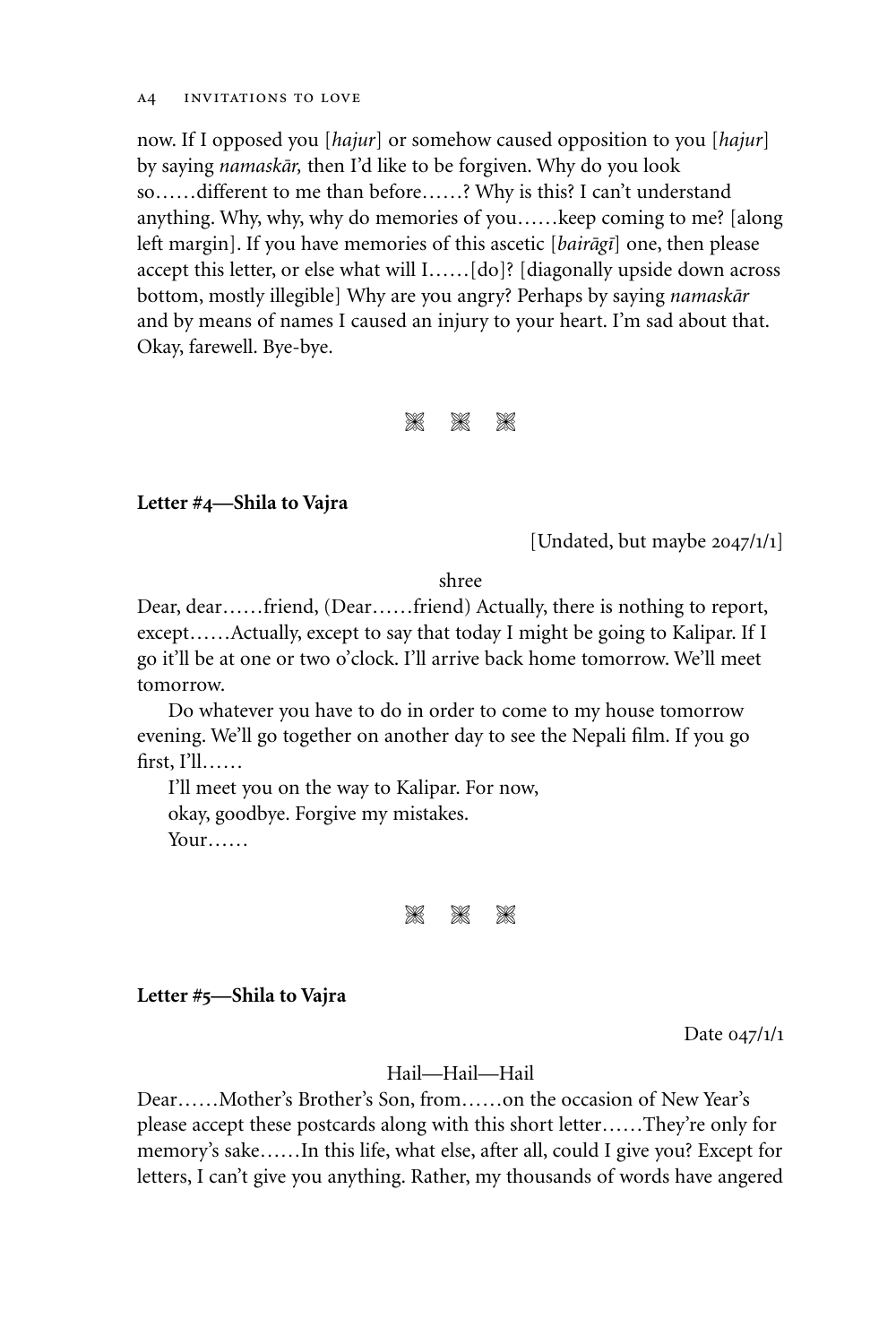now. If I opposed you [*hajur*] or somehow caused opposition to you [*hajur*] by saying *namaskār,* then I'd like to be forgiven. Why do you look so……different to me than before……? Why is this? I can't understand anything. Why, why, why do memories of you……keep coming to me? [along left margin]. If you have memories of this ascetic [*bairāgī*] one, then please accept this letter, or else what will I……[do]? [diagonally upside down across bottom, mostly illegible] Why are you angry? Perhaps by saying *namaskār* and by means of names I caused an injury to your heart. I'm sad about that. Okay, farewell. Bye-bye.

⁂ ⁂ ⁂

**Letter #4—Shila to Vajra**

[Undated, but maybe 2047/1/1]

shree

Dear, dear……friend, (Dear……friend) Actually, there is nothing to report, except……Actually, except to say that today I might be going to Kalipar. If I go it'll be at one or two o'clock. I'll arrive back home tomorrow. We'll meet tomorrow.

Do whatever you have to do in order to come to my house tomorrow evening. We'll go together on another day to see the Nepali film. If you go first, I'll……

I'll meet you on the way to Kalipar. For now,
okay, goodbye. Forgive my mistakes.
Your……

⁂ ⁂ ⁂

**Letter #5—Shila to Vajra**

Date 047/1/1

Hail—Hail—Hail

Dear……Mother's Brother's Son, from……on the occasion of New Year's please accept these postcards along with this short letter……They're only for memory's sake……In this life, what else, after all, could I give you? Except for letters, I can't give you anything. Rather, my thousands of words have angered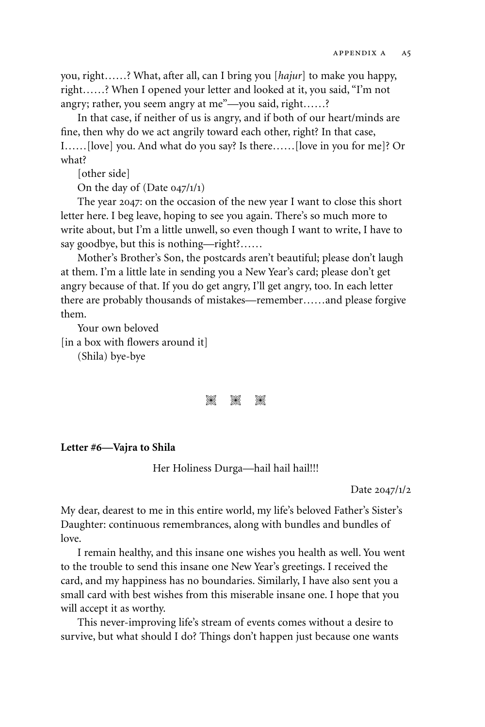you, right……? What, after all, can I bring you [*hajur*] to make you happy, right……? When I opened your letter and looked at it, you said, "I'm not angry; rather, you seem angry at me"—you said, right……?

In that case, if neither of us is angry, and if both of our heart/minds are fine, then why do we act angrily toward each other, right? In that case, I……[love] you. And what do you say? Is there……[love in you for me]? Or what?

[other side]

On the day of (Date 047/1/1)

The year 2047: on the occasion of the new year I want to close this short letter here. I beg leave, hoping to see you again. There's so much more to write about, but I'm a little unwell, so even though I want to write, I have to say goodbye, but this is nothing—right?……

Mother's Brother's Son, the postcards aren't beautiful; please don't laugh at them. I'm a little late in sending you a New Year's card; please don't get angry because of that. If you do get angry, I'll get angry, too. In each letter there are probably thousands of mistakes—remember……and please forgive them.

Your own beloved
[in a box with flowers around it]
(Shila) bye-bye

❋ ❋ ❋

**Letter #6—Vajra to Shila**

Her Holiness Durga—hail hail hail!!!

Date 2047/1/2

My dear, dearest to me in this entire world, my life's beloved Father's Sister's Daughter: continuous remembrances, along with bundles and bundles of love.

I remain healthy, and this insane one wishes you health as well. You went to the trouble to send this insane one New Year's greetings. I received the card, and my happiness has no boundaries. Similarly, I have also sent you a small card with best wishes from this miserable insane one. I hope that you will accept it as worthy.

This never-improving life's stream of events comes without a desire to survive, but what should I do? Things don't happen just because one wants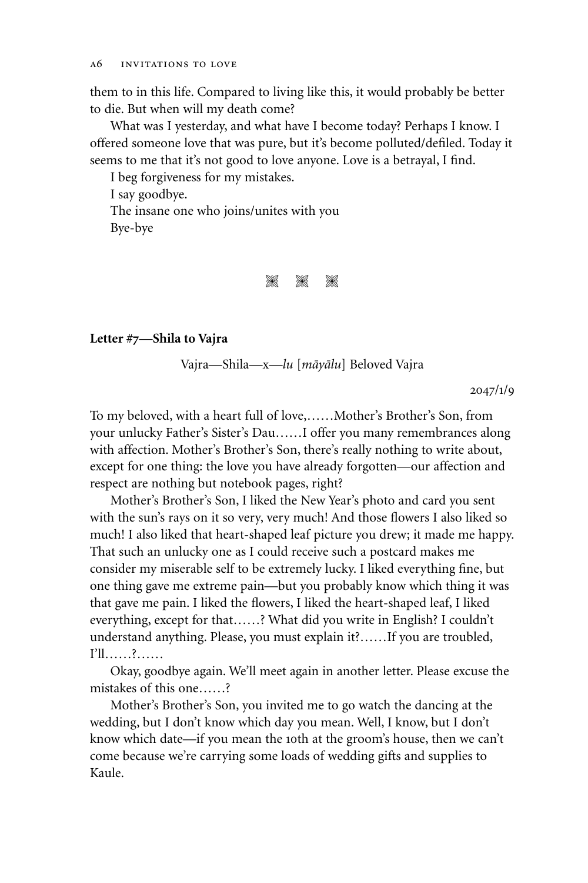them to in this life. Compared to living like this, it would probably be better to die. But when will my death come?

What was I yesterday, and what have I become today? Perhaps I know. I offered someone love that was pure, but it's become polluted/defiled. Today it seems to me that it's not good to love anyone. Love is a betrayal, I find.

I beg forgiveness for my mistakes.  
I say goodbye.  
The insane one who joins/unites with you  
Bye-bye

⁂

**Letter #7—Shila to Vajra**

Vajra—Shila—x—*lu* [*māyālu*] Beloved Vajra

2047/1/9

To my beloved, with a heart full of love,……Mother's Brother's Son, from your unlucky Father's Sister's Dau……I offer you many remembrances along with affection. Mother's Brother's Son, there's really nothing to write about, except for one thing: the love you have already forgotten—our affection and respect are nothing but notebook pages, right?

Mother's Brother's Son, I liked the New Year's photo and card you sent with the sun's rays on it so very, very much! And those flowers I also liked so much! I also liked that heart-shaped leaf picture you drew; it made me happy. That such an unlucky one as I could receive such a postcard makes me consider my miserable self to be extremely lucky. I liked everything fine, but one thing gave me extreme pain—but you probably know which thing it was that gave me pain. I liked the flowers, I liked the heart-shaped leaf, I liked everything, except for that……? What did you write in English? I couldn't understand anything. Please, you must explain it?……If you are troubled, I'll……?……

Okay, goodbye again. We'll meet again in another letter. Please excuse the mistakes of this one……?

Mother's Brother's Son, you invited me to go watch the dancing at the wedding, but I don't know which day you mean. Well, I know, but I don't know which date—if you mean the 10th at the groom's house, then we can't come because we're carrying some loads of wedding gifts and supplies to Kaule.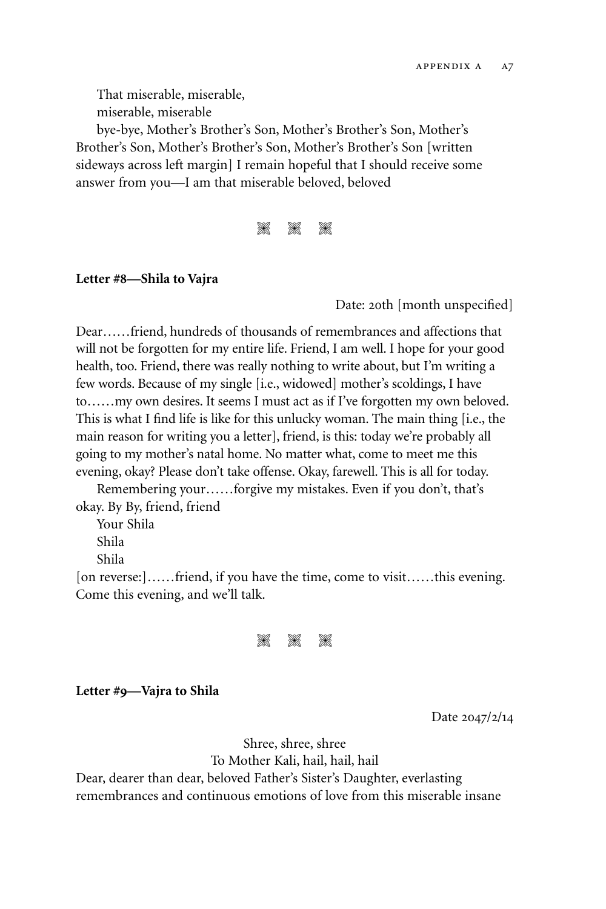That miserable, miserable,
miserable, miserable

bye-bye, Mother's Brother's Son, Mother's Brother's Son, Mother's Brother's Son, Mother's Brother's Son, Mother's Brother's Son [written sideways across left margin] I remain hopeful that I should receive some answer from you—I am that miserable beloved, beloved

❋ ❋ ❋

**Letter #8—Shila to Vajra**

Date: 20th [month unspecified]

Dear……friend, hundreds of thousands of remembrances and affections that will not be forgotten for my entire life. Friend, I am well. I hope for your good health, too. Friend, there was really nothing to write about, but I'm writing a few words. Because of my single [i.e., widowed] mother's scoldings, I have to……my own desires. It seems I must act as if I've forgotten my own beloved. This is what I find life is like for this unlucky woman. The main thing [i.e., the main reason for writing you a letter], friend, is this: today we're probably all going to my mother's natal home. No matter what, come to meet me this evening, okay? Please don't take offense. Okay, farewell. This is all for today.

Remembering your……forgive my mistakes. Even if you don't, that's okay. By By, friend, friend

Your Shila
Shila
Shila

[on reverse:]……friend, if you have the time, come to visit……this evening. Come this evening, and we'll talk.

❋ ❋ ❋

**Letter #9—Vajra to Shila**

Date 2047/2/14

Shree, shree, shree
To Mother Kali, hail, hail, hail

Dear, dearer than dear, beloved Father's Sister's Daughter, everlasting remembrances and continuous emotions of love from this miserable insane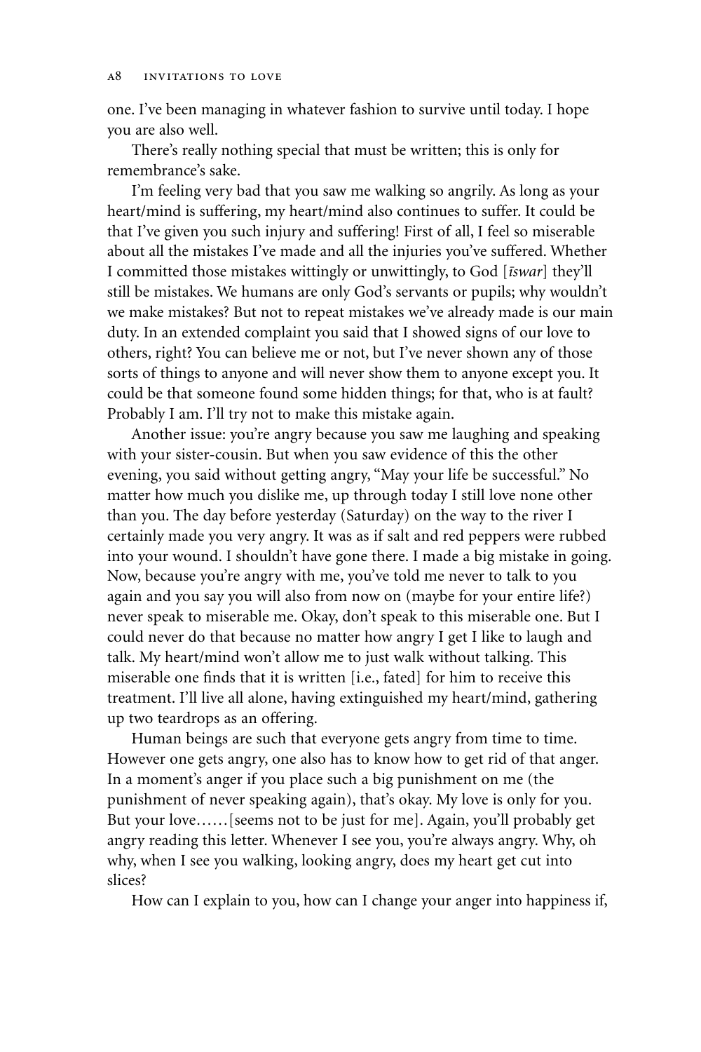one. I've been managing in whatever fashion to survive until today. I hope you are also well.

There's really nothing special that must be written; this is only for remembrance's sake.

I'm feeling very bad that you saw me walking so angrily. As long as your heart/mind is suffering, my heart/mind also continues to suffer. It could be that I've given you such injury and suffering! First of all, I feel so miserable about all the mistakes I've made and all the injuries you've suffered. Whether I committed those mistakes wittingly or unwittingly, to God [*īswar*] they'll still be mistakes. We humans are only God's servants or pupils; why wouldn't we make mistakes? But not to repeat mistakes we've already made is our main duty. In an extended complaint you said that I showed signs of our love to others, right? You can believe me or not, but I've never shown any of those sorts of things to anyone and will never show them to anyone except you. It could be that someone found some hidden things; for that, who is at fault? Probably I am. I'll try not to make this mistake again.

Another issue: you're angry because you saw me laughing and speaking with your sister-cousin. But when you saw evidence of this the other evening, you said without getting angry, "May your life be successful." No matter how much you dislike me, up through today I still love none other than you. The day before yesterday (Saturday) on the way to the river I certainly made you very angry. It was as if salt and red peppers were rubbed into your wound. I shouldn't have gone there. I made a big mistake in going. Now, because you're angry with me, you've told me never to talk to you again and you say you will also from now on (maybe for your entire life?) never speak to miserable me. Okay, don't speak to this miserable one. But I could never do that because no matter how angry I get I like to laugh and talk. My heart/mind won't allow me to just walk without talking. This miserable one finds that it is written [i.e., fated] for him to receive this treatment. I'll live all alone, having extinguished my heart/mind, gathering up two teardrops as an offering.

Human beings are such that everyone gets angry from time to time. However one gets angry, one also has to know how to get rid of that anger. In a moment's anger if you place such a big punishment on me (the punishment of never speaking again), that's okay. My love is only for you. But your love……[seems not to be just for me]. Again, you'll probably get angry reading this letter. Whenever I see you, you're always angry. Why, oh why, when I see you walking, looking angry, does my heart get cut into slices?

How can I explain to you, how can I change your anger into happiness if,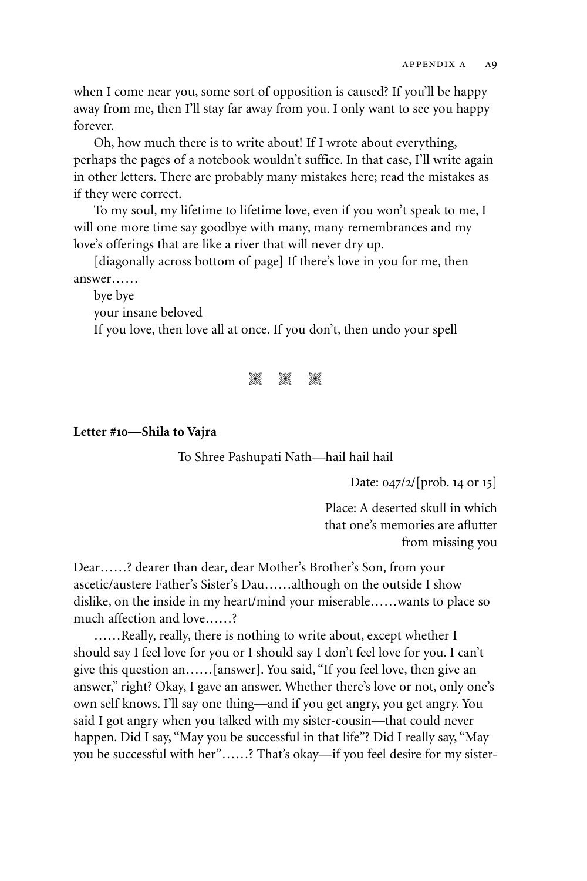when I come near you, some sort of opposition is caused? If you'll be happy away from me, then I'll stay far away from you. I only want to see you happy forever.

Oh, how much there is to write about! If I wrote about everything, perhaps the pages of a notebook wouldn't suffice. In that case, I'll write again in other letters. There are probably many mistakes here; read the mistakes as if they were correct.

To my soul, my lifetime to lifetime love, even if you won't speak to me, I will one more time say goodbye with many, many remembrances and my love's offerings that are like a river that will never dry up.

[diagonally across bottom of page] If there's love in you for me, then answer……

bye bye

your insane beloved

If you love, then love all at once. If you don't, then undo your spell

⁂

**Letter #10—Shila to Vajra**

To Shree Pashupati Nath—hail hail hail

Date: 047/2/[prob. 14 or 15]

Place: A deserted skull in which that one's memories are aflutter from missing you

Dear……? dearer than dear, dear Mother's Brother's Son, from your ascetic/austere Father's Sister's Dau……although on the outside I show dislike, on the inside in my heart/mind your miserable……wants to place so much affection and love……?

……Really, really, there is nothing to write about, except whether I should say I feel love for you or I should say I don't feel love for you. I can't give this question an……[answer]. You said, "If you feel love, then give an answer," right? Okay, I gave an answer. Whether there's love or not, only one's own self knows. I'll say one thing—and if you get angry, you get angry. You said I got angry when you talked with my sister-cousin—that could never happen. Did I say, "May you be successful in that life"? Did I really say, "May you be successful with her"……? That's okay—if you feel desire for my sister-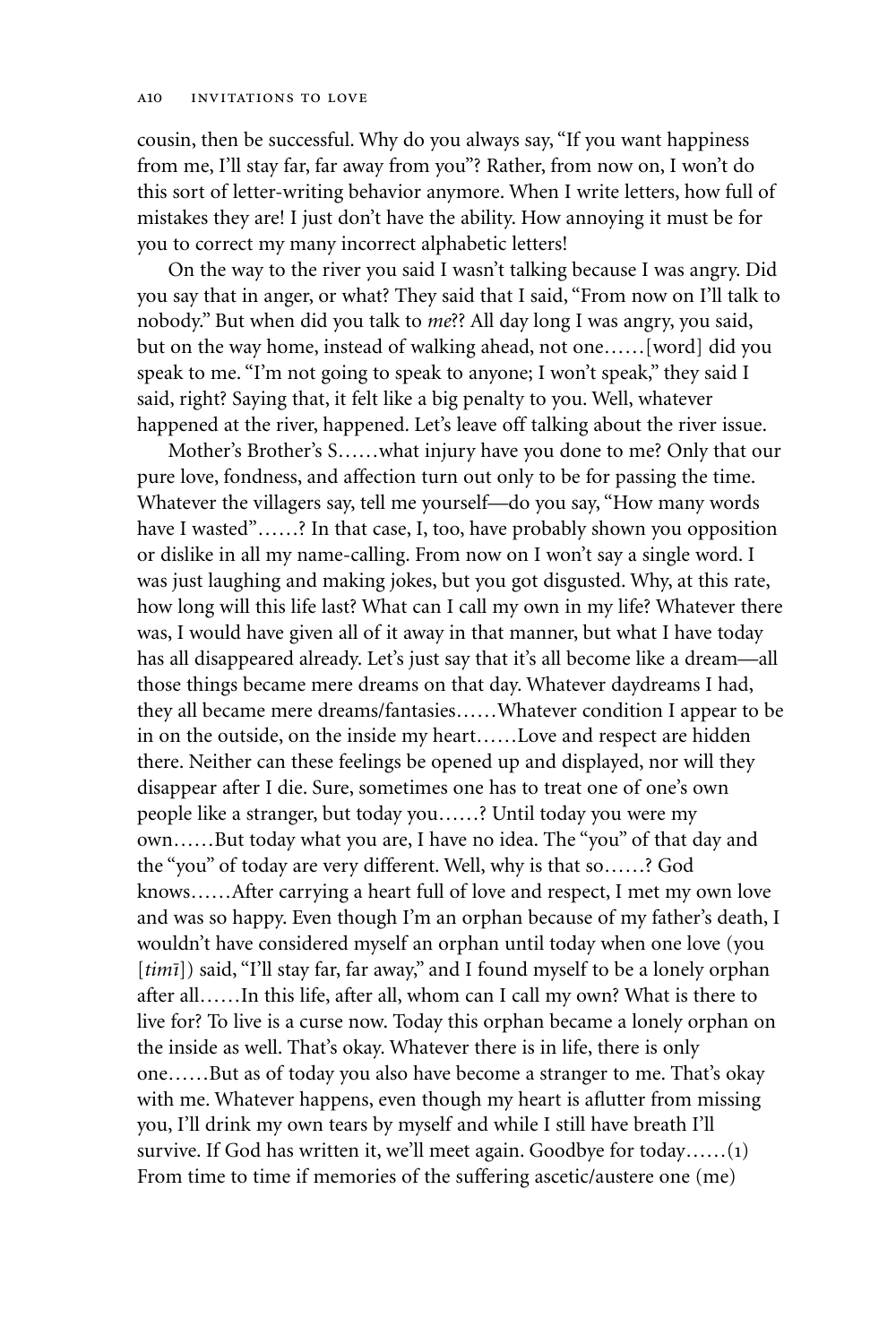cousin, then be successful. Why do you always say, "If you want happiness from me, I'll stay far, far away from you"? Rather, from now on, I won't do this sort of letter-writing behavior anymore. When I write letters, how full of mistakes they are! I just don't have the ability. How annoying it must be for you to correct my many incorrect alphabetic letters!

On the way to the river you said I wasn't talking because I was angry. Did you say that in anger, or what? They said that I said, "From now on I'll talk to nobody." But when did you talk to *me*?? All day long I was angry, you said, but on the way home, instead of walking ahead, not one……[word] did you speak to me. "I'm not going to speak to anyone; I won't speak," they said I said, right? Saying that, it felt like a big penalty to you. Well, whatever happened at the river, happened. Let's leave off talking about the river issue.

Mother's Brother's S……what injury have you done to me? Only that our pure love, fondness, and affection turn out only to be for passing the time. Whatever the villagers say, tell me yourself—do you say, "How many words have I wasted"……? In that case, I, too, have probably shown you opposition or dislike in all my name-calling. From now on I won't say a single word. I was just laughing and making jokes, but you got disgusted. Why, at this rate, how long will this life last? What can I call my own in my life? Whatever there was, I would have given all of it away in that manner, but what I have today has all disappeared already. Let's just say that it's all become like a dream—all those things became mere dreams on that day. Whatever daydreams I had, they all became mere dreams/fantasies……Whatever condition I appear to be in on the outside, on the inside my heart……Love and respect are hidden there. Neither can these feelings be opened up and displayed, nor will they disappear after I die. Sure, sometimes one has to treat one of one's own people like a stranger, but today you……? Until today you were my own……But today what you are, I have no idea. The "you" of that day and the "you" of today are very different. Well, why is that so……? God knows……After carrying a heart full of love and respect, I met my own love and was so happy. Even though I'm an orphan because of my father's death, I wouldn't have considered myself an orphan until today when one love (you [*timī*]) said, "I'll stay far, far away," and I found myself to be a lonely orphan after all……In this life, after all, whom can I call my own? What is there to live for? To live is a curse now. Today this orphan became a lonely orphan on the inside as well. That's okay. Whatever there is in life, there is only one……But as of today you also have become a stranger to me. That's okay with me. Whatever happens, even though my heart is aflutter from missing you, I'll drink my own tears by myself and while I still have breath I'll survive. If God has written it, we'll meet again. Goodbye for today……(1) From time to time if memories of the suffering ascetic/austere one (me)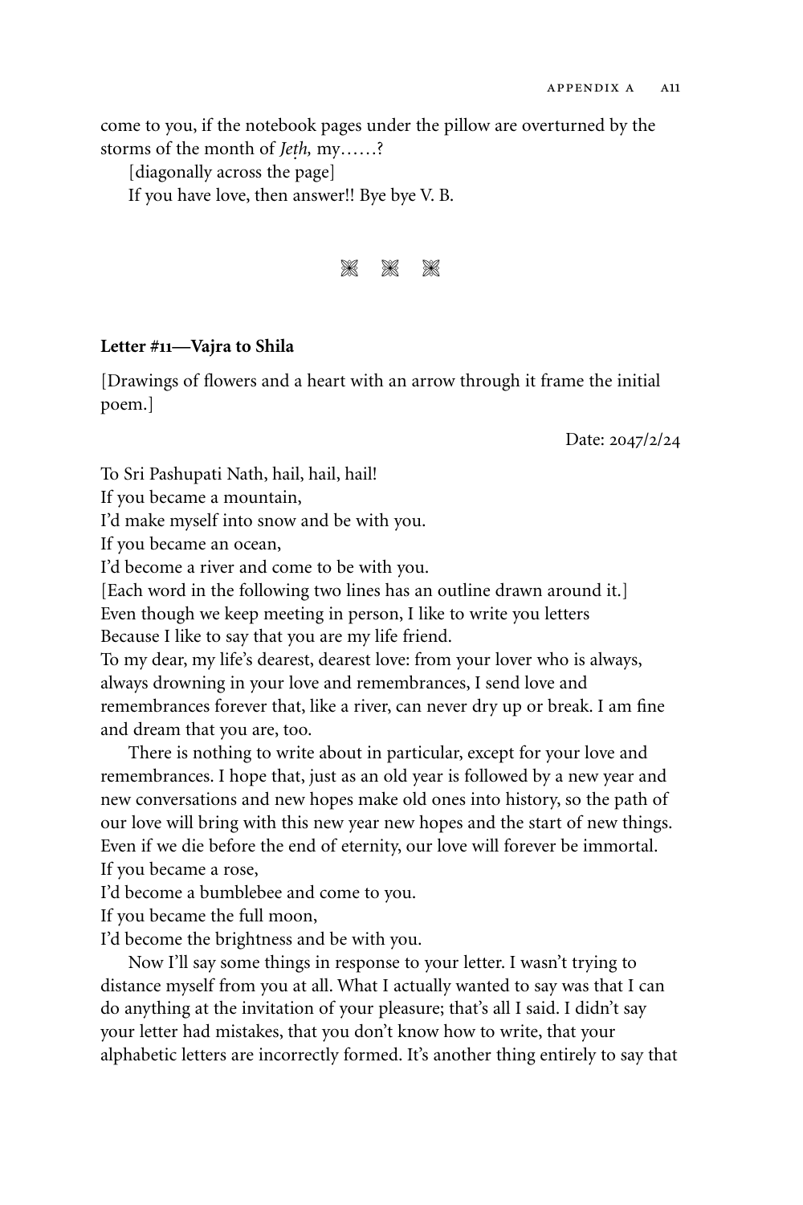come to you, if the notebook pages under the pillow are overturned by the storms of the month of *Jeṭh,* my……?

[diagonally across the page]

If you have love, then answer!! Bye bye V. B.

⁂

**Letter #11—Vajra to Shila**

[Drawings of flowers and a heart with an arrow through it frame the initial poem.]

Date: 2047/2/24

To Sri Pashupati Nath, hail, hail, hail!
If you became a mountain,
I'd make myself into snow and be with you.
If you became an ocean,
I'd become a river and come to be with you.
[Each word in the following two lines has an outline drawn around it.]
Even though we keep meeting in person, I like to write you letters
Because I like to say that you are my life friend.
To my dear, my life's dearest, dearest love: from your lover who is always, always drowning in your love and remembrances, I send love and remembrances forever that, like a river, can never dry up or break. I am fine and dream that you are, too.

There is nothing to write about in particular, except for your love and remembrances. I hope that, just as an old year is followed by a new year and new conversations and new hopes make old ones into history, so the path of our love will bring with this new year new hopes and the start of new things. Even if we die before the end of eternity, our love will forever be immortal.
If you became a rose,
I'd become a bumblebee and come to you.
If you became the full moon,
I'd become the brightness and be with you.

Now I'll say some things in response to your letter. I wasn't trying to distance myself from you at all. What I actually wanted to say was that I can do anything at the invitation of your pleasure; that's all I said. I didn't say your letter had mistakes, that you don't know how to write, that your alphabetic letters are incorrectly formed. It's another thing entirely to say that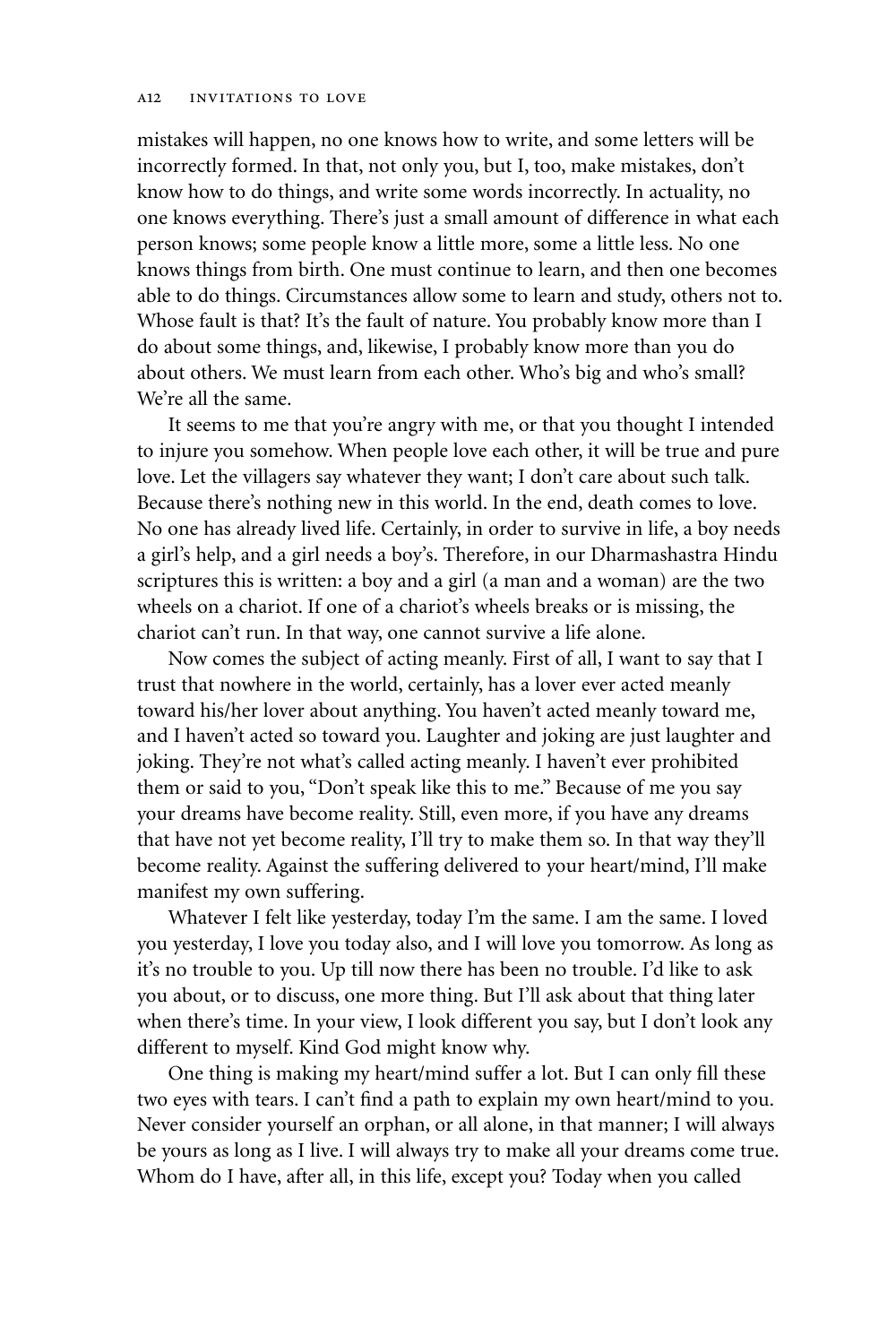mistakes will happen, no one knows how to write, and some letters will be incorrectly formed. In that, not only you, but I, too, make mistakes, don't know how to do things, and write some words incorrectly. In actuality, no one knows everything. There's just a small amount of difference in what each person knows; some people know a little more, some a little less. No one knows things from birth. One must continue to learn, and then one becomes able to do things. Circumstances allow some to learn and study, others not to. Whose fault is that? It's the fault of nature. You probably know more than I do about some things, and, likewise, I probably know more than you do about others. We must learn from each other. Who's big and who's small? We're all the same.

It seems to me that you're angry with me, or that you thought I intended to injure you somehow. When people love each other, it will be true and pure love. Let the villagers say whatever they want; I don't care about such talk. Because there's nothing new in this world. In the end, death comes to love. No one has already lived life. Certainly, in order to survive in life, a boy needs a girl's help, and a girl needs a boy's. Therefore, in our Dharmashastra Hindu scriptures this is written: a boy and a girl (a man and a woman) are the two wheels on a chariot. If one of a chariot's wheels breaks or is missing, the chariot can't run. In that way, one cannot survive a life alone.

Now comes the subject of acting meanly. First of all, I want to say that I trust that nowhere in the world, certainly, has a lover ever acted meanly toward his/her lover about anything. You haven't acted meanly toward me, and I haven't acted so toward you. Laughter and joking are just laughter and joking. They're not what's called acting meanly. I haven't ever prohibited them or said to you, "Don't speak like this to me." Because of me you say your dreams have become reality. Still, even more, if you have any dreams that have not yet become reality, I'll try to make them so. In that way they'll become reality. Against the suffering delivered to your heart/mind, I'll make manifest my own suffering.

Whatever I felt like yesterday, today I'm the same. I am the same. I loved you yesterday, I love you today also, and I will love you tomorrow. As long as it's no trouble to you. Up till now there has been no trouble. I'd like to ask you about, or to discuss, one more thing. But I'll ask about that thing later when there's time. In your view, I look different you say, but I don't look any different to myself. Kind God might know why.

One thing is making my heart/mind suffer a lot. But I can only fill these two eyes with tears. I can't find a path to explain my own heart/mind to you. Never consider yourself an orphan, or all alone, in that manner; I will always be yours as long as I live. I will always try to make all your dreams come true. Whom do I have, after all, in this life, except you? Today when you called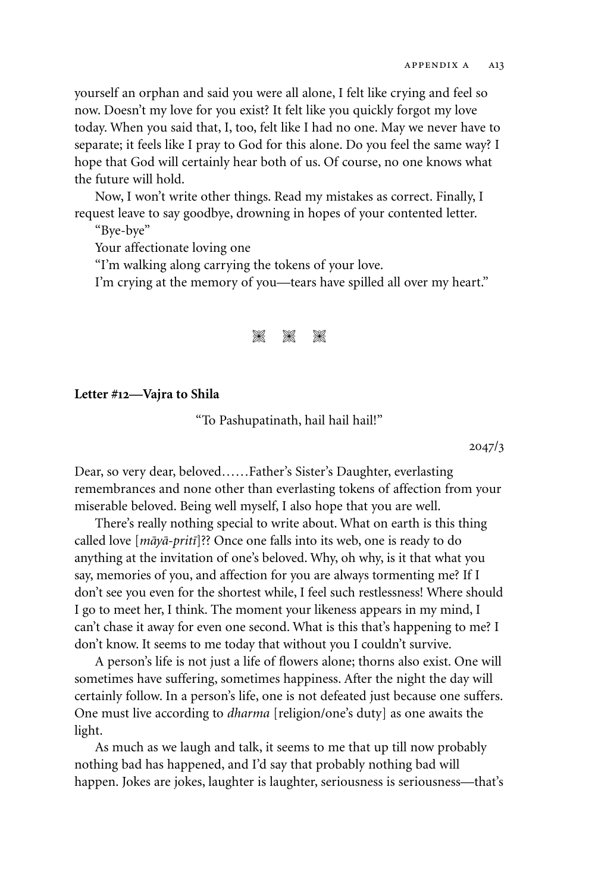yourself an orphan and said you were all alone, I felt like crying and feel so now. Doesn't my love for you exist? It felt like you quickly forgot my love today. When you said that, I, too, felt like I had no one. May we never have to separate; it feels like I pray to God for this alone. Do you feel the same way? I hope that God will certainly hear both of us. Of course, no one knows what the future will hold.

Now, I won't write other things. Read my mistakes as correct. Finally, I request leave to say goodbye, drowning in hopes of your contented letter.

"Bye-bye"

Your affectionate loving one

"I'm walking along carrying the tokens of your love.

I'm crying at the memory of you—tears have spilled all over my heart."

❋ ❋ ❋

**Letter #12—Vajra to Shila**

"To Pashupatinath, hail hail hail!"

2047/3

Dear, so very dear, beloved……Father's Sister's Daughter, everlasting remembrances and none other than everlasting tokens of affection from your miserable beloved. Being well myself, I also hope that you are well.

There's really nothing special to write about. What on earth is this thing called love [*māyā-prītī*]?? Once one falls into its web, one is ready to do anything at the invitation of one's beloved. Why, oh why, is it that what you say, memories of you, and affection for you are always tormenting me? If I don't see you even for the shortest while, I feel such restlessness! Where should I go to meet her, I think. The moment your likeness appears in my mind, I can't chase it away for even one second. What is this that's happening to me? I don't know. It seems to me today that without you I couldn't survive.

A person's life is not just a life of flowers alone; thorns also exist. One will sometimes have suffering, sometimes happiness. After the night the day will certainly follow. In a person's life, one is not defeated just because one suffers. One must live according to *dharma* [religion/one's duty] as one awaits the light.

As much as we laugh and talk, it seems to me that up till now probably nothing bad has happened, and I'd say that probably nothing bad will happen. Jokes are jokes, laughter is laughter, seriousness is seriousness—that's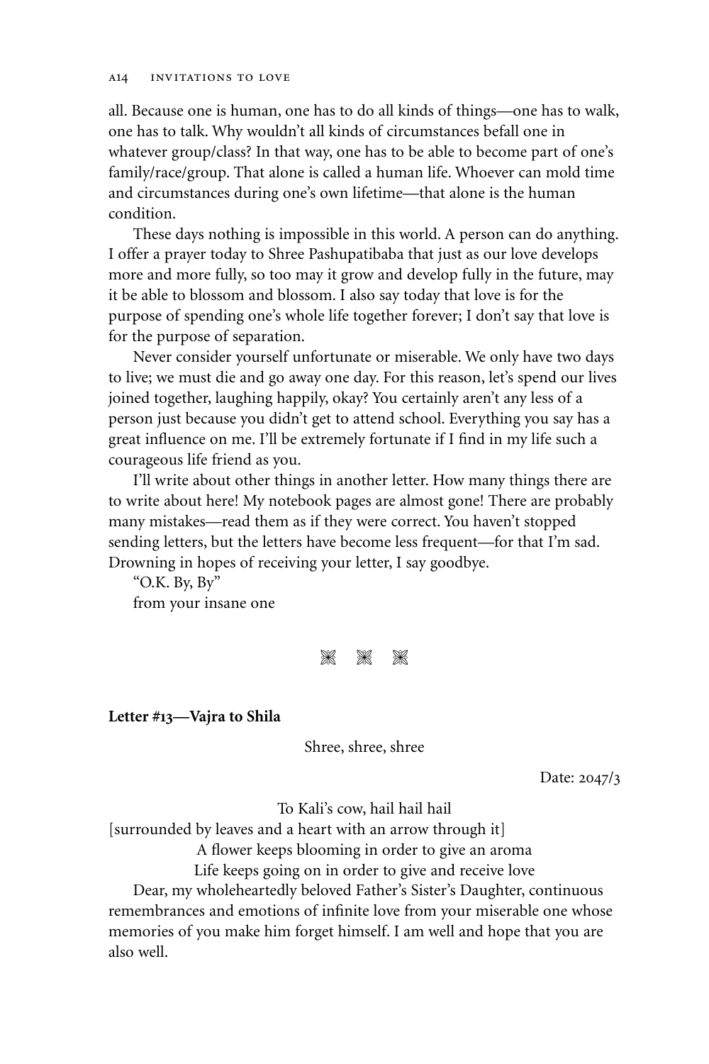all. Because one is human, one has to do all kinds of things—one has to walk, one has to talk. Why wouldn't all kinds of circumstances befall one in whatever group/class? In that way, one has to be able to become part of one's family/race/group. That alone is called a human life. Whoever can mold time and circumstances during one's own lifetime—that alone is the human condition.

These days nothing is impossible in this world. A person can do anything. I offer a prayer today to Shree Pashupatibaba that just as our love develops more and more fully, so too may it grow and develop fully in the future, may it be able to blossom and blossom. I also say today that love is for the purpose of spending one's whole life together forever; I don't say that love is for the purpose of separation.

Never consider yourself unfortunate or miserable. We only have two days to live; we must die and go away one day. For this reason, let's spend our lives joined together, laughing happily, okay? You certainly aren't any less of a person just because you didn't get to attend school. Everything you say has a great influence on me. I'll be extremely fortunate if I find in my life such a courageous life friend as you.

I'll write about other things in another letter. How many things there are to write about here! My notebook pages are almost gone! There are probably many mistakes—read them as if they were correct. You haven't stopped sending letters, but the letters have become less frequent—for that I'm sad. Drowning in hopes of receiving your letter, I say goodbye.

"O.K. By, By"
from your insane one

❋ ❋ ❋

**Letter #13—Vajra to Shila**

Shree, shree, shree

Date: 2047/3

To Kali's cow, hail hail hail
[surrounded by leaves and a heart with an arrow through it]
A flower keeps blooming in order to give an aroma
Life keeps going on in order to give and receive love

Dear, my wholeheartedly beloved Father's Sister's Daughter, continuous remembrances and emotions of infinite love from your miserable one whose memories of you make him forget himself. I am well and hope that you are also well.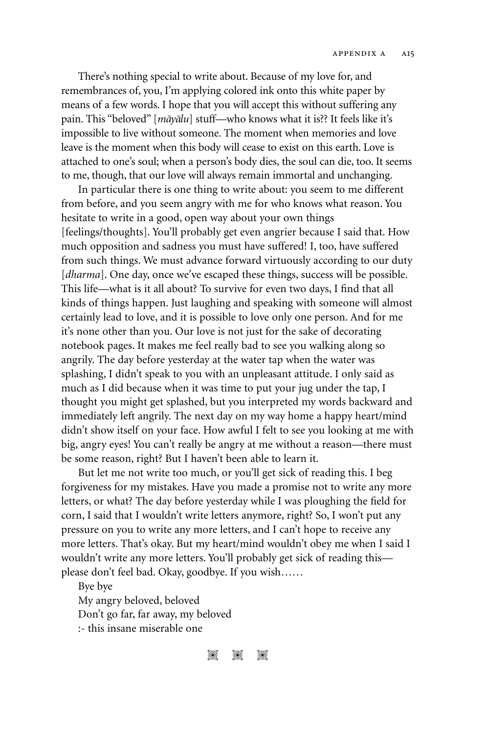There's nothing special to write about. Because of my love for, and remembrances of, you, I'm applying colored ink onto this white paper by means of a few words. I hope that you will accept this without suffering any pain. This "beloved" [*māyālu*] stuff—who knows what it is?? It feels like it's impossible to live without someone. The moment when memories and love leave is the moment when this body will cease to exist on this earth. Love is attached to one's soul; when a person's body dies, the soul can die, too. It seems to me, though, that our love will always remain immortal and unchanging.

In particular there is one thing to write about: you seem to me different from before, and you seem angry with me for who knows what reason. You hesitate to write in a good, open way about your own things [feelings/thoughts]. You'll probably get even angrier because I said that. How much opposition and sadness you must have suffered! I, too, have suffered from such things. We must advance forward virtuously according to our duty [*dharma*]. One day, once we've escaped these things, success will be possible. This life—what is it all about? To survive for even two days, I find that all kinds of things happen. Just laughing and speaking with someone will almost certainly lead to love, and it is possible to love only one person. And for me it's none other than you. Our love is not just for the sake of decorating notebook pages. It makes me feel really bad to see you walking along so angrily. The day before yesterday at the water tap when the water was splashing, I didn't speak to you with an unpleasant attitude. I only said as much as I did because when it was time to put your jug under the tap, I thought you might get splashed, but you interpreted my words backward and immediately left angrily. The next day on my way home a happy heart/mind didn't show itself on your face. How awful I felt to see you looking at me with big, angry eyes! You can't really be angry at me without a reason—there must be some reason, right? But I haven't been able to learn it.

But let me not write too much, or you'll get sick of reading this. I beg forgiveness for my mistakes. Have you made a promise not to write any more letters, or what? The day before yesterday while I was ploughing the field for corn, I said that I wouldn't write letters anymore, right? So, I won't put any pressure on you to write any more letters, and I can't hope to receive any more letters. That's okay. But my heart/mind wouldn't obey me when I said I wouldn't write any more letters. You'll probably get sick of reading this—please don't feel bad. Okay, goodbye. If you wish……

Bye bye  
My angry beloved, beloved  
Don't go far, far away, my beloved  
:- this insane miserable one

⁂ ⁂ ⁂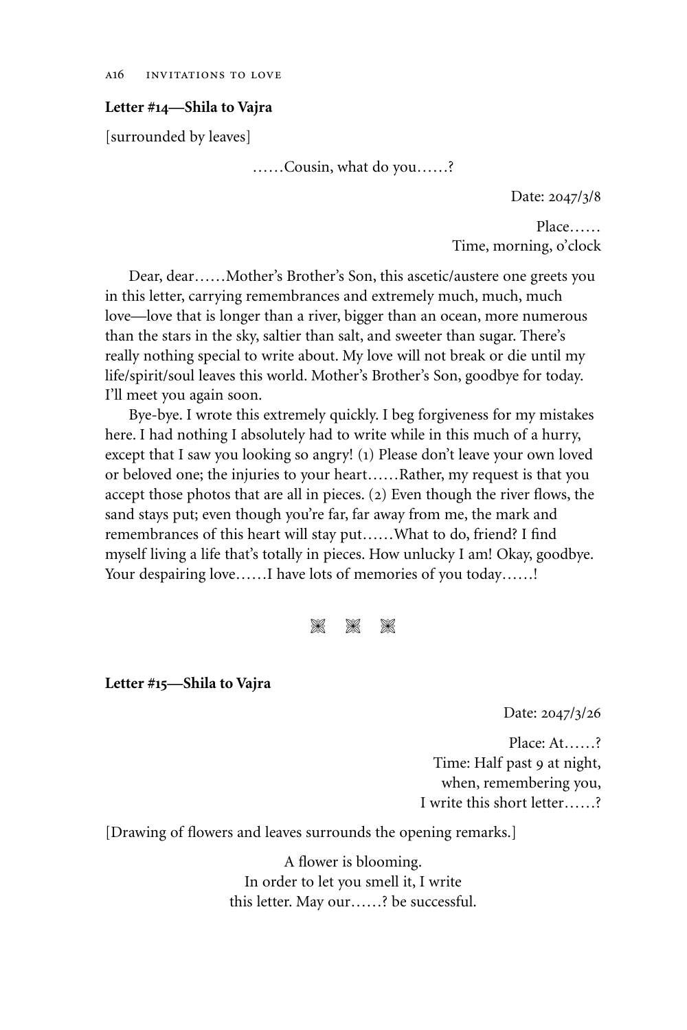**Letter #14—Shila to Vajra**

[surrounded by leaves]

……Cousin, what do you……?

Date: 2047/3/8

Place……
Time, morning, o'clock

Dear, dear……Mother's Brother's Son, this ascetic/austere one greets you in this letter, carrying remembrances and extremely much, much, much love—love that is longer than a river, bigger than an ocean, more numerous than the stars in the sky, saltier than salt, and sweeter than sugar. There's really nothing special to write about. My love will not break or die until my life/spirit/soul leaves this world. Mother's Brother's Son, goodbye for today. I'll meet you again soon.

Bye-bye. I wrote this extremely quickly. I beg forgiveness for my mistakes here. I had nothing I absolutely had to write while in this much of a hurry, except that I saw you looking so angry! (1) Please don't leave your own loved or beloved one; the injuries to your heart……Rather, my request is that you accept those photos that are all in pieces. (2) Even though the river flows, the sand stays put; even though you're far, far away from me, the mark and remembrances of this heart will stay put……What to do, friend? I find myself living a life that's totally in pieces. How unlucky I am! Okay, goodbye. Your despairing love……I have lots of memories of you today……!

---

**Letter #15—Shila to Vajra**

Date: 2047/3/26

Place: At……?
Time: Half past 9 at night,
when, remembering you,
I write this short letter……?

[Drawing of flowers and leaves surrounds the opening remarks.]

A flower is blooming.
In order to let you smell it, I write
this letter. May our……? be successful.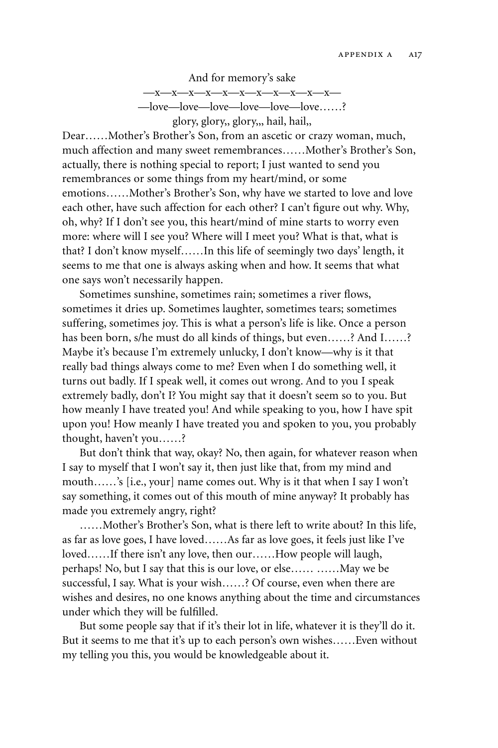And for memory's sake

—x—x—x—x—x—x—x—x—x—x—x—

—love—love—love—love—love—love……?

glory, glory,, glory,,, hail, hail,,

Dear……Mother's Brother's Son, from an ascetic or crazy woman, much, much affection and many sweet remembrances……Mother's Brother's Son, actually, there is nothing special to report; I just wanted to send you remembrances or some things from my heart/mind, or some emotions……Mother's Brother's Son, why have we started to love and love each other, have such affection for each other? I can't figure out why. Why, oh, why? If I don't see you, this heart/mind of mine starts to worry even more: where will I see you? Where will I meet you? What is that, what is that? I don't know myself……In this life of seemingly two days' length, it seems to me that one is always asking when and how. It seems that what one says won't necessarily happen.

Sometimes sunshine, sometimes rain; sometimes a river flows, sometimes it dries up. Sometimes laughter, sometimes tears; sometimes suffering, sometimes joy. This is what a person's life is like. Once a person has been born, s/he must do all kinds of things, but even……? And I……? Maybe it's because I'm extremely unlucky, I don't know—why is it that really bad things always come to me? Even when I do something well, it turns out badly. If I speak well, it comes out wrong. And to you I speak extremely badly, don't I? You might say that it doesn't seem so to you. But how meanly I have treated you! And while speaking to you, how I have spit upon you! How meanly I have treated you and spoken to you, you probably thought, haven't you……?

But don't think that way, okay? No, then again, for whatever reason when I say to myself that I won't say it, then just like that, from my mind and mouth……'s [i.e., your] name comes out. Why is it that when I say I won't say something, it comes out of this mouth of mine anyway? It probably has made you extremely angry, right?

……Mother's Brother's Son, what is there left to write about? In this life, as far as love goes, I have loved……As far as love goes, it feels just like I've loved……If there isn't any love, then our……How people will laugh, perhaps! No, but I say that this is our love, or else…… ……May we be successful, I say. What is your wish……? Of course, even when there are wishes and desires, no one knows anything about the time and circumstances under which they will be fulfilled.

But some people say that if it's their lot in life, whatever it is they'll do it. But it seems to me that it's up to each person's own wishes……Even without my telling you this, you would be knowledgeable about it.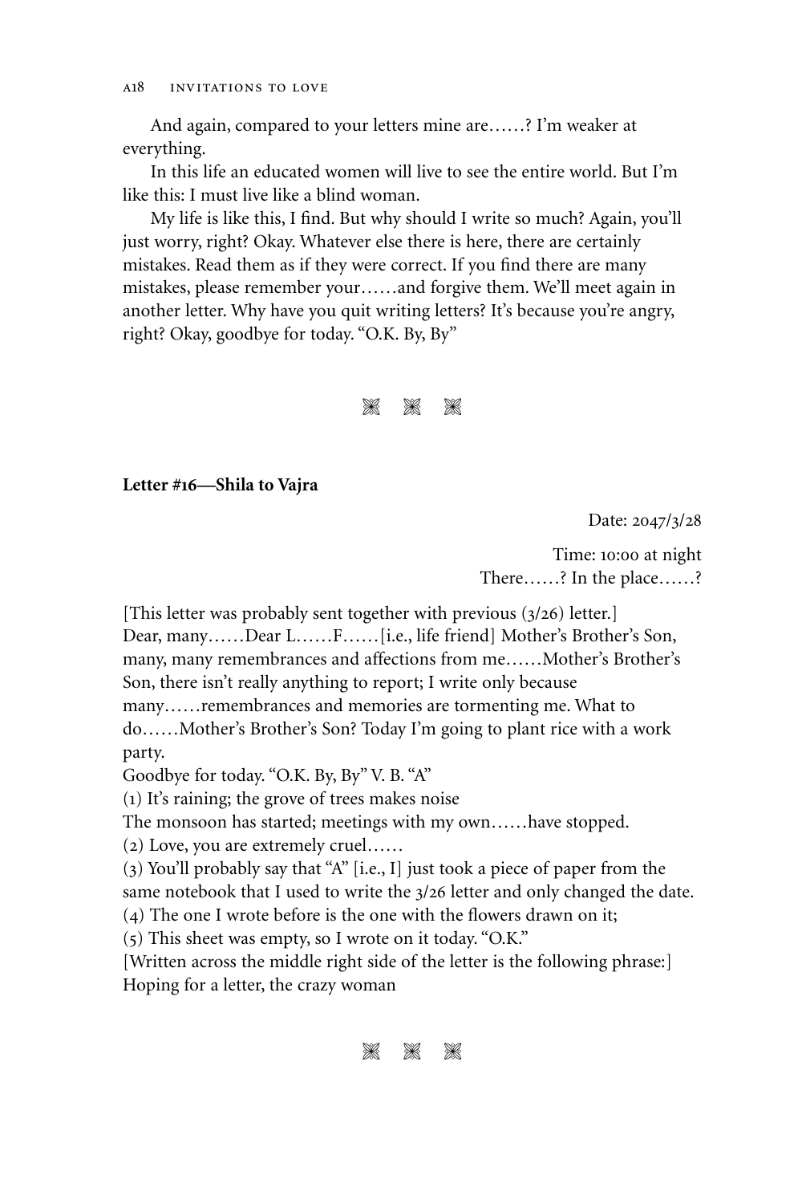And again, compared to your letters mine are……? I'm weaker at everything.

In this life an educated women will live to see the entire world. But I'm like this: I must live like a blind woman.

My life is like this, I find. But why should I write so much? Again, you'll just worry, right? Okay. Whatever else there is here, there are certainly mistakes. Read them as if they were correct. If you find there are many mistakes, please remember your……and forgive them. We'll meet again in another letter. Why have you quit writing letters? It's because you're angry, right? Okay, goodbye for today. "O.K. By, By"

⁂

**Letter #16—Shila to Vajra**

Date: 2047/3/28

Time: 10:00 at night
There……? In the place……?

[This letter was probably sent together with previous (3/26) letter.]
Dear, many……Dear L……F……[i.e., life friend] Mother's Brother's Son, many, many remembrances and affections from me……Mother's Brother's Son, there isn't really anything to report; I write only because many……remembrances and memories are tormenting me. What to do……Mother's Brother's Son? Today I'm going to plant rice with a work party.
Goodbye for today. "O.K. By, By" V. B. "A"
(1) It's raining; the grove of trees makes noise
The monsoon has started; meetings with my own……have stopped.
(2) Love, you are extremely cruel……
(3) You'll probably say that "A" [i.e., I] just took a piece of paper from the same notebook that I used to write the 3/26 letter and only changed the date.
(4) The one I wrote before is the one with the flowers drawn on it;
(5) This sheet was empty, so I wrote on it today. "O.K."
[Written across the middle right side of the letter is the following phrase:]
Hoping for a letter, the crazy woman

⁂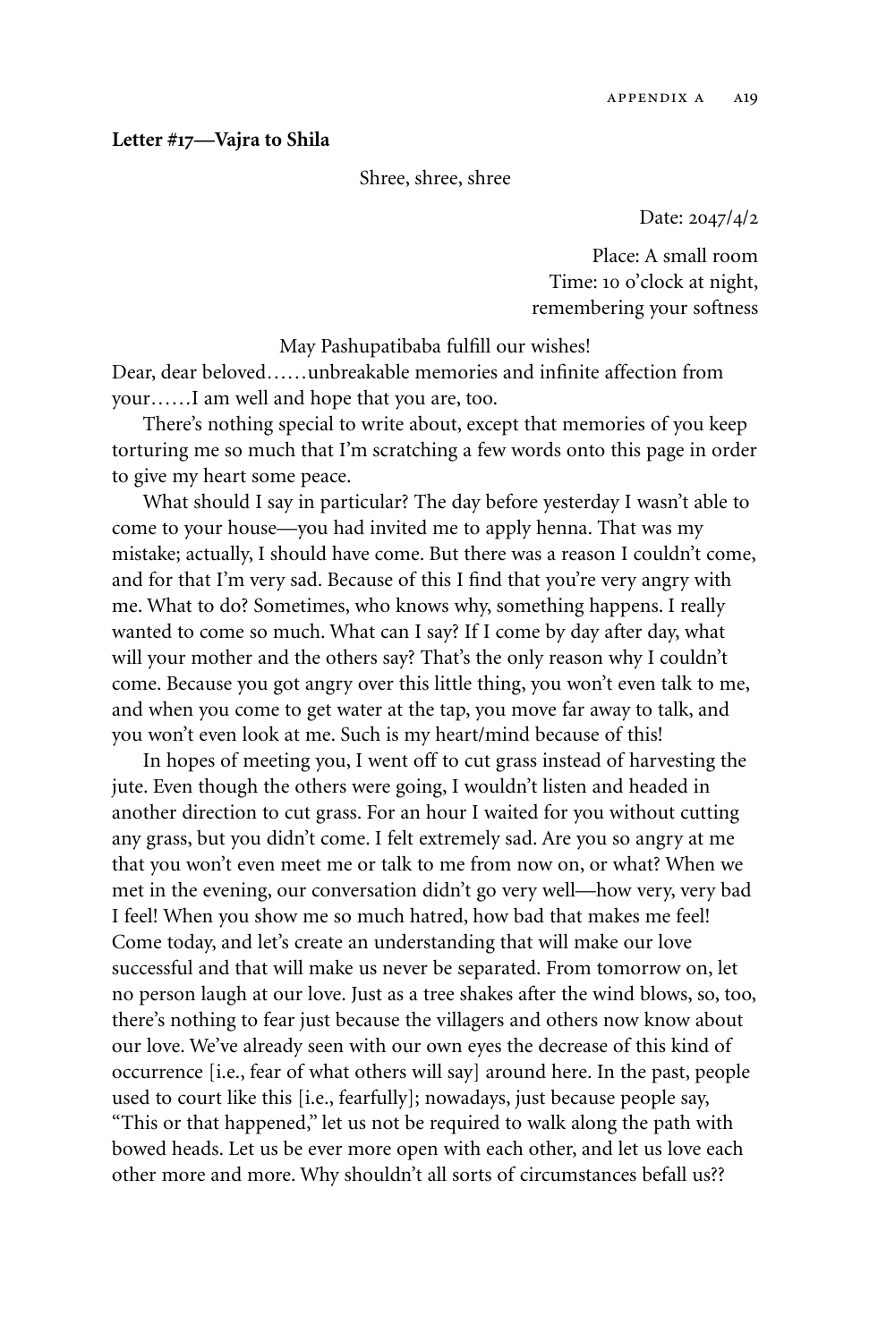**Letter #17—Vajra to Shila**

Shree, shree, shree

Date: 2047/4/2

Place: A small room
Time: 10 o'clock at night,
remembering your softness

May Pashupatibaba fulfill our wishes!

Dear, dear beloved……unbreakable memories and infinite affection from your……I am well and hope that you are, too.

There's nothing special to write about, except that memories of you keep torturing me so much that I'm scratching a few words onto this page in order to give my heart some peace.

What should I say in particular? The day before yesterday I wasn't able to come to your house—you had invited me to apply henna. That was my mistake; actually, I should have come. But there was a reason I couldn't come, and for that I'm very sad. Because of this I find that you're very angry with me. What to do? Sometimes, who knows why, something happens. I really wanted to come so much. What can I say? If I come by day after day, what will your mother and the others say? That's the only reason why I couldn't come. Because you got angry over this little thing, you won't even talk to me, and when you come to get water at the tap, you move far away to talk, and you won't even look at me. Such is my heart/mind because of this!

In hopes of meeting you, I went off to cut grass instead of harvesting the jute. Even though the others were going, I wouldn't listen and headed in another direction to cut grass. For an hour I waited for you without cutting any grass, but you didn't come. I felt extremely sad. Are you so angry at me that you won't even meet me or talk to me from now on, or what? When we met in the evening, our conversation didn't go very well—how very, very bad I feel! When you show me so much hatred, how bad that makes me feel! Come today, and let's create an understanding that will make our love successful and that will make us never be separated. From tomorrow on, let no person laugh at our love. Just as a tree shakes after the wind blows, so, too, there's nothing to fear just because the villagers and others now know about our love. We've already seen with our own eyes the decrease of this kind of occurrence [i.e., fear of what others will say] around here. In the past, people used to court like this [i.e., fearfully]; nowadays, just because people say, "This or that happened," let us not be required to walk along the path with bowed heads. Let us be ever more open with each other, and let us love each other more and more. Why shouldn't all sorts of circumstances befall us??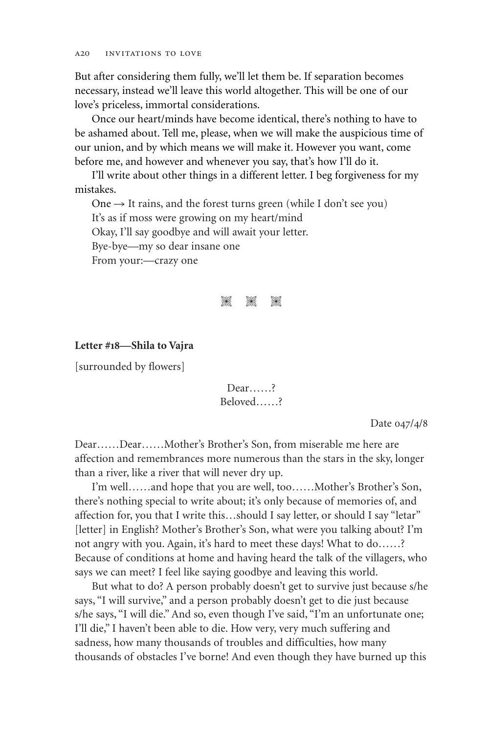But after considering them fully, we'll let them be. If separation becomes necessary, instead we'll leave this world altogether. This will be one of our love's priceless, immortal considerations.

Once our heart/minds have become identical, there's nothing to have to be ashamed about. Tell me, please, when we will make the auspicious time of our union, and by which means we will make it. However you want, come before me, and however and whenever you say, that's how I'll do it.

I'll write about other things in a different letter. I beg forgiveness for my mistakes.

One → It rains, and the forest turns green (while I don't see you)
It's as if moss were growing on my heart/mind
Okay, I'll say goodbye and will await your letter.
Bye-bye—my so dear insane one
From your:—crazy one

❋ ❋ ❋

**Letter #18—Shila to Vajra**

[surrounded by flowers]

Dear……?
Beloved……?

Date 047/4/8

Dear……Dear……Mother's Brother's Son, from miserable me here are affection and remembrances more numerous than the stars in the sky, longer than a river, like a river that will never dry up.

I'm well……and hope that you are well, too……Mother's Brother's Son, there's nothing special to write about; it's only because of memories of, and affection for, you that I write this…should I say letter, or should I say "letar" [letter] in English? Mother's Brother's Son, what were you talking about? I'm not angry with you. Again, it's hard to meet these days! What to do……? Because of conditions at home and having heard the talk of the villagers, who says we can meet? I feel like saying goodbye and leaving this world.

But what to do? A person probably doesn't get to survive just because s/he says, "I will survive," and a person probably doesn't get to die just because s/he says, "I will die." And so, even though I've said, "I'm an unfortunate one; I'll die," I haven't been able to die. How very, very much suffering and sadness, how many thousands of troubles and difficulties, how many thousands of obstacles I've borne! And even though they have burned up this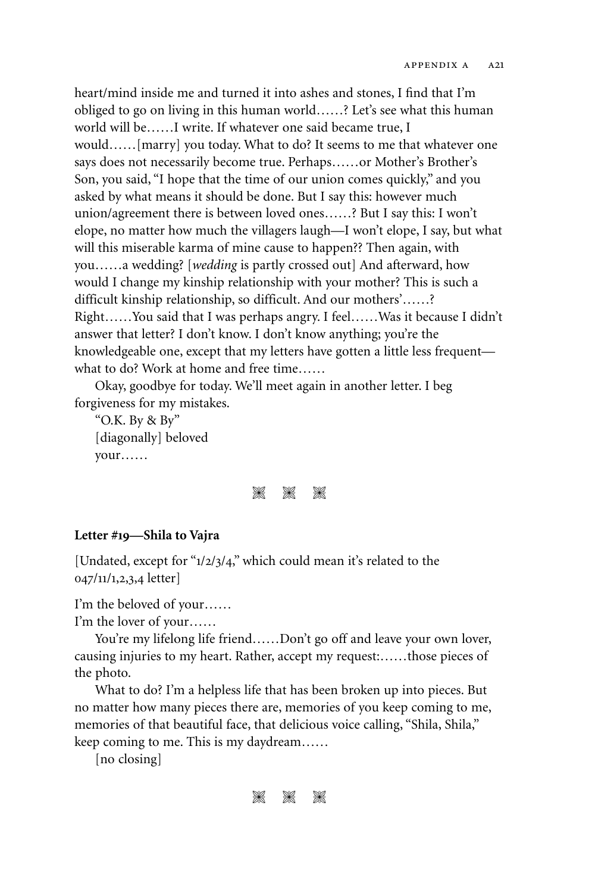heart/mind inside me and turned it into ashes and stones, I find that I'm obliged to go on living in this human world……? Let's see what this human world will be……I write. If whatever one said became true, I would……[marry] you today. What to do? It seems to me that whatever one says does not necessarily become true. Perhaps……or Mother's Brother's Son, you said, "I hope that the time of our union comes quickly," and you asked by what means it should be done. But I say this: however much union/agreement there is between loved ones……? But I say this: I won't elope, no matter how much the villagers laugh—I won't elope, I say, but what will this miserable karma of mine cause to happen?? Then again, with you……a wedding? [*wedding* is partly crossed out] And afterward, how would I change my kinship relationship with your mother? This is such a difficult kinship relationship, so difficult. And our mothers'……? Right……You said that I was perhaps angry. I feel……Was it because I didn't answer that letter? I don't know. I don't know anything; you're the knowledgeable one, except that my letters have gotten a little less frequent—what to do? Work at home and free time……

Okay, goodbye for today. We'll meet again in another letter. I beg forgiveness for my mistakes.

"O.K. By & By"
[diagonally] beloved
your……

❋ ❋ ❋

**Letter #19—Shila to Vajra**

[Undated, except for "1/2/3/4," which could mean it's related to the 047/11/1,2,3,4 letter]

I'm the beloved of your……
I'm the lover of your……

You're my lifelong life friend……Don't go off and leave your own lover, causing injuries to my heart. Rather, accept my request:……those pieces of the photo.

What to do? I'm a helpless life that has been broken up into pieces. But no matter how many pieces there are, memories of you keep coming to me, memories of that beautiful face, that delicious voice calling, "Shila, Shila," keep coming to me. This is my daydream……

[no closing]

❋ ❋ ❋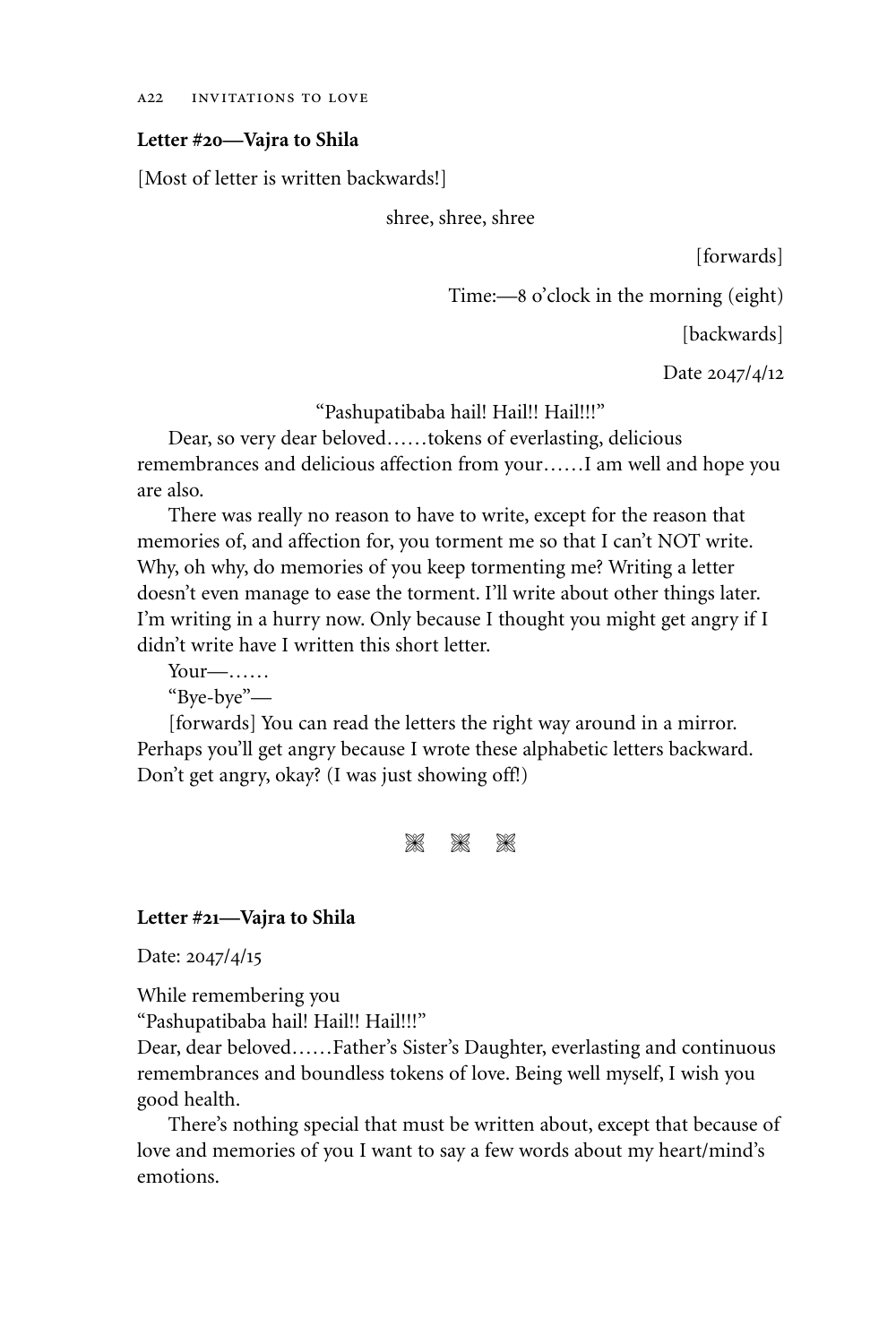**Letter #20—Vajra to Shila**

[Most of letter is written backwards!]

shree, shree, shree

[forwards]

Time:—8 o'clock in the morning (eight)

[backwards]

Date 2047/4/12

"Pashupatibaba hail! Hail!! Hail!!!"

Dear, so very dear beloved……tokens of everlasting, delicious remembrances and delicious affection from your……I am well and hope you are also.

There was really no reason to have to write, except for the reason that memories of, and affection for, you torment me so that I can't NOT write. Why, oh why, do memories of you keep tormenting me? Writing a letter doesn't even manage to ease the torment. I'll write about other things later. I'm writing in a hurry now. Only because I thought you might get angry if I didn't write have I written this short letter.

Your—……

"Bye-bye"—

[forwards] You can read the letters the right way around in a mirror. Perhaps you'll get angry because I wrote these alphabetic letters backward. Don't get angry, okay? (I was just showing off!)

---

**Letter #21—Vajra to Shila**

Date: 2047/4/15

While remembering you

"Pashupatibaba hail! Hail!! Hail!!!"

Dear, dear beloved……Father's Sister's Daughter, everlasting and continuous remembrances and boundless tokens of love. Being well myself, I wish you good health.

There's nothing special that must be written about, except that because of love and memories of you I want to say a few words about my heart/mind's emotions.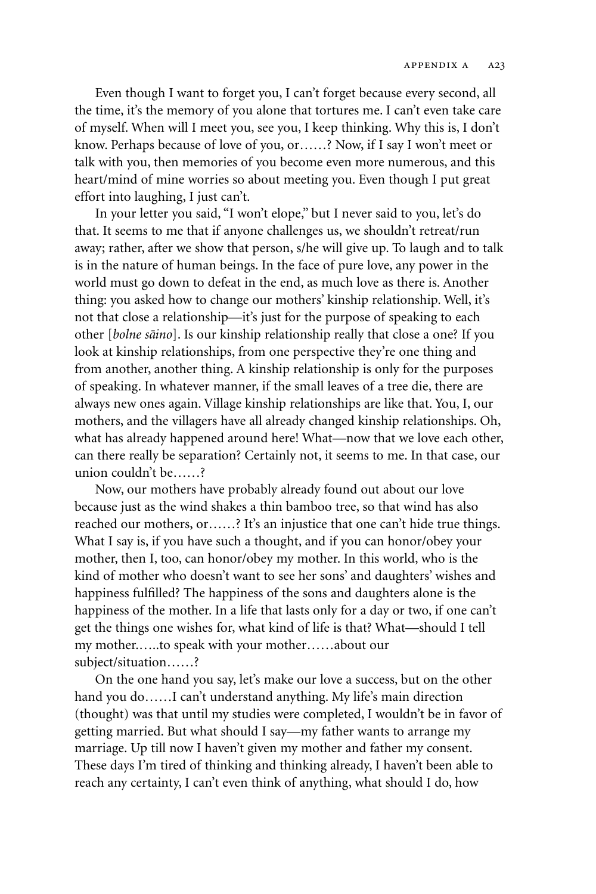Even though I want to forget you, I can't forget because every second, all the time, it's the memory of you alone that tortures me. I can't even take care of myself. When will I meet you, see you, I keep thinking. Why this is, I don't know. Perhaps because of love of you, or……? Now, if I say I won't meet or talk with you, then memories of you become even more numerous, and this heart/mind of mine worries so about meeting you. Even though I put great effort into laughing, I just can't.

In your letter you said, "I won't elope," but I never said to you, let's do that. It seems to me that if anyone challenges us, we shouldn't retreat/run away; rather, after we show that person, s/he will give up. To laugh and to talk is in the nature of human beings. In the face of pure love, any power in the world must go down to defeat in the end, as much love as there is. Another thing: you asked how to change our mothers' kinship relationship. Well, it's not that close a relationship—it's just for the purpose of speaking to each other [*bolne sāino*]. Is our kinship relationship really that close a one? If you look at kinship relationships, from one perspective they're one thing and from another, another thing. A kinship relationship is only for the purposes of speaking. In whatever manner, if the small leaves of a tree die, there are always new ones again. Village kinship relationships are like that. You, I, our mothers, and the villagers have all already changed kinship relationships. Oh, what has already happened around here! What—now that we love each other, can there really be separation? Certainly not, it seems to me. In that case, our union couldn't be……?

Now, our mothers have probably already found out about our love because just as the wind shakes a thin bamboo tree, so that wind has also reached our mothers, or……? It's an injustice that one can't hide true things. What I say is, if you have such a thought, and if you can honor/obey your mother, then I, too, can honor/obey my mother. In this world, who is the kind of mother who doesn't want to see her sons' and daughters' wishes and happiness fulfilled? The happiness of the sons and daughters alone is the happiness of the mother. In a life that lasts only for a day or two, if one can't get the things one wishes for, what kind of life is that? What—should I tell my mother…...to speak with your mother……about our subject/situation……?

On the one hand you say, let's make our love a success, but on the other hand you do……I can't understand anything. My life's main direction (thought) was that until my studies were completed, I wouldn't be in favor of getting married. But what should I say—my father wants to arrange my marriage. Up till now I haven't given my mother and father my consent. These days I'm tired of thinking and thinking already, I haven't been able to reach any certainty, I can't even think of anything, what should I do, how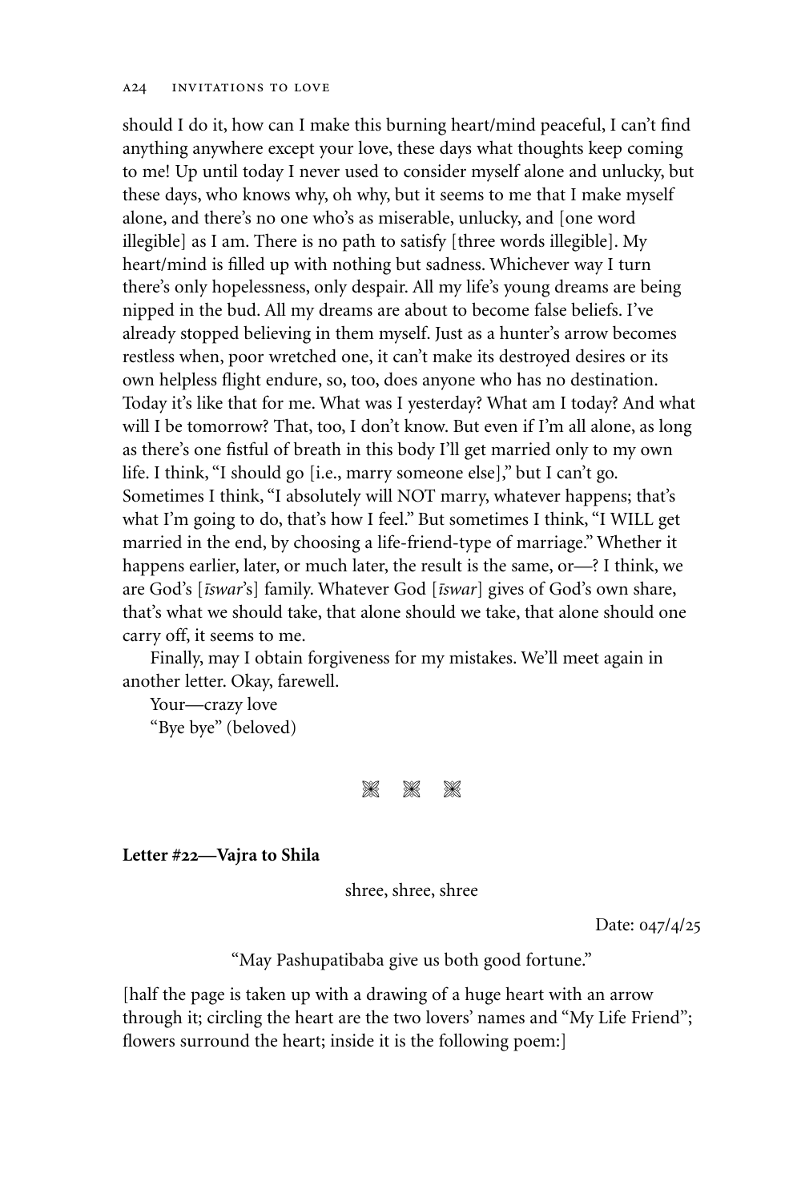should I do it, how can I make this burning heart/mind peaceful, I can't find anything anywhere except your love, these days what thoughts keep coming to me! Up until today I never used to consider myself alone and unlucky, but these days, who knows why, oh why, but it seems to me that I make myself alone, and there's no one who's as miserable, unlucky, and [one word illegible] as I am. There is no path to satisfy [three words illegible]. My heart/mind is filled up with nothing but sadness. Whichever way I turn there's only hopelessness, only despair. All my life's young dreams are being nipped in the bud. All my dreams are about to become false beliefs. I've already stopped believing in them myself. Just as a hunter's arrow becomes restless when, poor wretched one, it can't make its destroyed desires or its own helpless flight endure, so, too, does anyone who has no destination. Today it's like that for me. What was I yesterday? What am I today? And what will I be tomorrow? That, too, I don't know. But even if I'm all alone, as long as there's one fistful of breath in this body I'll get married only to my own life. I think, "I should go [i.e., marry someone else]," but I can't go. Sometimes I think, "I absolutely will NOT marry, whatever happens; that's what I'm going to do, that's how I feel." But sometimes I think, "I WILL get married in the end, by choosing a life-friend-type of marriage." Whether it happens earlier, later, or much later, the result is the same, or—? I think, we are God's [*īswar*'s] family. Whatever God [*īswar*] gives of God's own share, that's what we should take, that alone should we take, that alone should one carry off, it seems to me.

Finally, may I obtain forgiveness for my mistakes. We'll meet again in another letter. Okay, farewell.

Your—crazy love

"Bye bye" (beloved)

❋ ❋ ❋

**Letter #22—Vajra to Shila**

shree, shree, shree

Date: 047/4/25

"May Pashupatibaba give us both good fortune."

[half the page is taken up with a drawing of a huge heart with an arrow through it; circling the heart are the two lovers' names and "My Life Friend"; flowers surround the heart; inside it is the following poem:]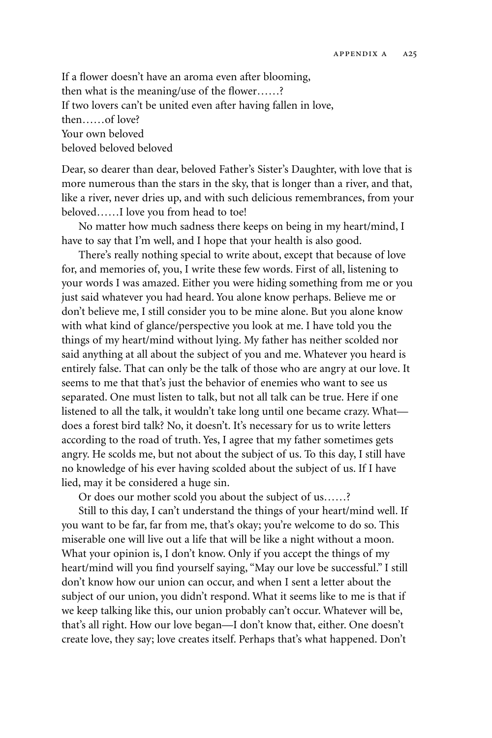If a flower doesn't have an aroma even after blooming,
then what is the meaning/use of the flower……?
If two lovers can't be united even after having fallen in love,
then……of love?
Your own beloved
beloved beloved beloved

Dear, so dearer than dear, beloved Father's Sister's Daughter, with love that is more numerous than the stars in the sky, that is longer than a river, and that, like a river, never dries up, and with such delicious remembrances, from your beloved……I love you from head to toe!

No matter how much sadness there keeps on being in my heart/mind, I have to say that I'm well, and I hope that your health is also good.

There's really nothing special to write about, except that because of love for, and memories of, you, I write these few words. First of all, listening to your words I was amazed. Either you were hiding something from me or you just said whatever you had heard. You alone know perhaps. Believe me or don't believe me, I still consider you to be mine alone. But you alone know with what kind of glance/perspective you look at me. I have told you the things of my heart/mind without lying. My father has neither scolded nor said anything at all about the subject of you and me. Whatever you heard is entirely false. That can only be the talk of those who are angry at our love. It seems to me that that's just the behavior of enemies who want to see us separated. One must listen to talk, but not all talk can be true. Here if one listened to all the talk, it wouldn't take long until one became crazy. What—does a forest bird talk? No, it doesn't. It's necessary for us to write letters according to the road of truth. Yes, I agree that my father sometimes gets angry. He scolds me, but not about the subject of us. To this day, I still have no knowledge of his ever having scolded about the subject of us. If I have lied, may it be considered a huge sin.

Or does our mother scold you about the subject of us……?

Still to this day, I can't understand the things of your heart/mind well. If you want to be far, far from me, that's okay; you're welcome to do so. This miserable one will live out a life that will be like a night without a moon. What your opinion is, I don't know. Only if you accept the things of my heart/mind will you find yourself saying, "May our love be successful." I still don't know how our union can occur, and when I sent a letter about the subject of our union, you didn't respond. What it seems like to me is that if we keep talking like this, our union probably can't occur. Whatever will be, that's all right. How our love began—I don't know that, either. One doesn't create love, they say; love creates itself. Perhaps that's what happened. Don't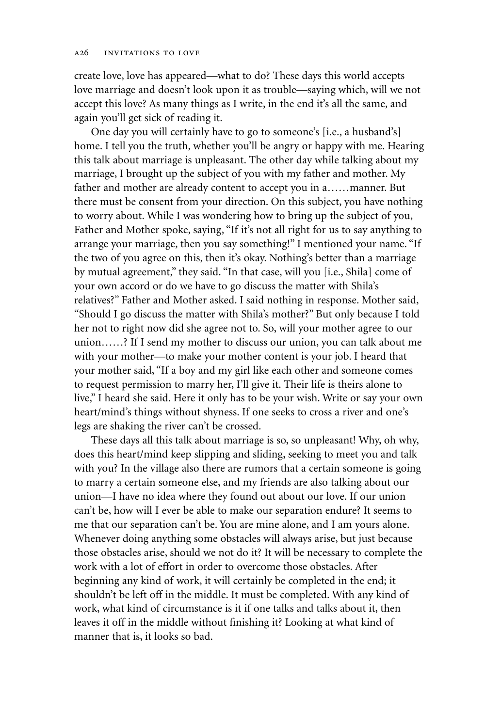create love, love has appeared—what to do? These days this world accepts love marriage and doesn't look upon it as trouble—saying which, will we not accept this love? As many things as I write, in the end it's all the same, and again you'll get sick of reading it.

One day you will certainly have to go to someone's [i.e., a husband's] home. I tell you the truth, whether you'll be angry or happy with me. Hearing this talk about marriage is unpleasant. The other day while talking about my marriage, I brought up the subject of you with my father and mother. My father and mother are already content to accept you in a……manner. But there must be consent from your direction. On this subject, you have nothing to worry about. While I was wondering how to bring up the subject of you, Father and Mother spoke, saying, "If it's not all right for us to say anything to arrange your marriage, then you say something!" I mentioned your name. "If the two of you agree on this, then it's okay. Nothing's better than a marriage by mutual agreement," they said. "In that case, will you [i.e., Shila] come of your own accord or do we have to go discuss the matter with Shila's relatives?" Father and Mother asked. I said nothing in response. Mother said, "Should I go discuss the matter with Shila's mother?" But only because I told her not to right now did she agree not to. So, will your mother agree to our union……? If I send my mother to discuss our union, you can talk about me with your mother—to make your mother content is your job. I heard that your mother said, "If a boy and my girl like each other and someone comes to request permission to marry her, I'll give it. Their life is theirs alone to live," I heard she said. Here it only has to be your wish. Write or say your own heart/mind's things without shyness. If one seeks to cross a river and one's legs are shaking the river can't be crossed.

These days all this talk about marriage is so, so unpleasant! Why, oh why, does this heart/mind keep slipping and sliding, seeking to meet you and talk with you? In the village also there are rumors that a certain someone is going to marry a certain someone else, and my friends are also talking about our union—I have no idea where they found out about our love. If our union can't be, how will I ever be able to make our separation endure? It seems to me that our separation can't be. You are mine alone, and I am yours alone. Whenever doing anything some obstacles will always arise, but just because those obstacles arise, should we not do it? It will be necessary to complete the work with a lot of effort in order to overcome those obstacles. After beginning any kind of work, it will certainly be completed in the end; it shouldn't be left off in the middle. It must be completed. With any kind of work, what kind of circumstance is it if one talks and talks about it, then leaves it off in the middle without finishing it? Looking at what kind of manner that is, it looks so bad.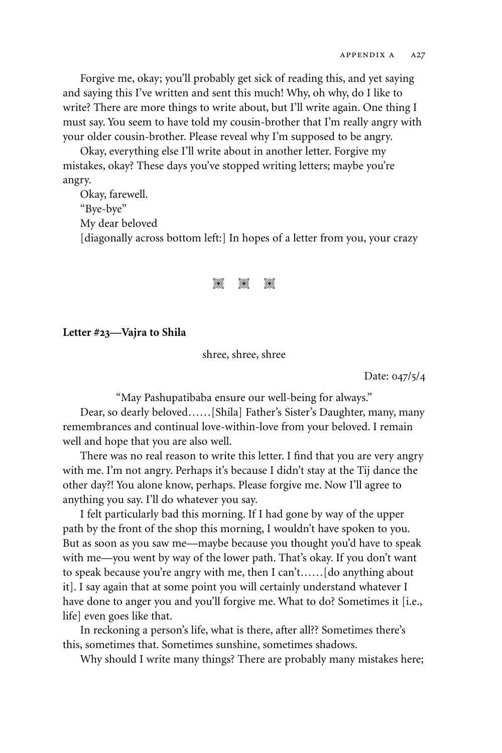Forgive me, okay; you'll probably get sick of reading this, and yet saying and saying this I've written and sent this much! Why, oh why, do I like to write? There are more things to write about, but I'll write again. One thing I must say. You seem to have told my cousin-brother that I'm really angry with your older cousin-brother. Please reveal why I'm supposed to be angry.

Okay, everything else I'll write about in another letter. Forgive my mistakes, okay? These days you've stopped writing letters; maybe you're angry.

Okay, farewell.

"Bye-bye"

My dear beloved

[diagonally across bottom left:] In hopes of a letter from you, your crazy

⁂ ⁂ ⁂

**Letter #23—Vajra to Shila**

shree, shree, shree

Date: 047/5/4

"May Pashupatibaba ensure our well-being for always."

Dear, so dearly beloved……[Shila] Father's Sister's Daughter, many, many remembrances and continual love-within-love from your beloved. I remain well and hope that you are also well.

There was no real reason to write this letter. I find that you are very angry with me. I'm not angry. Perhaps it's because I didn't stay at the Tij dance the other day?! You alone know, perhaps. Please forgive me. Now I'll agree to anything you say. I'll do whatever you say.

I felt particularly bad this morning. If I had gone by way of the upper path by the front of the shop this morning, I wouldn't have spoken to you. But as soon as you saw me—maybe because you thought you'd have to speak with me—you went by way of the lower path. That's okay. If you don't want to speak because you're angry with me, then I can't……[do anything about it]. I say again that at some point you will certainly understand whatever I have done to anger you and you'll forgive me. What to do? Sometimes it [i.e., life] even goes like that.

In reckoning a person's life, what is there, after all?? Sometimes there's this, sometimes that. Sometimes sunshine, sometimes shadows.

Why should I write many things? There are probably many mistakes here;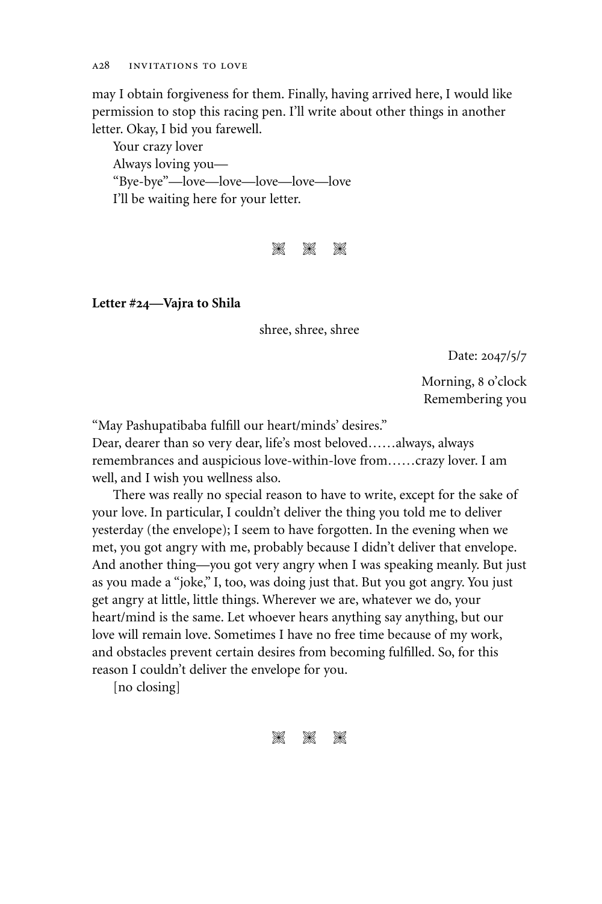may I obtain forgiveness for them. Finally, having arrived here, I would like permission to stop this racing pen. I'll write about other things in another letter. Okay, I bid you farewell.

Your crazy lover
Always loving you—
"Bye-bye"—love—love—love—love—love
I'll be waiting here for your letter.

※ ※ ※

**Letter #24—Vajra to Shila**

shree, shree, shree

Date: 2047/5/7

Morning, 8 o'clock
Remembering you

"May Pashupatibaba fulfill our heart/minds' desires."
Dear, dearer than so very dear, life's most beloved……always, always remembrances and auspicious love-within-love from……crazy lover. I am well, and I wish you wellness also.

There was really no special reason to have to write, except for the sake of your love. In particular, I couldn't deliver the thing you told me to deliver yesterday (the envelope); I seem to have forgotten. In the evening when we met, you got angry with me, probably because I didn't deliver that envelope. And another thing—you got very angry when I was speaking meanly. But just as you made a "joke," I, too, was doing just that. But you got angry. You just get angry at little, little things. Wherever we are, whatever we do, your heart/mind is the same. Let whoever hears anything say anything, but our love will remain love. Sometimes I have no free time because of my work, and obstacles prevent certain desires from becoming fulfilled. So, for this reason I couldn't deliver the envelope for you.

[no closing]

※ ※ ※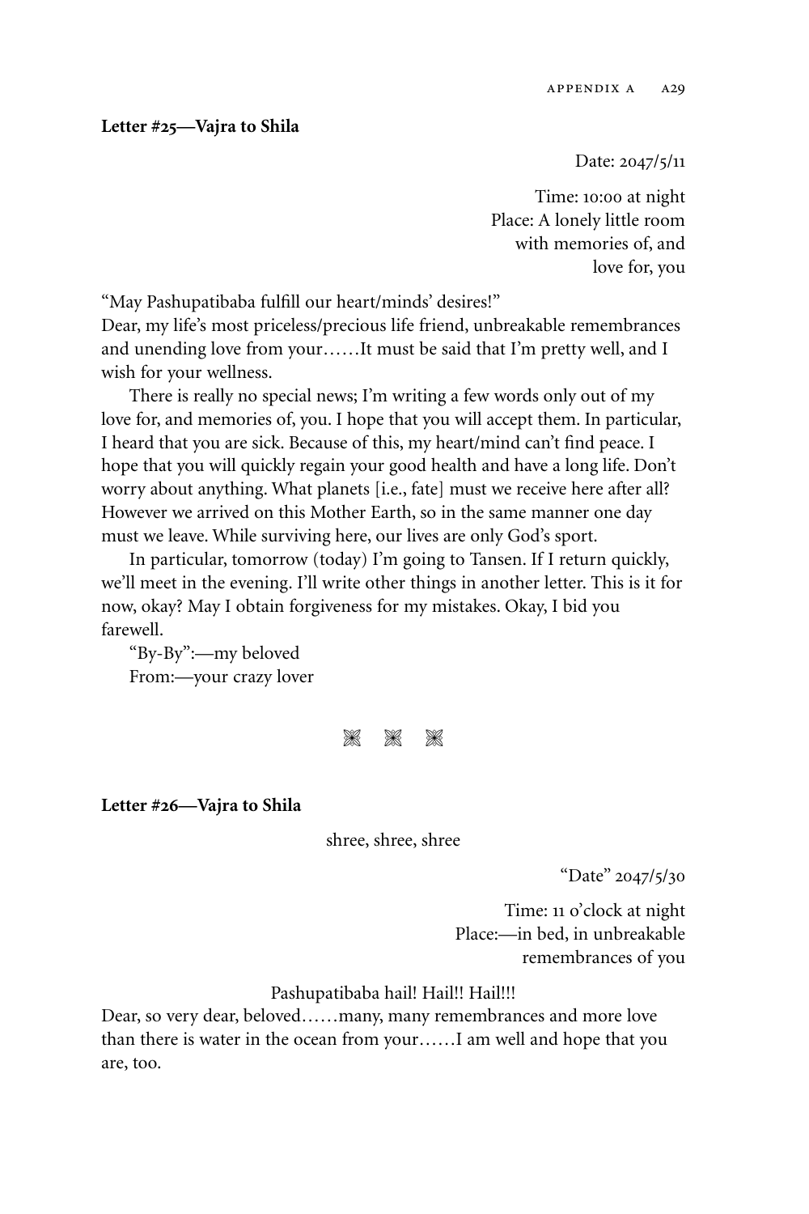**Letter #25—Vajra to Shila**

Date: 2047/5/11

Time: 10:00 at night
Place: A lonely little room
with memories of, and
love for, you

"May Pashupatibaba fulfill our heart/minds' desires!"
Dear, my life's most priceless/precious life friend, unbreakable remembrances and unending love from your……It must be said that I'm pretty well, and I wish for your wellness.

There is really no special news; I'm writing a few words only out of my love for, and memories of, you. I hope that you will accept them. In particular, I heard that you are sick. Because of this, my heart/mind can't find peace. I hope that you will quickly regain your good health and have a long life. Don't worry about anything. What planets [i.e., fate] must we receive here after all? However we arrived on this Mother Earth, so in the same manner one day must we leave. While surviving here, our lives are only God's sport.

In particular, tomorrow (today) I'm going to Tansen. If I return quickly, we'll meet in the evening. I'll write other things in another letter. This is it for now, okay? May I obtain forgiveness for my mistakes. Okay, I bid you farewell.

"By-By":—my beloved
From:—your crazy lover

※ ※ ※

**Letter #26—Vajra to Shila**

shree, shree, shree

"Date" 2047/5/30

Time: 11 o'clock at night
Place:—in bed, in unbreakable
remembrances of you

Pashupatibaba hail! Hail!! Hail!!!

Dear, so very dear, beloved……many, many remembrances and more love than there is water in the ocean from your……I am well and hope that you are, too.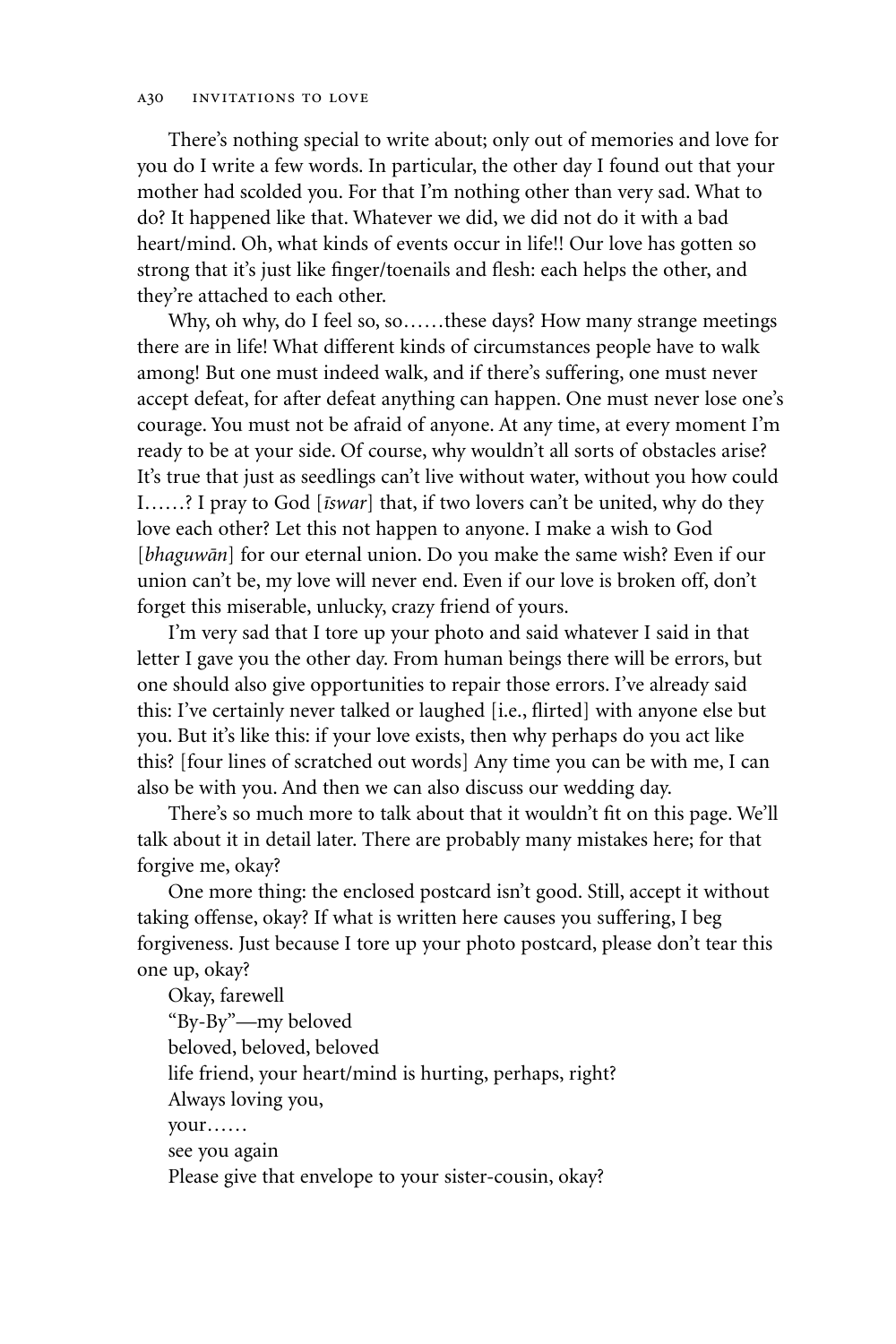There's nothing special to write about; only out of memories and love for you do I write a few words. In particular, the other day I found out that your mother had scolded you. For that I'm nothing other than very sad. What to do? It happened like that. Whatever we did, we did not do it with a bad heart/mind. Oh, what kinds of events occur in life!! Our love has gotten so strong that it's just like finger/toenails and flesh: each helps the other, and they're attached to each other.

Why, oh why, do I feel so, so……these days? How many strange meetings there are in life! What different kinds of circumstances people have to walk among! But one must indeed walk, and if there's suffering, one must never accept defeat, for after defeat anything can happen. One must never lose one's courage. You must not be afraid of anyone. At any time, at every moment I'm ready to be at your side. Of course, why wouldn't all sorts of obstacles arise? It's true that just as seedlings can't live without water, without you how could I……? I pray to God [*īswar*] that, if two lovers can't be united, why do they love each other? Let this not happen to anyone. I make a wish to God [*bhaguwān*] for our eternal union. Do you make the same wish? Even if our union can't be, my love will never end. Even if our love is broken off, don't forget this miserable, unlucky, crazy friend of yours.

I'm very sad that I tore up your photo and said whatever I said in that letter I gave you the other day. From human beings there will be errors, but one should also give opportunities to repair those errors. I've already said this: I've certainly never talked or laughed [i.e., flirted] with anyone else but you. But it's like this: if your love exists, then why perhaps do you act like this? [four lines of scratched out words] Any time you can be with me, I can also be with you. And then we can also discuss our wedding day.

There's so much more to talk about that it wouldn't fit on this page. We'll talk about it in detail later. There are probably many mistakes here; for that forgive me, okay?

One more thing: the enclosed postcard isn't good. Still, accept it without taking offense, okay? If what is written here causes you suffering, I beg forgiveness. Just because I tore up your photo postcard, please don't tear this one up, okay?

Okay, farewell
"By-By"—my beloved
beloved, beloved, beloved
life friend, your heart/mind is hurting, perhaps, right?
Always loving you,
your……
see you again
Please give that envelope to your sister-cousin, okay?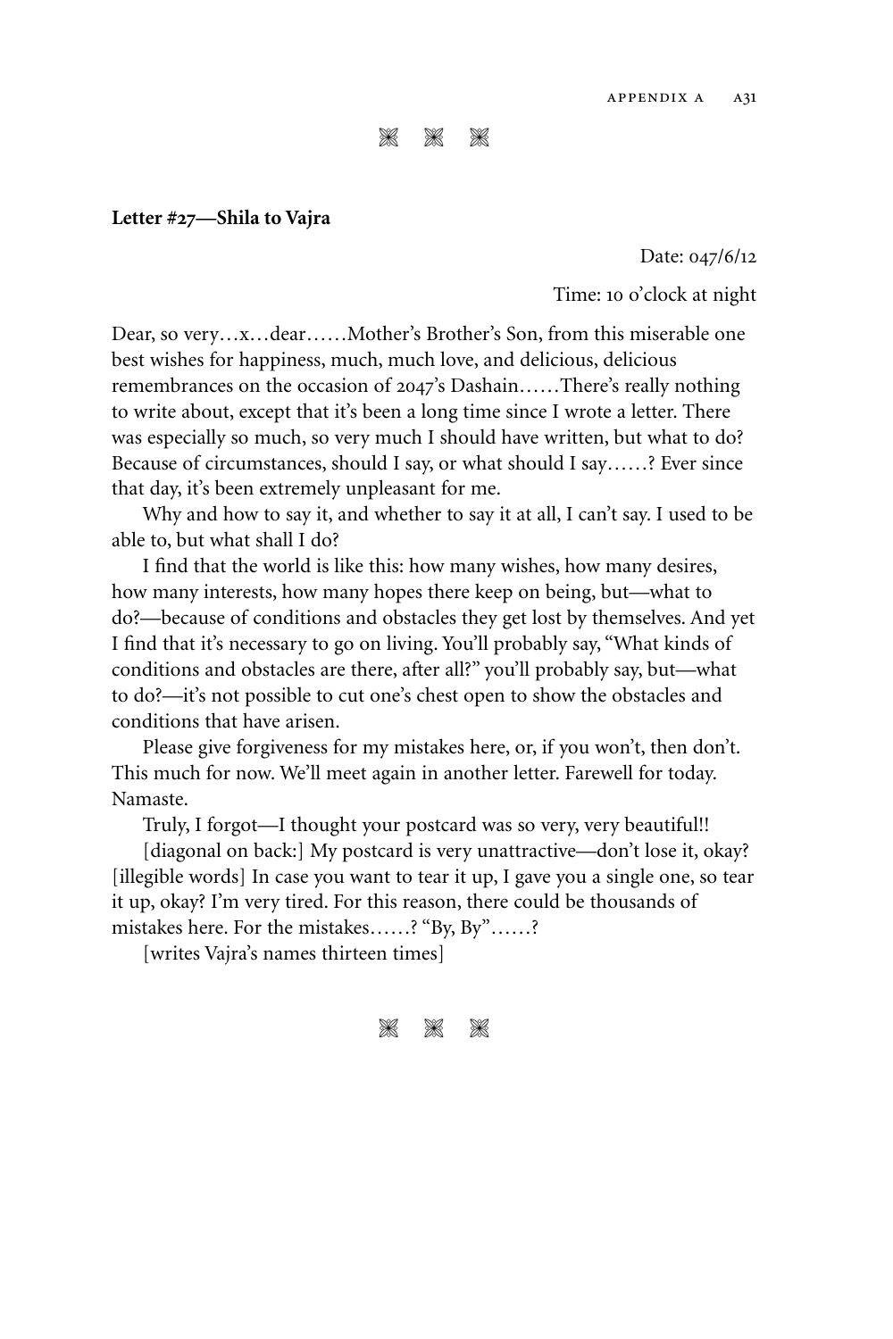⁂ ⁂ ⁂

**Letter #27—Shila to Vajra**

Date: 047/6/12

Time: 10 o'clock at night

Dear, so very…x…dear……Mother's Brother's Son, from this miserable one best wishes for happiness, much, much love, and delicious, delicious remembrances on the occasion of 2047's Dashain……There's really nothing to write about, except that it's been a long time since I wrote a letter. There was especially so much, so very much I should have written, but what to do? Because of circumstances, should I say, or what should I say……? Ever since that day, it's been extremely unpleasant for me.

Why and how to say it, and whether to say it at all, I can't say. I used to be able to, but what shall I do?

I find that the world is like this: how many wishes, how many desires, how many interests, how many hopes there keep on being, but—what to do?—because of conditions and obstacles they get lost by themselves. And yet I find that it's necessary to go on living. You'll probably say, "What kinds of conditions and obstacles are there, after all?" you'll probably say, but—what to do?—it's not possible to cut one's chest open to show the obstacles and conditions that have arisen.

Please give forgiveness for my mistakes here, or, if you won't, then don't. This much for now. We'll meet again in another letter. Farewell for today. Namaste.

Truly, I forgot—I thought your postcard was so very, very beautiful!!

[diagonal on back:] My postcard is very unattractive—don't lose it, okay? [illegible words] In case you want to tear it up, I gave you a single one, so tear it up, okay? I'm very tired. For this reason, there could be thousands of mistakes here. For the mistakes……? "By, By"……?

[writes Vajra's names thirteen times]

⁂ ⁂ ⁂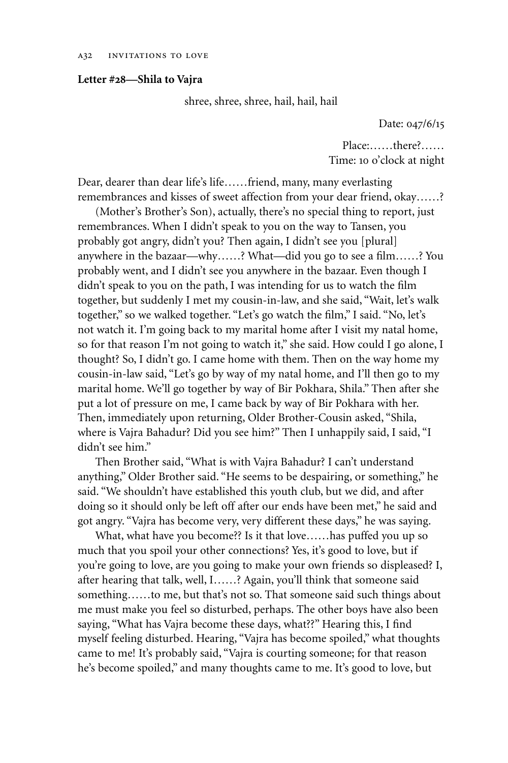**Letter #28—Shila to Vajra**

shree, shree, shree, hail, hail, hail

Date: 047/6/15

Place:……there?……
Time: 10 o'clock at night

Dear, dearer than dear life's life……friend, many, many everlasting remembrances and kisses of sweet affection from your dear friend, okay……?

(Mother's Brother's Son), actually, there's no special thing to report, just remembrances. When I didn't speak to you on the way to Tansen, you probably got angry, didn't you? Then again, I didn't see you [plural] anywhere in the bazaar—why……? What—did you go to see a film……? You probably went, and I didn't see you anywhere in the bazaar. Even though I didn't speak to you on the path, I was intending for us to watch the film together, but suddenly I met my cousin-in-law, and she said, "Wait, let's walk together," so we walked together. "Let's go watch the film," I said. "No, let's not watch it. I'm going back to my marital home after I visit my natal home, so for that reason I'm not going to watch it," she said. How could I go alone, I thought? So, I didn't go. I came home with them. Then on the way home my cousin-in-law said, "Let's go by way of my natal home, and I'll then go to my marital home. We'll go together by way of Bir Pokhara, Shila." Then after she put a lot of pressure on me, I came back by way of Bir Pokhara with her. Then, immediately upon returning, Older Brother-Cousin asked, "Shila, where is Vajra Bahadur? Did you see him?" Then I unhappily said, I said, "I didn't see him."

Then Brother said, "What is with Vajra Bahadur? I can't understand anything," Older Brother said. "He seems to be despairing, or something," he said. "We shouldn't have established this youth club, but we did, and after doing so it should only be left off after our ends have been met," he said and got angry. "Vajra has become very, very different these days," he was saying.

What, what have you become?? Is it that love……has puffed you up so much that you spoil your other connections? Yes, it's good to love, but if you're going to love, are you going to make your own friends so displeased? I, after hearing that talk, well, I……? Again, you'll think that someone said something……to me, but that's not so. That someone said such things about me must make you feel so disturbed, perhaps. The other boys have also been saying, "What has Vajra become these days, what??" Hearing this, I find myself feeling disturbed. Hearing, "Vajra has become spoiled," what thoughts came to me! It's probably said, "Vajra is courting someone; for that reason he's become spoiled," and many thoughts came to me. It's good to love, but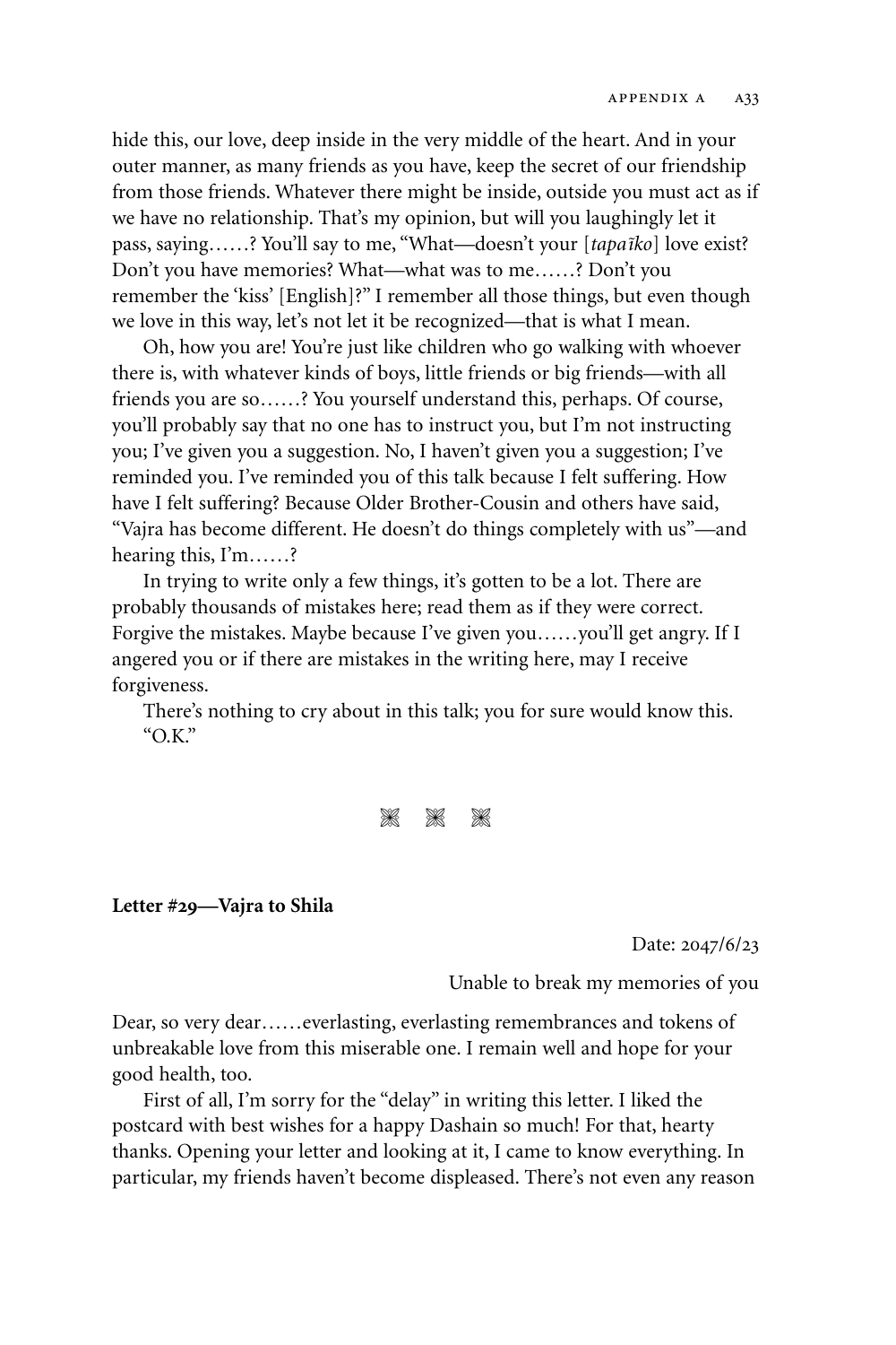hide this, our love, deep inside in the very middle of the heart. And in your outer manner, as many friends as you have, keep the secret of our friendship from those friends. Whatever there might be inside, outside you must act as if we have no relationship. That's my opinion, but will you laughingly let it pass, saying……? You'll say to me, "What—doesn't your [*tapaĩko*] love exist? Don't you have memories? What—what was to me……? Don't you remember the 'kiss' [English]?" I remember all those things, but even though we love in this way, let's not let it be recognized—that is what I mean.

Oh, how you are! You're just like children who go walking with whoever there is, with whatever kinds of boys, little friends or big friends—with all friends you are so……? You yourself understand this, perhaps. Of course, you'll probably say that no one has to instruct you, but I'm not instructing you; I've given you a suggestion. No, I haven't given you a suggestion; I've reminded you. I've reminded you of this talk because I felt suffering. How have I felt suffering? Because Older Brother-Cousin and others have said, "Vajra has become different. He doesn't do things completely with us"—and hearing this, I'm……?

In trying to write only a few things, it's gotten to be a lot. There are probably thousands of mistakes here; read them as if they were correct. Forgive the mistakes. Maybe because I've given you……you'll get angry. If I angered you or if there are mistakes in the writing here, may I receive forgiveness.

There's nothing to cry about in this talk; you for sure would know this.

"O.K."

⁂ ⁂ ⁂

**Letter #29—Vajra to Shila**

Date: 2047/6/23

Unable to break my memories of you

Dear, so very dear……everlasting, everlasting remembrances and tokens of unbreakable love from this miserable one. I remain well and hope for your good health, too.

First of all, I'm sorry for the "delay" in writing this letter. I liked the postcard with best wishes for a happy Dashain so much! For that, hearty thanks. Opening your letter and looking at it, I came to know everything. In particular, my friends haven't become displeased. There's not even any reason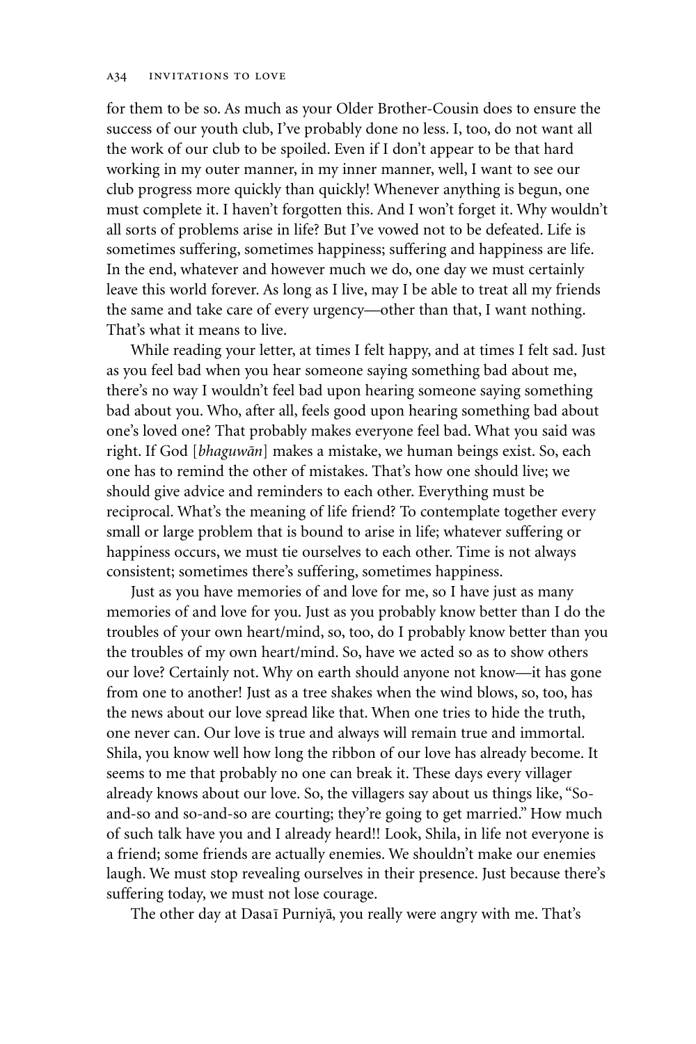for them to be so. As much as your Older Brother-Cousin does to ensure the success of our youth club, I've probably done no less. I, too, do not want all the work of our club to be spoiled. Even if I don't appear to be that hard working in my outer manner, in my inner manner, well, I want to see our club progress more quickly than quickly! Whenever anything is begun, one must complete it. I haven't forgotten this. And I won't forget it. Why wouldn't all sorts of problems arise in life? But I've vowed not to be defeated. Life is sometimes suffering, sometimes happiness; suffering and happiness are life. In the end, whatever and however much we do, one day we must certainly leave this world forever. As long as I live, may I be able to treat all my friends the same and take care of every urgency—other than that, I want nothing. That's what it means to live.

While reading your letter, at times I felt happy, and at times I felt sad. Just as you feel bad when you hear someone saying something bad about me, there's no way I wouldn't feel bad upon hearing someone saying something bad about you. Who, after all, feels good upon hearing something bad about one's loved one? That probably makes everyone feel bad. What you said was right. If God [*bhaguwān*] makes a mistake, we human beings exist. So, each one has to remind the other of mistakes. That's how one should live; we should give advice and reminders to each other. Everything must be reciprocal. What's the meaning of life friend? To contemplate together every small or large problem that is bound to arise in life; whatever suffering or happiness occurs, we must tie ourselves to each other. Time is not always consistent; sometimes there's suffering, sometimes happiness.

Just as you have memories of and love for me, so I have just as many memories of and love for you. Just as you probably know better than I do the troubles of your own heart/mind, so, too, do I probably know better than you the troubles of my own heart/mind. So, have we acted so as to show others our love? Certainly not. Why on earth should anyone not know—it has gone from one to another! Just as a tree shakes when the wind blows, so, too, has the news about our love spread like that. When one tries to hide the truth, one never can. Our love is true and always will remain true and immortal. Shila, you know well how long the ribbon of our love has already become. It seems to me that probably no one can break it. These days every villager already knows about our love. So, the villagers say about us things like, "So-and-so and so-and-so are courting; they're going to get married." How much of such talk have you and I already heard!! Look, Shila, in life not everyone is a friend; some friends are actually enemies. We shouldn't make our enemies laugh. We must stop revealing ourselves in their presence. Just because there's suffering today, we must not lose courage.

The other day at Dasaĩ Purniyā, you really were angry with me. That's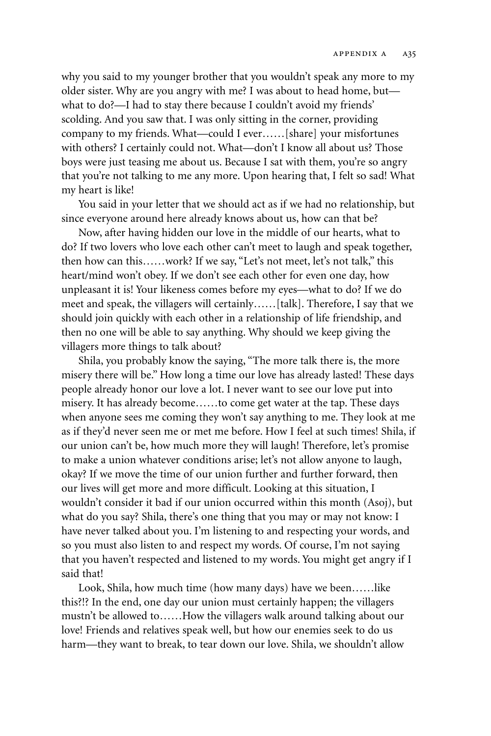why you said to my younger brother that you wouldn't speak any more to my older sister. Why are you angry with me? I was about to head home, but—what to do?—I had to stay there because I couldn't avoid my friends' scolding. And you saw that. I was only sitting in the corner, providing company to my friends. What—could I ever……[share] your misfortunes with others? I certainly could not. What—don't I know all about us? Those boys were just teasing me about us. Because I sat with them, you're so angry that you're not talking to me any more. Upon hearing that, I felt so sad! What my heart is like!

You said in your letter that we should act as if we had no relationship, but since everyone around here already knows about us, how can that be?

Now, after having hidden our love in the middle of our hearts, what to do? If two lovers who love each other can't meet to laugh and speak together, then how can this……work? If we say, "Let's not meet, let's not talk," this heart/mind won't obey. If we don't see each other for even one day, how unpleasant it is! Your likeness comes before my eyes—what to do? If we do meet and speak, the villagers will certainly……[talk]. Therefore, I say that we should join quickly with each other in a relationship of life friendship, and then no one will be able to say anything. Why should we keep giving the villagers more things to talk about?

Shila, you probably know the saying, "The more talk there is, the more misery there will be." How long a time our love has already lasted! These days people already honor our love a lot. I never want to see our love put into misery. It has already become……to come get water at the tap. These days when anyone sees me coming they won't say anything to me. They look at me as if they'd never seen me or met me before. How I feel at such times! Shila, if our union can't be, how much more they will laugh! Therefore, let's promise to make a union whatever conditions arise; let's not allow anyone to laugh, okay? If we move the time of our union further and further forward, then our lives will get more and more difficult. Looking at this situation, I wouldn't consider it bad if our union occurred within this month (Asoj), but what do you say? Shila, there's one thing that you may or may not know: I have never talked about you. I'm listening to and respecting your words, and so you must also listen to and respect my words. Of course, I'm not saying that you haven't respected and listened to my words. You might get angry if I said that!

Look, Shila, how much time (how many days) have we been……like this?!? In the end, one day our union must certainly happen; the villagers mustn't be allowed to……How the villagers walk around talking about our love! Friends and relatives speak well, but how our enemies seek to do us harm—they want to break, to tear down our love. Shila, we shouldn't allow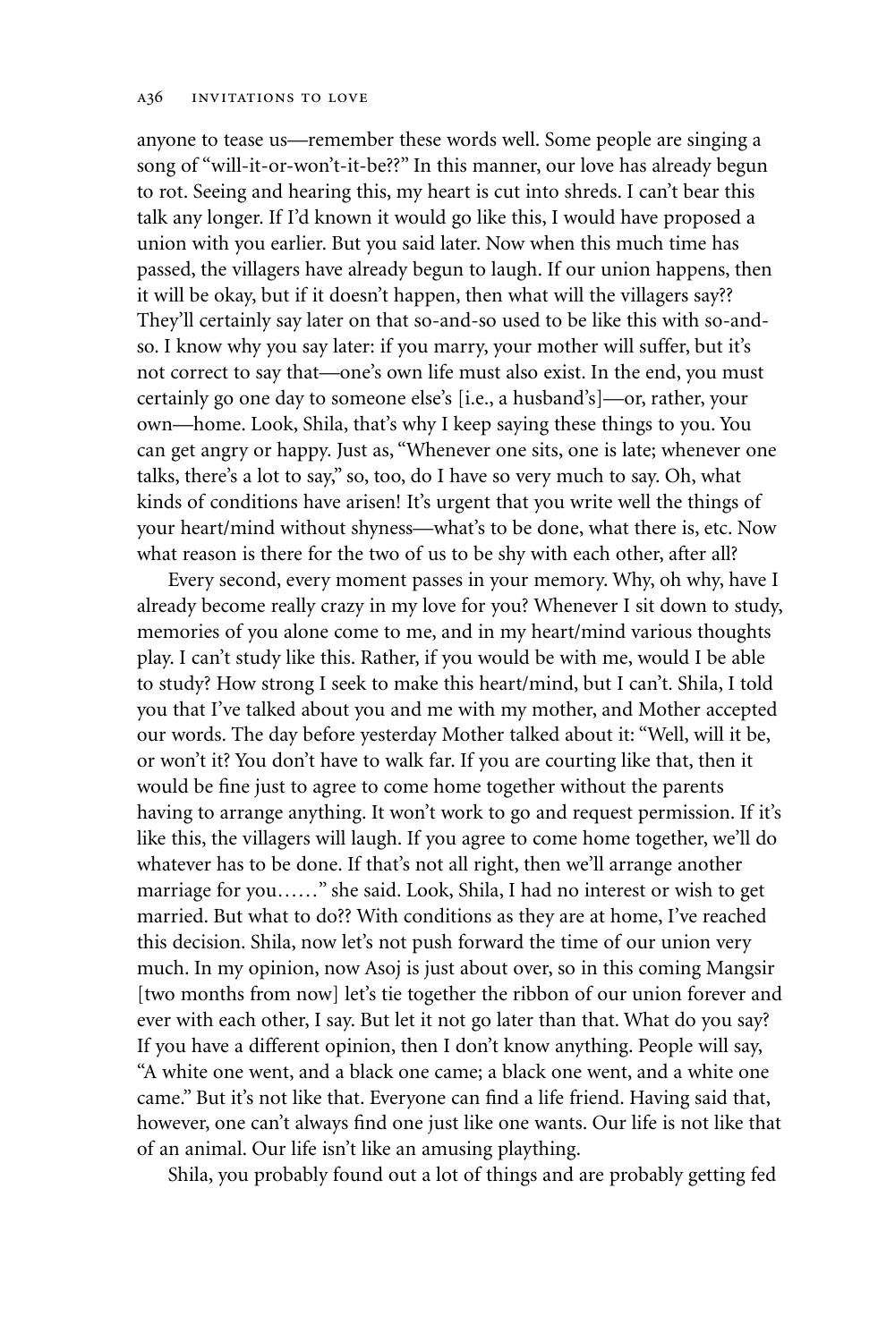anyone to tease us—remember these words well. Some people are singing a song of "will-it-or-won't-it-be??" In this manner, our love has already begun to rot. Seeing and hearing this, my heart is cut into shreds. I can't bear this talk any longer. If I'd known it would go like this, I would have proposed a union with you earlier. But you said later. Now when this much time has passed, the villagers have already begun to laugh. If our union happens, then it will be okay, but if it doesn't happen, then what will the villagers say?? They'll certainly say later on that so-and-so used to be like this with so-and-so. I know why you say later: if you marry, your mother will suffer, but it's not correct to say that—one's own life must also exist. In the end, you must certainly go one day to someone else's [i.e., a husband's]—or, rather, your own—home. Look, Shila, that's why I keep saying these things to you. You can get angry or happy. Just as, "Whenever one sits, one is late; whenever one talks, there's a lot to say," so, too, do I have so very much to say. Oh, what kinds of conditions have arisen! It's urgent that you write well the things of your heart/mind without shyness—what's to be done, what there is, etc. Now what reason is there for the two of us to be shy with each other, after all?

Every second, every moment passes in your memory. Why, oh why, have I already become really crazy in my love for you? Whenever I sit down to study, memories of you alone come to me, and in my heart/mind various thoughts play. I can't study like this. Rather, if you would be with me, would I be able to study? How strong I seek to make this heart/mind, but I can't. Shila, I told you that I've talked about you and me with my mother, and Mother accepted our words. The day before yesterday Mother talked about it: "Well, will it be, or won't it? You don't have to walk far. If you are courting like that, then it would be fine just to agree to come home together without the parents having to arrange anything. It won't work to go and request permission. If it's like this, the villagers will laugh. If you agree to come home together, we'll do whatever has to be done. If that's not all right, then we'll arrange another marriage for you……" she said. Look, Shila, I had no interest or wish to get married. But what to do?? With conditions as they are at home, I've reached this decision. Shila, now let's not push forward the time of our union very much. In my opinion, now Asoj is just about over, so in this coming Mangsir [two months from now] let's tie together the ribbon of our union forever and ever with each other, I say. But let it not go later than that. What do you say? If you have a different opinion, then I don't know anything. People will say, "A white one went, and a black one came; a black one went, and a white one came." But it's not like that. Everyone can find a life friend. Having said that, however, one can't always find one just like one wants. Our life is not like that of an animal. Our life isn't like an amusing plaything.

Shila, you probably found out a lot of things and are probably getting fed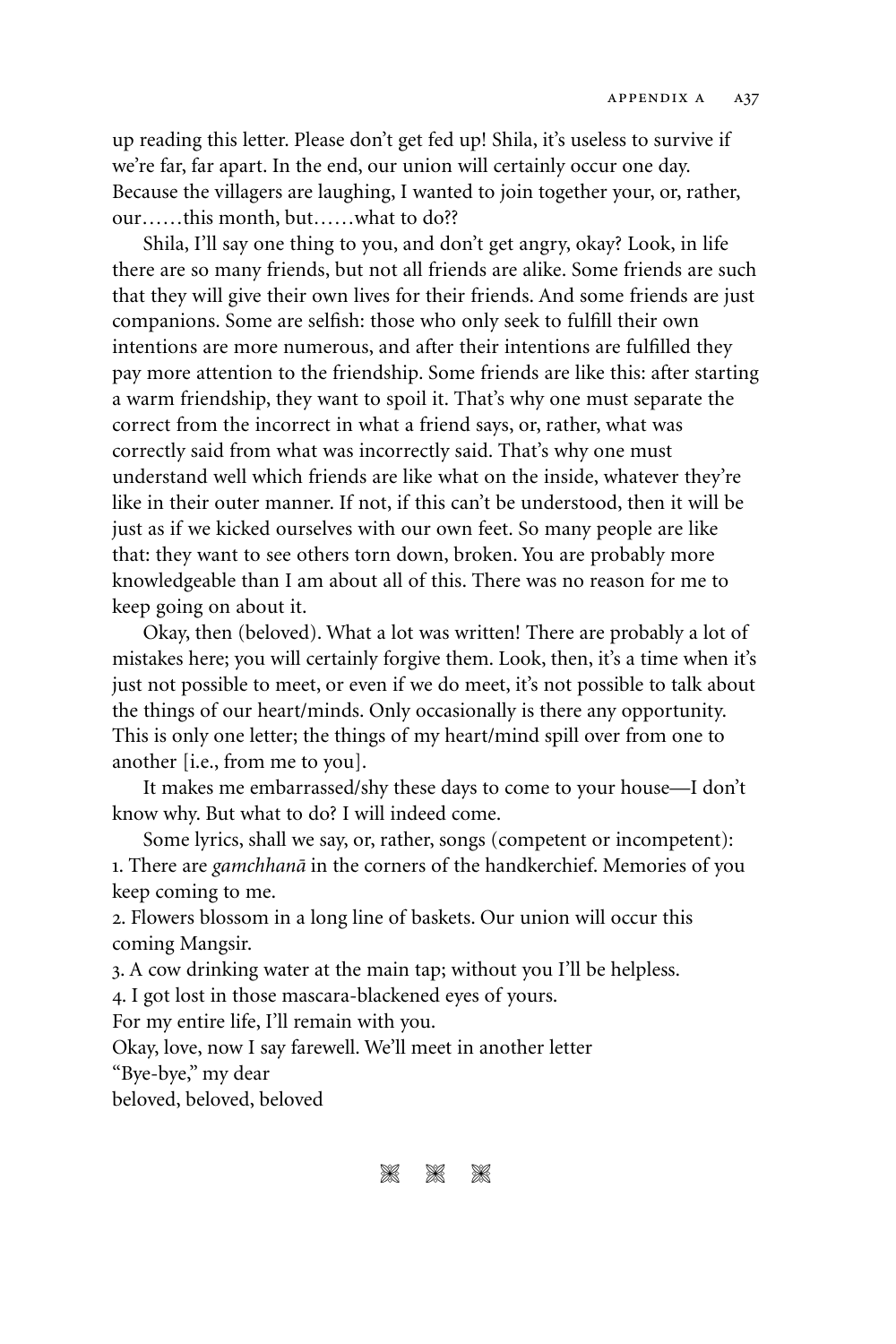up reading this letter. Please don't get fed up! Shila, it's useless to survive if we're far, far apart. In the end, our union will certainly occur one day. Because the villagers are laughing, I wanted to join together your, or, rather, our……this month, but……what to do??

Shila, I'll say one thing to you, and don't get angry, okay? Look, in life there are so many friends, but not all friends are alike. Some friends are such that they will give their own lives for their friends. And some friends are just companions. Some are selfish: those who only seek to fulfill their own intentions are more numerous, and after their intentions are fulfilled they pay more attention to the friendship. Some friends are like this: after starting a warm friendship, they want to spoil it. That's why one must separate the correct from the incorrect in what a friend says, or, rather, what was correctly said from what was incorrectly said. That's why one must understand well which friends are like what on the inside, whatever they're like in their outer manner. If not, if this can't be understood, then it will be just as if we kicked ourselves with our own feet. So many people are like that: they want to see others torn down, broken. You are probably more knowledgeable than I am about all of this. There was no reason for me to keep going on about it.

Okay, then (beloved). What a lot was written! There are probably a lot of mistakes here; you will certainly forgive them. Look, then, it's a time when it's just not possible to meet, or even if we do meet, it's not possible to talk about the things of our heart/minds. Only occasionally is there any opportunity. This is only one letter; the things of my heart/mind spill over from one to another [i.e., from me to you].

It makes me embarrassed/shy these days to come to your house—I don't know why. But what to do? I will indeed come.

Some lyrics, shall we say, or, rather, songs (competent or incompetent):
1. There are *gamchhanā* in the corners of the handkerchief. Memories of you keep coming to me.
2. Flowers blossom in a long line of baskets. Our union will occur this coming Mangsir.
3. A cow drinking water at the main tap; without you I'll be helpless.
4. I got lost in those mascara-blackened eyes of yours.
For my entire life, I'll remain with you.
Okay, love, now I say farewell. We'll meet in another letter
"Bye-bye," my dear
beloved, beloved, beloved

※ ※ ※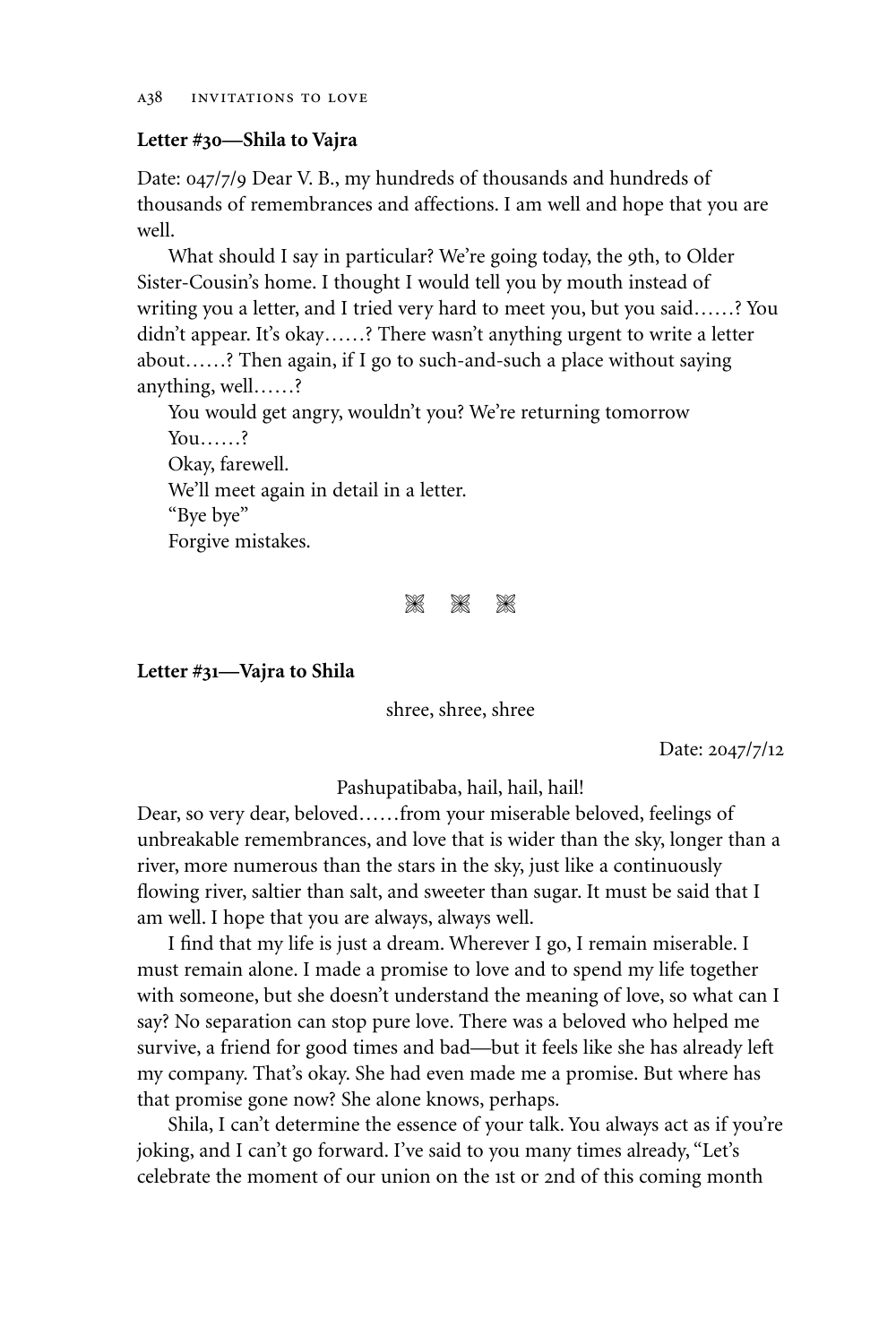**Letter #30—Shila to Vajra**

Date: 047/7/9 Dear V. B., my hundreds of thousands and hundreds of thousands of remembrances and affections. I am well and hope that you are well.

What should I say in particular? We're going today, the 9th, to Older Sister-Cousin's home. I thought I would tell you by mouth instead of writing you a letter, and I tried very hard to meet you, but you said……? You didn't appear. It's okay……? There wasn't anything urgent to write a letter about……? Then again, if I go to such-and-such a place without saying anything, well……?

You would get angry, wouldn't you? We're returning tomorrow
You……?
Okay, farewell.
We'll meet again in detail in a letter.
"Bye bye"
Forgive mistakes.

---

**Letter #31—Vajra to Shila**

shree, shree, shree

Date: 2047/7/12

Pashupatibaba, hail, hail, hail!

Dear, so very dear, beloved……from your miserable beloved, feelings of unbreakable remembrances, and love that is wider than the sky, longer than a river, more numerous than the stars in the sky, just like a continuously flowing river, saltier than salt, and sweeter than sugar. It must be said that I am well. I hope that you are always, always well.

I find that my life is just a dream. Wherever I go, I remain miserable. I must remain alone. I made a promise to love and to spend my life together with someone, but she doesn't understand the meaning of love, so what can I say? No separation can stop pure love. There was a beloved who helped me survive, a friend for good times and bad—but it feels like she has already left my company. That's okay. She had even made me a promise. But where has that promise gone now? She alone knows, perhaps.

Shila, I can't determine the essence of your talk. You always act as if you're joking, and I can't go forward. I've said to you many times already, "Let's celebrate the moment of our union on the 1st or 2nd of this coming month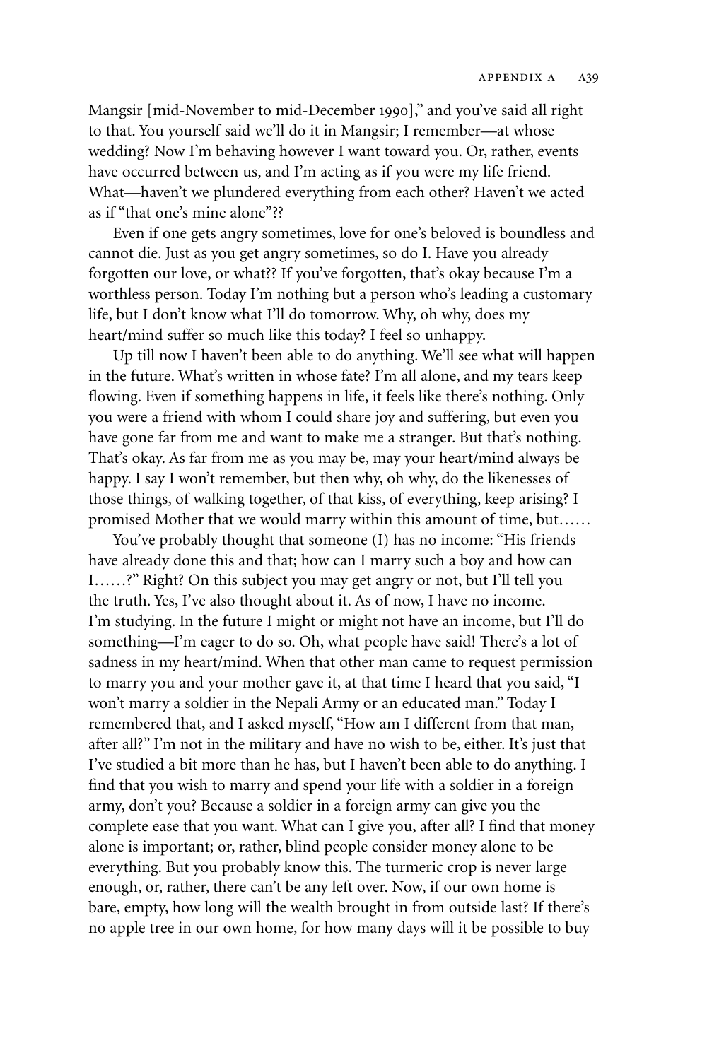Mangsir [mid-November to mid-December 1990]," and you've said all right to that. You yourself said we'll do it in Mangsir; I remember—at whose wedding? Now I'm behaving however I want toward you. Or, rather, events have occurred between us, and I'm acting as if you were my life friend. What—haven't we plundered everything from each other? Haven't we acted as if "that one's mine alone"??

Even if one gets angry sometimes, love for one's beloved is boundless and cannot die. Just as you get angry sometimes, so do I. Have you already forgotten our love, or what?? If you've forgotten, that's okay because I'm a worthless person. Today I'm nothing but a person who's leading a customary life, but I don't know what I'll do tomorrow. Why, oh why, does my heart/mind suffer so much like this today? I feel so unhappy.

Up till now I haven't been able to do anything. We'll see what will happen in the future. What's written in whose fate? I'm all alone, and my tears keep flowing. Even if something happens in life, it feels like there's nothing. Only you were a friend with whom I could share joy and suffering, but even you have gone far from me and want to make me a stranger. But that's nothing. That's okay. As far from me as you may be, may your heart/mind always be happy. I say I won't remember, but then why, oh why, do the likenesses of those things, of walking together, of that kiss, of everything, keep arising? I promised Mother that we would marry within this amount of time, but……

You've probably thought that someone (I) has no income: "His friends have already done this and that; how can I marry such a boy and how can I……?" Right? On this subject you may get angry or not, but I'll tell you the truth. Yes, I've also thought about it. As of now, I have no income. I'm studying. In the future I might or might not have an income, but I'll do something—I'm eager to do so. Oh, what people have said! There's a lot of sadness in my heart/mind. When that other man came to request permission to marry you and your mother gave it, at that time I heard that you said, "I won't marry a soldier in the Nepali Army or an educated man." Today I remembered that, and I asked myself, "How am I different from that man, after all?" I'm not in the military and have no wish to be, either. It's just that I've studied a bit more than he has, but I haven't been able to do anything. I find that you wish to marry and spend your life with a soldier in a foreign army, don't you? Because a soldier in a foreign army can give you the complete ease that you want. What can I give you, after all? I find that money alone is important; or, rather, blind people consider money alone to be everything. But you probably know this. The turmeric crop is never large enough, or, rather, there can't be any left over. Now, if our own home is bare, empty, how long will the wealth brought in from outside last? If there's no apple tree in our own home, for how many days will it be possible to buy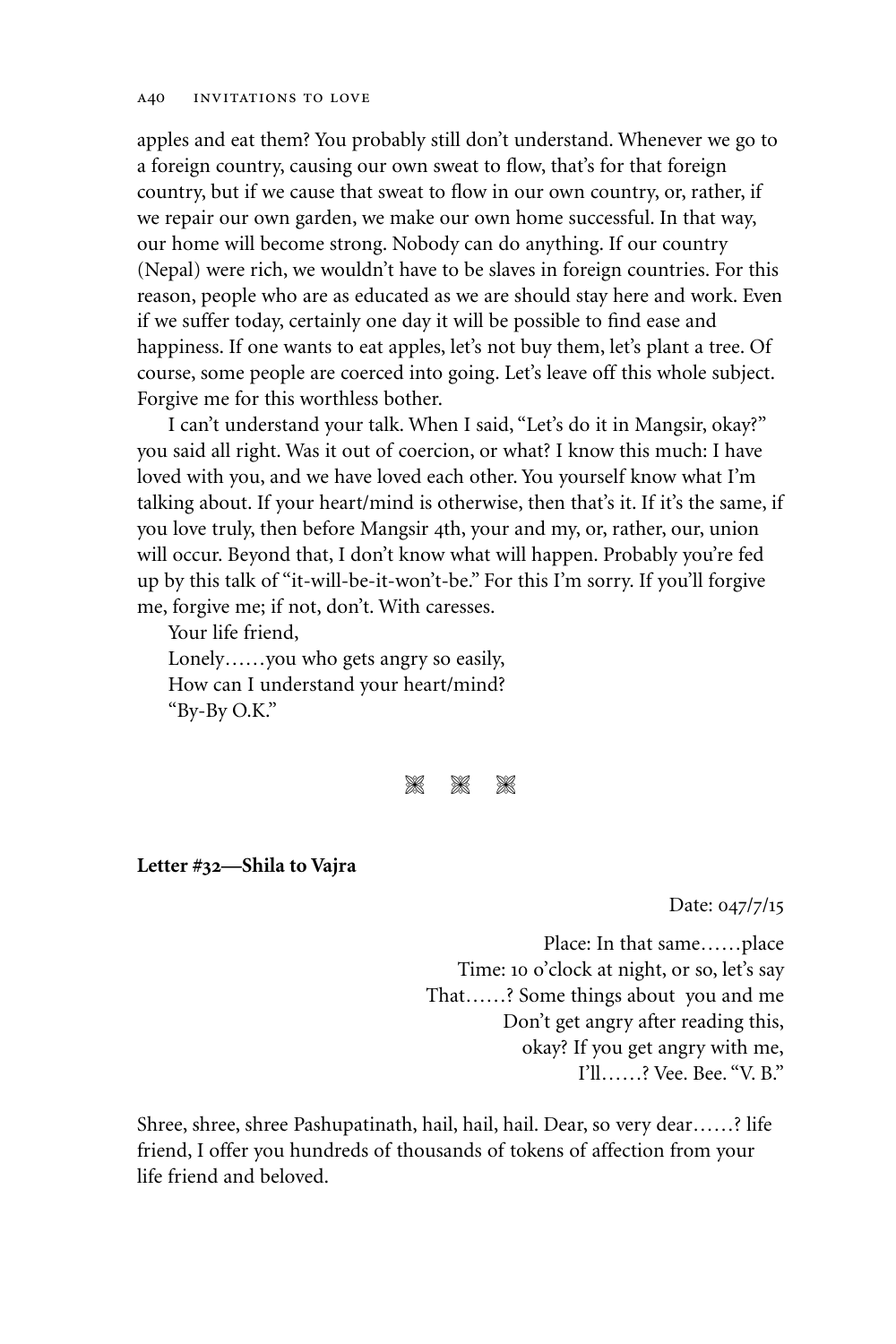apples and eat them? You probably still don't understand. Whenever we go to a foreign country, causing our own sweat to flow, that's for that foreign country, but if we cause that sweat to flow in our own country, or, rather, if we repair our own garden, we make our own home successful. In that way, our home will become strong. Nobody can do anything. If our country (Nepal) were rich, we wouldn't have to be slaves in foreign countries. For this reason, people who are as educated as we are should stay here and work. Even if we suffer today, certainly one day it will be possible to find ease and happiness. If one wants to eat apples, let's not buy them, let's plant a tree. Of course, some people are coerced into going. Let's leave off this whole subject. Forgive me for this worthless bother.

I can't understand your talk. When I said, "Let's do it in Mangsir, okay?" you said all right. Was it out of coercion, or what? I know this much: I have loved with you, and we have loved each other. You yourself know what I'm talking about. If your heart/mind is otherwise, then that's it. If it's the same, if you love truly, then before Mangsir 4th, your and my, or, rather, our, union will occur. Beyond that, I don't know what will happen. Probably you're fed up by this talk of "it-will-be-it-won't-be." For this I'm sorry. If you'll forgive me, forgive me; if not, don't. With caresses.

Your life friend,
Lonely……you who gets angry so easily,
How can I understand your heart/mind?
"By-By O.K."

⁂ ⁂ ⁂

**Letter #32—Shila to Vajra**

Date: 047/7/15

Place: In that same……place
Time: 10 o'clock at night, or so, let's say
That……? Some things about you and me
Don't get angry after reading this,
okay? If you get angry with me,
I'll……? Vee. Bee. "V. B."

Shree, shree, shree Pashupatinath, hail, hail, hail. Dear, so very dear……? life friend, I offer you hundreds of thousands of tokens of affection from your life friend and beloved.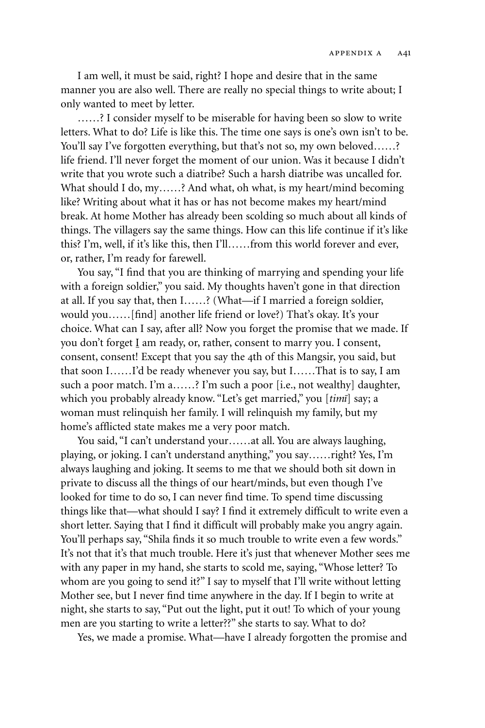I am well, it must be said, right? I hope and desire that in the same manner you are also well. There are really no special things to write about; I only wanted to meet by letter.

……? I consider myself to be miserable for having been so slow to write letters. What to do? Life is like this. The time one says is one's own isn't to be. You'll say I've forgotten everything, but that's not so, my own beloved……? life friend. I'll never forget the moment of our union. Was it because I didn't write that you wrote such a diatribe? Such a harsh diatribe was uncalled for. What should I do, my……? And what, oh what, is my heart/mind becoming like? Writing about what it has or has not become makes my heart/mind break. At home Mother has already been scolding so much about all kinds of things. The villagers say the same things. How can this life continue if it's like this? I'm, well, if it's like this, then I'll……from this world forever and ever, or, rather, I'm ready for farewell.

You say, "I find that you are thinking of marrying and spending your life with a foreign soldier," you said. My thoughts haven't gone in that direction at all. If you say that, then I……? (What—if I married a foreign soldier, would you……[find] another life friend or love?) That's okay. It's your choice. What can I say, after all? Now you forget the promise that we made. If you don't forget I am ready, or, rather, consent to marry you. I consent, consent, consent! Except that you say the 4th of this Mangsir, you said, but that soon I……I'd be ready whenever you say, but I……That is to say, I am such a poor match. I'm a……? I'm such a poor [i.e., not wealthy] daughter, which you probably already know. "Let's get married," you [*timī*] say; a woman must relinquish her family. I will relinquish my family, but my home's afflicted state makes me a very poor match.

You said, "I can't understand your……at all. You are always laughing, playing, or joking. I can't understand anything," you say……right? Yes, I'm always laughing and joking. It seems to me that we should both sit down in private to discuss all the things of our heart/minds, but even though I've looked for time to do so, I can never find time. To spend time discussing things like that—what should I say? I find it extremely difficult to write even a short letter. Saying that I find it difficult will probably make you angry again. You'll perhaps say, "Shila finds it so much trouble to write even a few words." It's not that it's that much trouble. Here it's just that whenever Mother sees me with any paper in my hand, she starts to scold me, saying, "Whose letter? To whom are you going to send it?" I say to myself that I'll write without letting Mother see, but I never find time anywhere in the day. If I begin to write at night, she starts to say, "Put out the light, put it out! To which of your young men are you starting to write a letter??" she starts to say. What to do?

Yes, we made a promise. What—have I already forgotten the promise and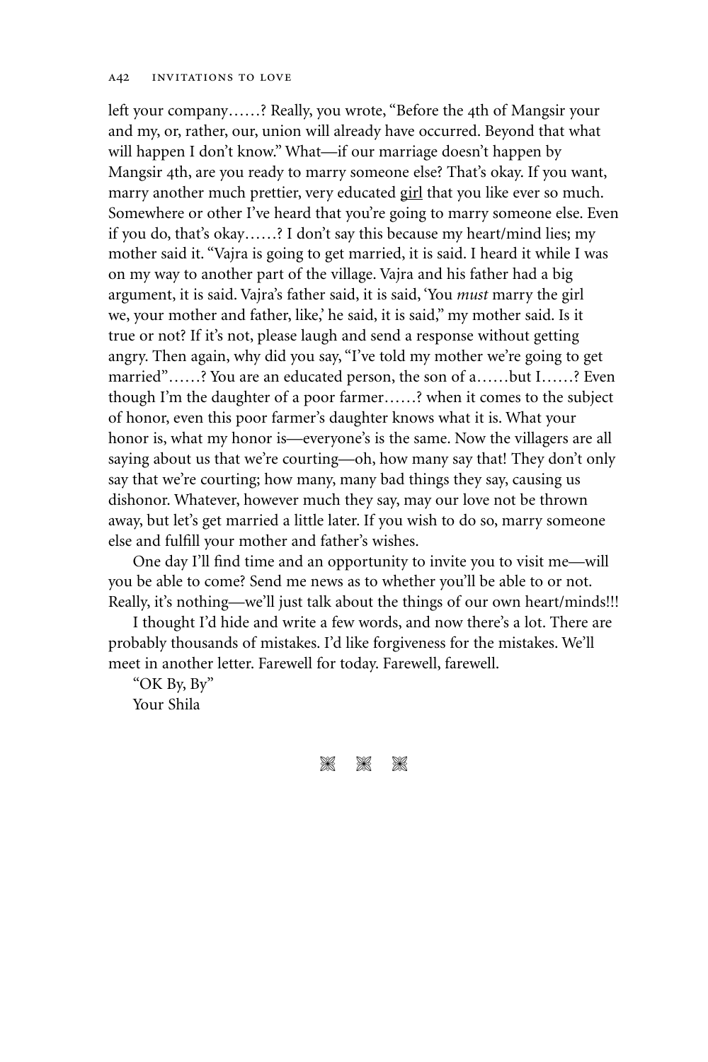left your company……? Really, you wrote, "Before the 4th of Mangsir your and my, or, rather, our, union will already have occurred. Beyond that what will happen I don't know." What—if our marriage doesn't happen by Mangsir 4th, are you ready to marry someone else? That's okay. If you want, marry another much prettier, very educated <u>girl</u> that you like ever so much. Somewhere or other I've heard that you're going to marry someone else. Even if you do, that's okay……? I don't say this because my heart/mind lies; my mother said it. "Vajra is going to get married, it is said. I heard it while I was on my way to another part of the village. Vajra and his father had a big argument, it is said. Vajra's father said, it is said, 'You *must* marry the girl we, your mother and father, like,' he said, it is said," my mother said. Is it true or not? If it's not, please laugh and send a response without getting angry. Then again, why did you say, "I've told my mother we're going to get married"……? You are an educated person, the son of a……but I……? Even though I'm the daughter of a poor farmer……? when it comes to the subject of honor, even this poor farmer's daughter knows what it is. What your honor is, what my honor is—everyone's is the same. Now the villagers are all saying about us that we're courting—oh, how many say that! They don't only say that we're courting; how many, many bad things they say, causing us dishonor. Whatever, however much they say, may our love not be thrown away, but let's get married a little later. If you wish to do so, marry someone else and fulfill your mother and father's wishes.

One day I'll find time and an opportunity to invite you to visit me—will you be able to come? Send me news as to whether you'll be able to or not. Really, it's nothing—we'll just talk about the things of our own heart/minds!!!

I thought I'd hide and write a few words, and now there's a lot. There are probably thousands of mistakes. I'd like forgiveness for the mistakes. We'll meet in another letter. Farewell for today. Farewell, farewell.

"OK By, By"
Your Shila

❋ ❋ ❋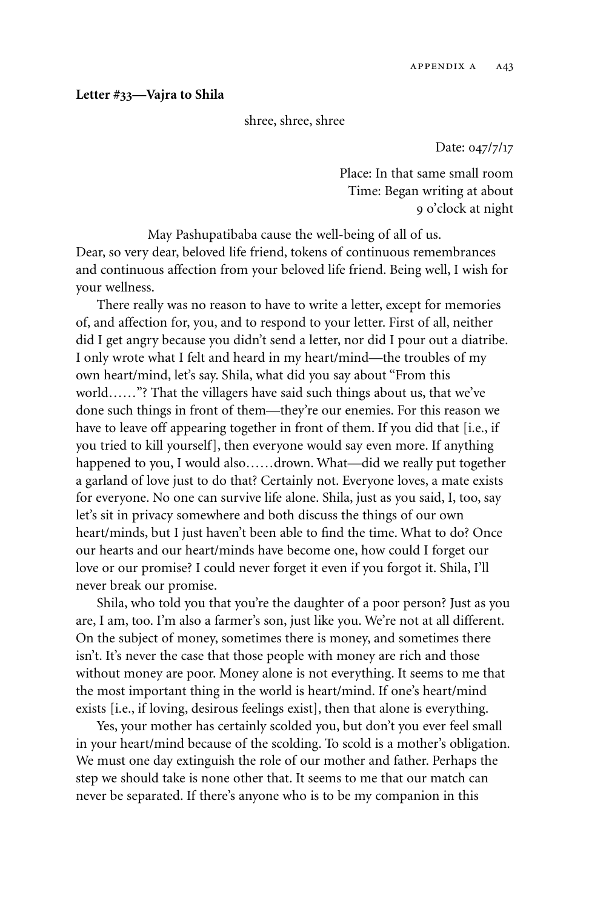**Letter #33—Vajra to Shila**

shree, shree, shree

Date: 047/7/17

Place: In that same small room
Time: Began writing at about
9 o'clock at night

May Pashupatibaba cause the well-being of all of us.

Dear, so very dear, beloved life friend, tokens of continuous remembrances and continuous affection from your beloved life friend. Being well, I wish for your wellness.

There really was no reason to have to write a letter, except for memories of, and affection for, you, and to respond to your letter. First of all, neither did I get angry because you didn't send a letter, nor did I pour out a diatribe. I only wrote what I felt and heard in my heart/mind—the troubles of my own heart/mind, let's say. Shila, what did you say about "From this world……"? That the villagers have said such things about us, that we've done such things in front of them—they're our enemies. For this reason we have to leave off appearing together in front of them. If you did that [i.e., if you tried to kill yourself], then everyone would say even more. If anything happened to you, I would also……drown. What—did we really put together a garland of love just to do that? Certainly not. Everyone loves, a mate exists for everyone. No one can survive life alone. Shila, just as you said, I, too, say let's sit in privacy somewhere and both discuss the things of our own heart/minds, but I just haven't been able to find the time. What to do? Once our hearts and our heart/minds have become one, how could I forget our love or our promise? I could never forget it even if you forgot it. Shila, I'll never break our promise.

Shila, who told you that you're the daughter of a poor person? Just as you are, I am, too. I'm also a farmer's son, just like you. We're not at all different. On the subject of money, sometimes there is money, and sometimes there isn't. It's never the case that those people with money are rich and those without money are poor. Money alone is not everything. It seems to me that the most important thing in the world is heart/mind. If one's heart/mind exists [i.e., if loving, desirous feelings exist], then that alone is everything.

Yes, your mother has certainly scolded you, but don't you ever feel small in your heart/mind because of the scolding. To scold is a mother's obligation. We must one day extinguish the role of our mother and father. Perhaps the step we should take is none other that. It seems to me that our match can never be separated. If there's anyone who is to be my companion in this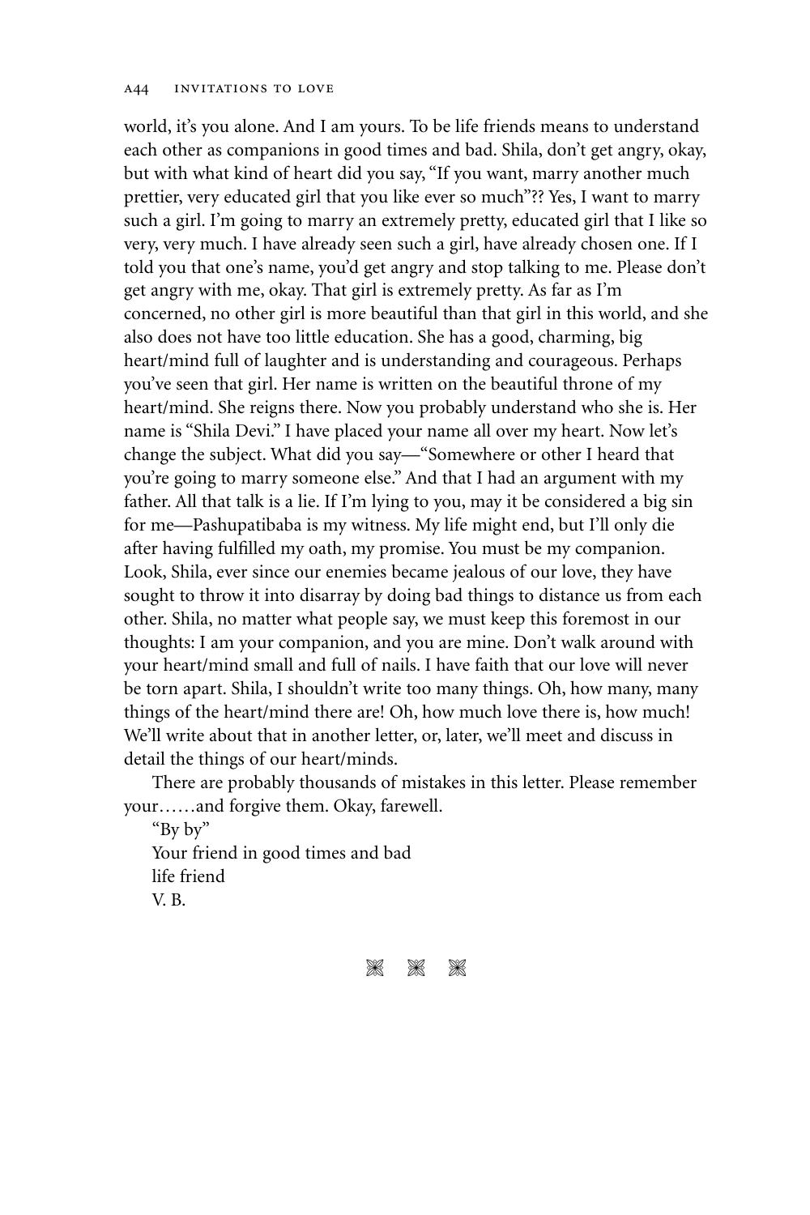world, it's you alone. And I am yours. To be life friends means to understand each other as companions in good times and bad. Shila, don't get angry, okay, but with what kind of heart did you say, "If you want, marry another much prettier, very educated girl that you like ever so much"?? Yes, I want to marry such a girl. I'm going to marry an extremely pretty, educated girl that I like so very, very much. I have already seen such a girl, have already chosen one. If I told you that one's name, you'd get angry and stop talking to me. Please don't get angry with me, okay. That girl is extremely pretty. As far as I'm concerned, no other girl is more beautiful than that girl in this world, and she also does not have too little education. She has a good, charming, big heart/mind full of laughter and is understanding and courageous. Perhaps you've seen that girl. Her name is written on the beautiful throne of my heart/mind. She reigns there. Now you probably understand who she is. Her name is "Shila Devi." I have placed your name all over my heart. Now let's change the subject. What did you say—"Somewhere or other I heard that you're going to marry someone else." And that I had an argument with my father. All that talk is a lie. If I'm lying to you, may it be considered a big sin for me—Pashupatibaba is my witness. My life might end, but I'll only die after having fulfilled my oath, my promise. You must be my companion. Look, Shila, ever since our enemies became jealous of our love, they have sought to throw it into disarray by doing bad things to distance us from each other. Shila, no matter what people say, we must keep this foremost in our thoughts: I am your companion, and you are mine. Don't walk around with your heart/mind small and full of nails. I have faith that our love will never be torn apart. Shila, I shouldn't write too many things. Oh, how many, many things of the heart/mind there are! Oh, how much love there is, how much! We'll write about that in another letter, or, later, we'll meet and discuss in detail the things of our heart/minds.

There are probably thousands of mistakes in this letter. Please remember your……and forgive them. Okay, farewell.

"By by"
Your friend in good times and bad
life friend
V. B.

⁂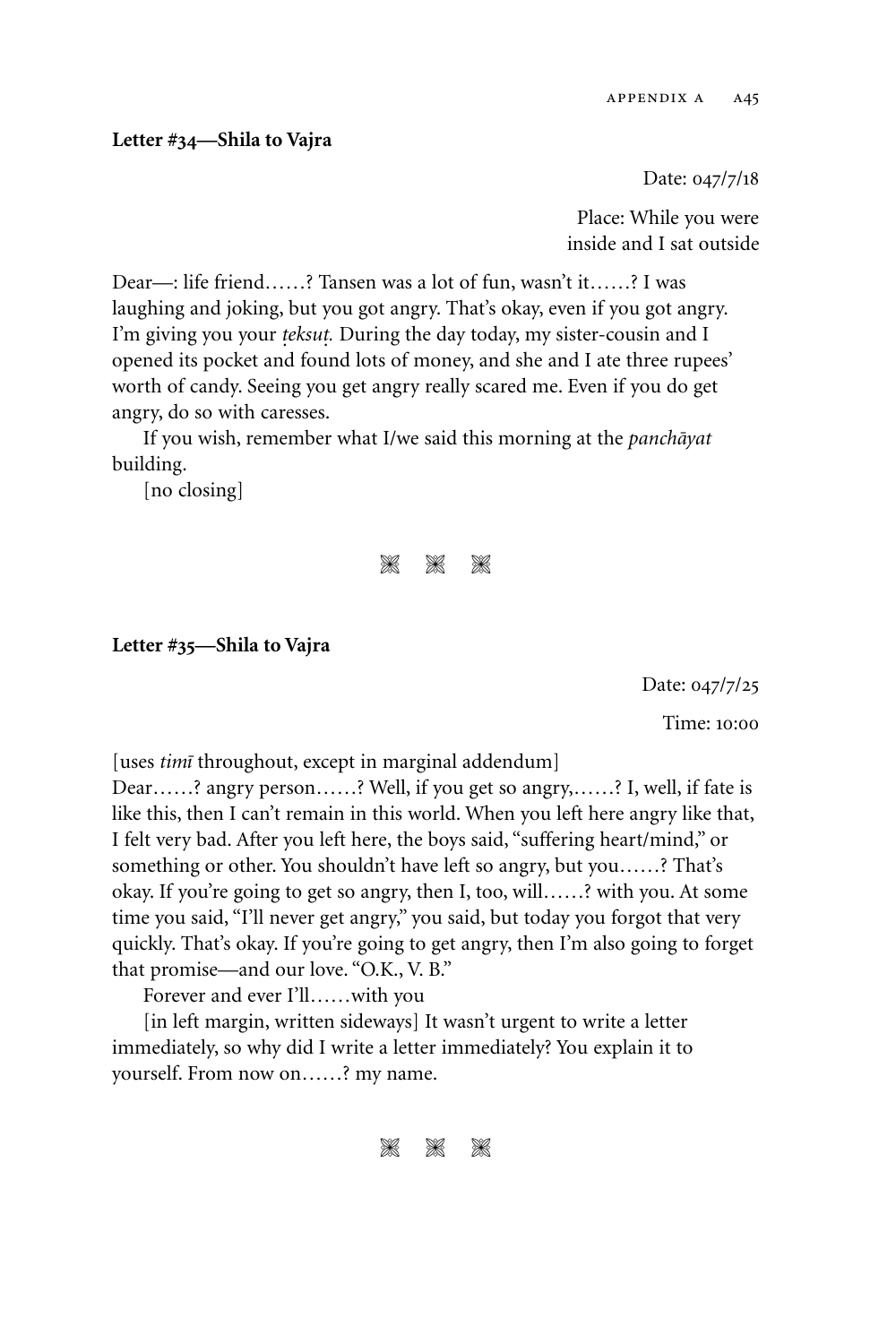**Letter #34—Shila to Vajra**

Date: 047/7/18

Place: While you were inside and I sat outside

Dear—: life friend……? Tansen was a lot of fun, wasn't it……? I was laughing and joking, but you got angry. That's okay, even if you got angry. I'm giving you your *ṭeksuṭ*. During the day today, my sister-cousin and I opened its pocket and found lots of money, and she and I ate three rupees' worth of candy. Seeing you get angry really scared me. Even if you do get angry, do so with caresses.

If you wish, remember what I/we said this morning at the *panchāyat* building.

[no closing]

❋ ❋ ❋

**Letter #35—Shila to Vajra**

Date: 047/7/25

Time: 10:00

[uses *timī* throughout, except in marginal addendum]

Dear……? angry person……? Well, if you get so angry,……? I, well, if fate is like this, then I can't remain in this world. When you left here angry like that, I felt very bad. After you left here, the boys said, "suffering heart/mind," or something or other. You shouldn't have left so angry, but you……? That's okay. If you're going to get so angry, then I, too, will……? with you. At some time you said, "I'll never get angry," you said, but today you forgot that very quickly. That's okay. If you're going to get angry, then I'm also going to forget that promise—and our love. "O.K., V. B."

Forever and ever I'll……with you

[in left margin, written sideways] It wasn't urgent to write a letter immediately, so why did I write a letter immediately? You explain it to yourself. From now on……? my name.

❋ ❋ ❋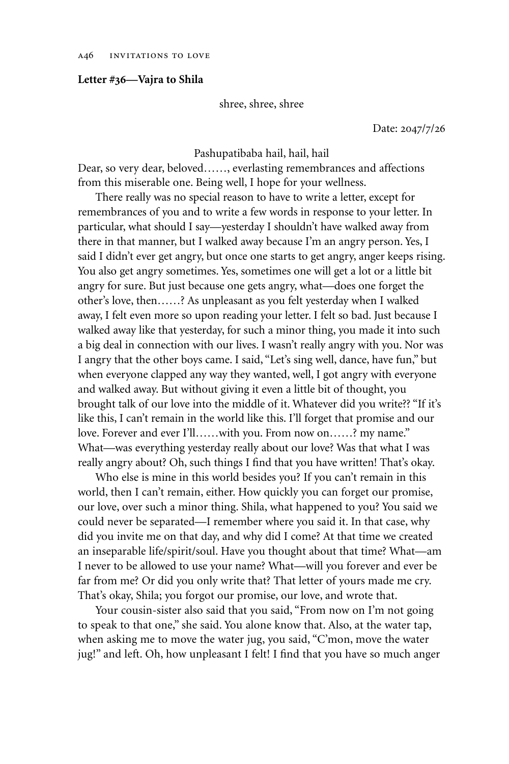**Letter #36—Vajra to Shila**

shree, shree, shree

Date: 2047/7/26

Pashupatibaba hail, hail, hail

Dear, so very dear, beloved……, everlasting remembrances and affections from this miserable one. Being well, I hope for your wellness.

There really was no special reason to have to write a letter, except for remembrances of you and to write a few words in response to your letter. In particular, what should I say—yesterday I shouldn't have walked away from there in that manner, but I walked away because I'm an angry person. Yes, I said I didn't ever get angry, but once one starts to get angry, anger keeps rising. You also get angry sometimes. Yes, sometimes one will get a lot or a little bit angry for sure. But just because one gets angry, what—does one forget the other's love, then……? As unpleasant as you felt yesterday when I walked away, I felt even more so upon reading your letter. I felt so bad. Just because I walked away like that yesterday, for such a minor thing, you made it into such a big deal in connection with our lives. I wasn't really angry with you. Nor was I angry that the other boys came. I said, "Let's sing well, dance, have fun," but when everyone clapped any way they wanted, well, I got angry with everyone and walked away. But without giving it even a little bit of thought, you brought talk of our love into the middle of it. Whatever did you write?? "If it's like this, I can't remain in the world like this. I'll forget that promise and our love. Forever and ever I'll……with you. From now on……? my name." What—was everything yesterday really about our love? Was that what I was really angry about? Oh, such things I find that you have written! That's okay.

Who else is mine in this world besides you? If you can't remain in this world, then I can't remain, either. How quickly you can forget our promise, our love, over such a minor thing. Shila, what happened to you? You said we could never be separated—I remember where you said it. In that case, why did you invite me on that day, and why did I come? At that time we created an inseparable life/spirit/soul. Have you thought about that time? What—am I never to be allowed to use your name? What—will you forever and ever be far from me? Or did you only write that? That letter of yours made me cry. That's okay, Shila; you forgot our promise, our love, and wrote that.

Your cousin-sister also said that you said, "From now on I'm not going to speak to that one," she said. You alone know that. Also, at the water tap, when asking me to move the water jug, you said, "C'mon, move the water jug!" and left. Oh, how unpleasant I felt! I find that you have so much anger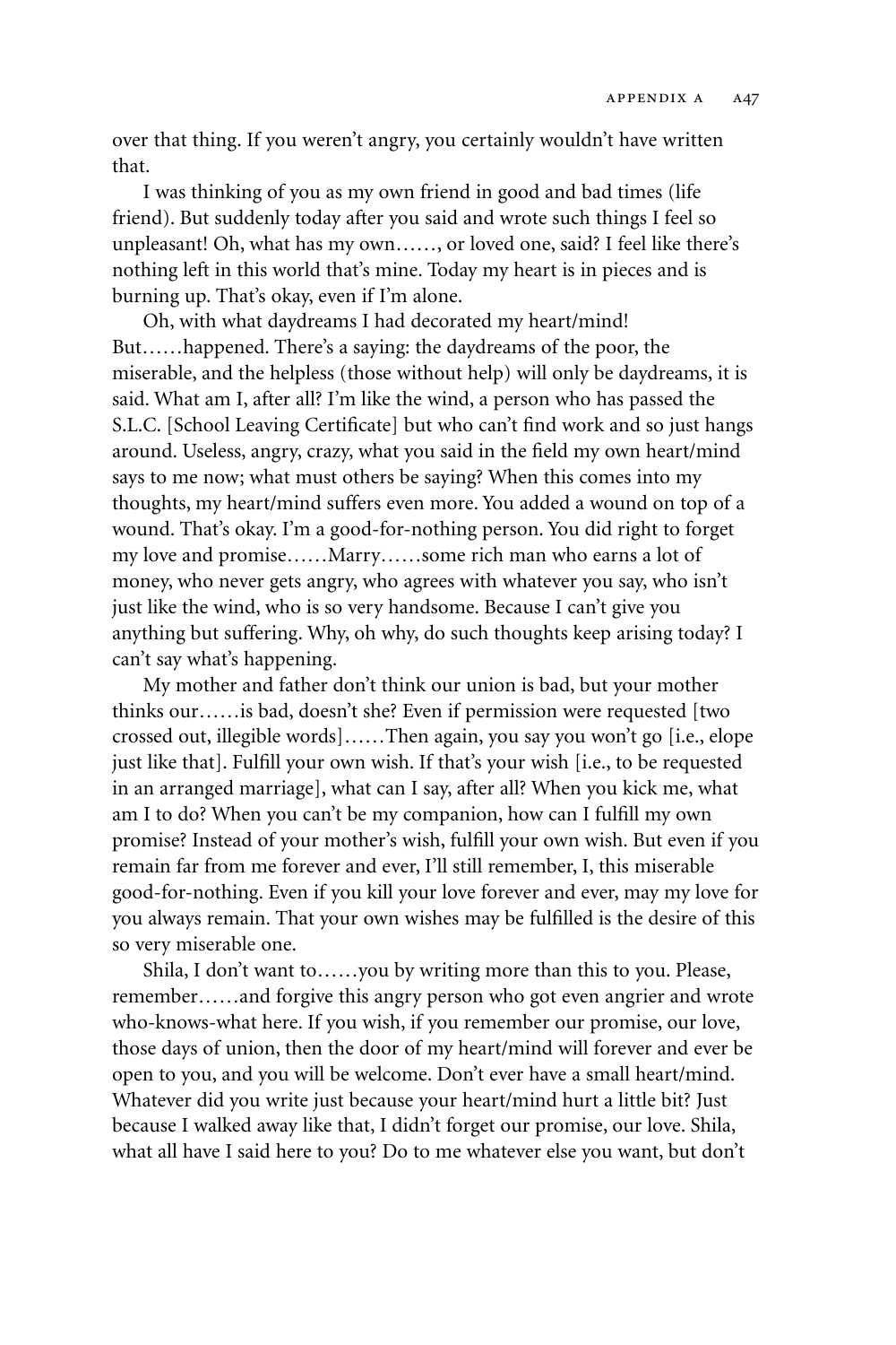over that thing. If you weren't angry, you certainly wouldn't have written that.

I was thinking of you as my own friend in good and bad times (life friend). But suddenly today after you said and wrote such things I feel so unpleasant! Oh, what has my own……, or loved one, said? I feel like there's nothing left in this world that's mine. Today my heart is in pieces and is burning up. That's okay, even if I'm alone.

Oh, with what daydreams I had decorated my heart/mind! But……happened. There's a saying: the daydreams of the poor, the miserable, and the helpless (those without help) will only be daydreams, it is said. What am I, after all? I'm like the wind, a person who has passed the S.L.C. [School Leaving Certificate] but who can't find work and so just hangs around. Useless, angry, crazy, what you said in the field my own heart/mind says to me now; what must others be saying? When this comes into my thoughts, my heart/mind suffers even more. You added a wound on top of a wound. That's okay. I'm a good-for-nothing person. You did right to forget my love and promise……Marry……some rich man who earns a lot of money, who never gets angry, who agrees with whatever you say, who isn't just like the wind, who is so very handsome. Because I can't give you anything but suffering. Why, oh why, do such thoughts keep arising today? I can't say what's happening.

My mother and father don't think our union is bad, but your mother thinks our……is bad, doesn't she? Even if permission were requested [two crossed out, illegible words]……Then again, you say you won't go [i.e., elope just like that]. Fulfill your own wish. If that's your wish [i.e., to be requested in an arranged marriage], what can I say, after all? When you kick me, what am I to do? When you can't be my companion, how can I fulfill my own promise? Instead of your mother's wish, fulfill your own wish. But even if you remain far from me forever and ever, I'll still remember, I, this miserable good-for-nothing. Even if you kill your love forever and ever, may my love for you always remain. That your own wishes may be fulfilled is the desire of this so very miserable one.

Shila, I don't want to……you by writing more than this to you. Please, remember……and forgive this angry person who got even angrier and wrote who-knows-what here. If you wish, if you remember our promise, our love, those days of union, then the door of my heart/mind will forever and ever be open to you, and you will be welcome. Don't ever have a small heart/mind. Whatever did you write just because your heart/mind hurt a little bit? Just because I walked away like that, I didn't forget our promise, our love. Shila, what all have I said here to you? Do to me whatever else you want, but don't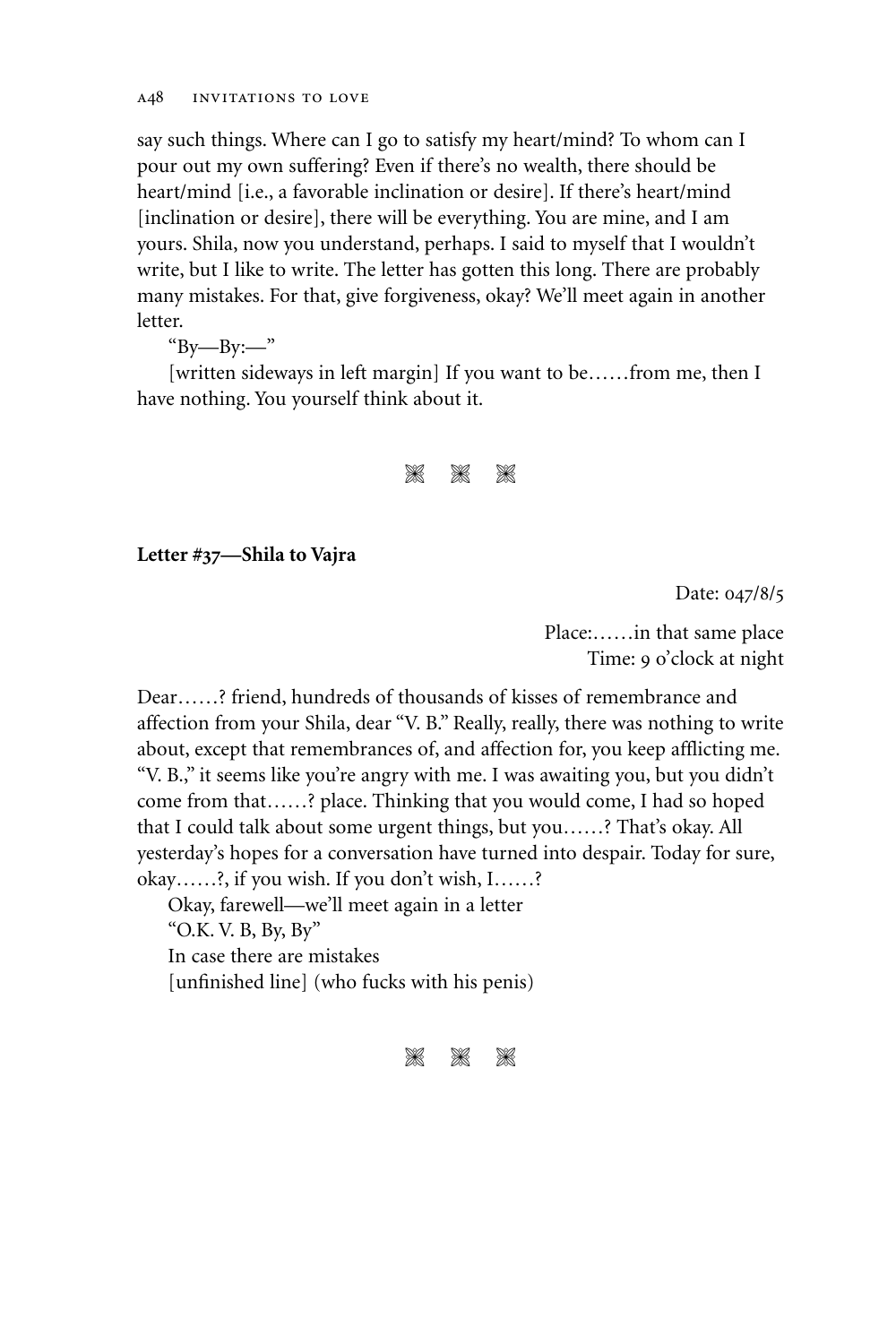say such things. Where can I go to satisfy my heart/mind? To whom can I pour out my own suffering? Even if there's no wealth, there should be heart/mind [i.e., a favorable inclination or desire]. If there's heart/mind [inclination or desire], there will be everything. You are mine, and I am yours. Shila, now you understand, perhaps. I said to myself that I wouldn't write, but I like to write. The letter has gotten this long. There are probably many mistakes. For that, give forgiveness, okay? We'll meet again in another letter.

"By—By:—"

[written sideways in left margin] If you want to be……from me, then I have nothing. You yourself think about it.

❋ ❋ ❋

**Letter #37—Shila to Vajra**

Date: 047/8/5

Place:……in that same place
Time: 9 o'clock at night

Dear……? friend, hundreds of thousands of kisses of remembrance and affection from your Shila, dear "V. B." Really, really, there was nothing to write about, except that remembrances of, and affection for, you keep afflicting me. "V. B.," it seems like you're angry with me. I was awaiting you, but you didn't come from that……? place. Thinking that you would come, I had so hoped that I could talk about some urgent things, but you……? That's okay. All yesterday's hopes for a conversation have turned into despair. Today for sure, okay……?, if you wish. If you don't wish, I……?

Okay, farewell—we'll meet again in a letter

"O.K. V. B, By, By"

In case there are mistakes

[unfinished line] (who fucks with his penis)

❋ ❋ ❋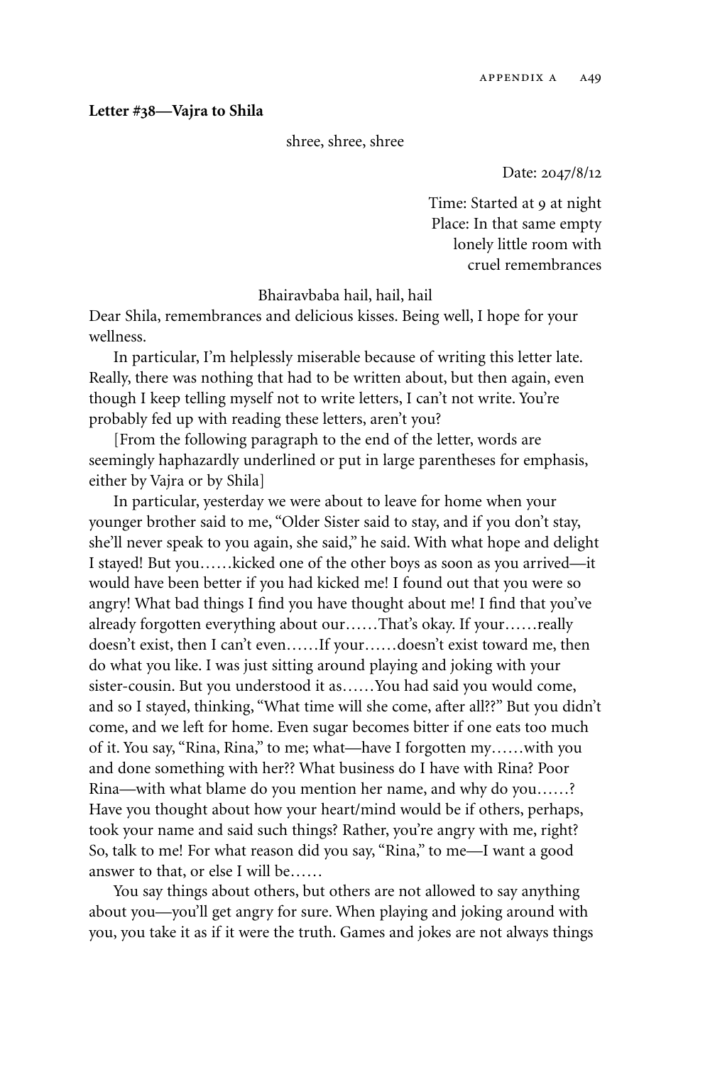**Letter #38—Vajra to Shila**

shree, shree, shree

Date: 2047/8/12

Time: Started at 9 at night
Place: In that same empty lonely little room with cruel remembrances

Bhairavbaba hail, hail, hail

Dear Shila, remembrances and delicious kisses. Being well, I hope for your wellness.

In particular, I'm helplessly miserable because of writing this letter late. Really, there was nothing that had to be written about, but then again, even though I keep telling myself not to write letters, I can't not write. You're probably fed up with reading these letters, aren't you?

[From the following paragraph to the end of the letter, words are seemingly haphazardly underlined or put in large parentheses for emphasis, either by Vajra or by Shila]

In particular, yesterday we were about to leave for home when your younger brother said to me, "Older Sister said to stay, and if you don't stay, she'll never speak to you again, she said," he said. With what hope and delight I stayed! But you……kicked one of the other boys as soon as you arrived—it would have been better if you had kicked me! I found out that you were so angry! What bad things I find you have thought about me! I find that you've already forgotten everything about our……That's okay. If your……really doesn't exist, then I can't even……If your……doesn't exist toward me, then do what you like. I was just sitting around playing and joking with your sister-cousin. But you understood it as……You had said you would come, and so I stayed, thinking, "What time will she come, after all??" But you didn't come, and we left for home. Even sugar becomes bitter if one eats too much of it. You say, "Rina, Rina," to me; what—have I forgotten my……with you and done something with her?? What business do I have with Rina? Poor Rina—with what blame do you mention her name, and why do you……? Have you thought about how your heart/mind would be if others, perhaps, took your name and said such things? Rather, you're angry with me, right? So, talk to me! For what reason did you say, "Rina," to me—I want a good answer to that, or else I will be……

You say things about others, but others are not allowed to say anything about you—you'll get angry for sure. When playing and joking around with you, you take it as if it were the truth. Games and jokes are not always things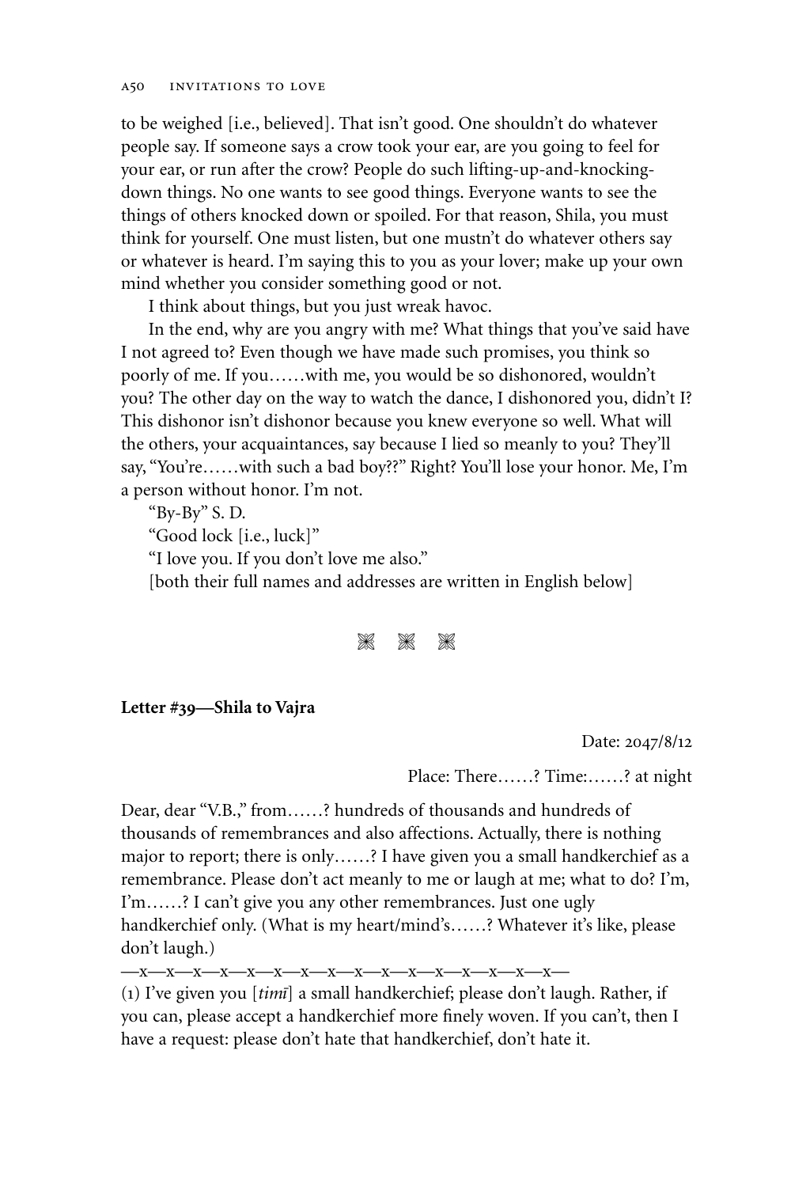to be weighed [i.e., believed]. That isn't good. One shouldn't do whatever people say. If someone says a crow took your ear, are you going to feel for your ear, or run after the crow? People do such lifting-up-and-knocking-down things. No one wants to see good things. Everyone wants to see the things of others knocked down or spoiled. For that reason, Shila, you must think for yourself. One must listen, but one mustn't do whatever others say or whatever is heard. I'm saying this to you as your lover; make up your own mind whether you consider something good or not.

I think about things, but you just wreak havoc.

In the end, why are you angry with me? What things that you've said have I not agreed to? Even though we have made such promises, you think so poorly of me. If you……with me, you would be so dishonored, wouldn't you? The other day on the way to watch the dance, I dishonored you, didn't I? This dishonor isn't dishonor because you knew everyone so well. What will the others, your acquaintances, say because I lied so meanly to you? They'll say, "You're……with such a bad boy??" Right? You'll lose your honor. Me, I'm a person without honor. I'm not.

"By-By" S. D.

"Good lock [i.e., luck]"

"I love you. If you don't love me also."

[both their full names and addresses are written in English below]

⁂ ⁂ ⁂

**Letter #39—Shila to Vajra**

Date: 2047/8/12

Place: There……? Time:……? at night

Dear, dear "V.B.," from……? hundreds of thousands and hundreds of thousands of remembrances and also affections. Actually, there is nothing major to report; there is only……? I have given you a small handkerchief as a remembrance. Please don't act meanly to me or laugh at me; what to do? I'm, I'm……? I can't give you any other remembrances. Just one ugly handkerchief only. (What is my heart/mind's……? Whatever it's like, please don't laugh.)

—x—x—x—x—x—x—x—x—x—x—x—x—x—x—x—x—

(1) I've given you [*timī*] a small handkerchief; please don't laugh. Rather, if you can, please accept a handkerchief more finely woven. If you can't, then I have a request: please don't hate that handkerchief, don't hate it.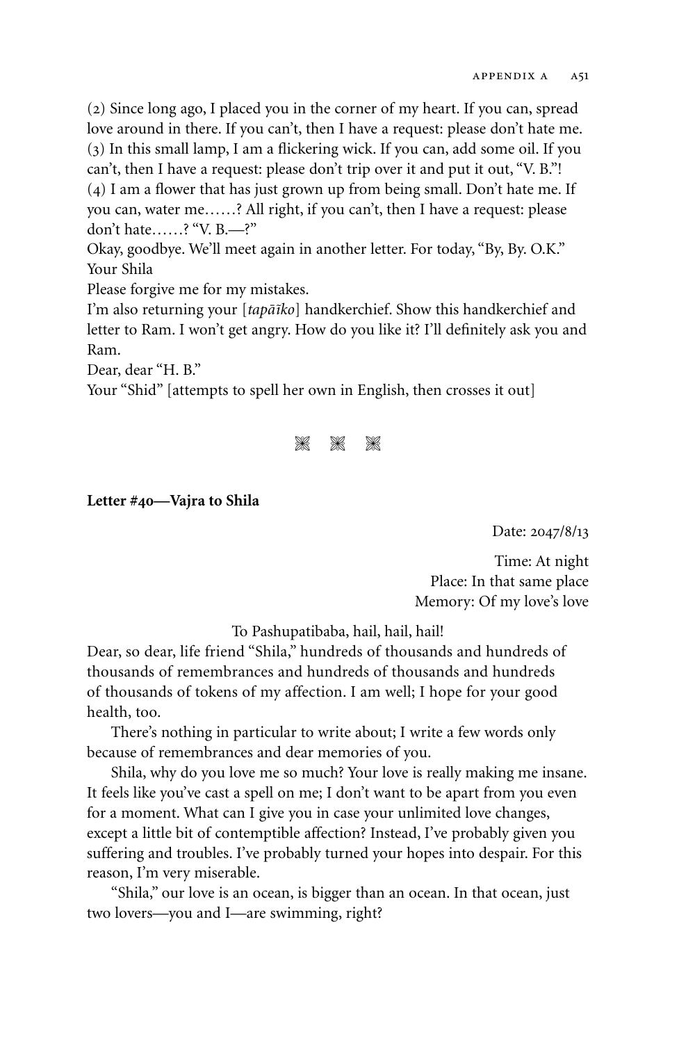(2) Since long ago, I placed you in the corner of my heart. If you can, spread love around in there. If you can't, then I have a request: please don't hate me.
(3) In this small lamp, I am a flickering wick. If you can, add some oil. If you can't, then I have a request: please don't trip over it and put it out, "V. B."!
(4) I am a flower that has just grown up from being small. Don't hate me. If you can, water me……? All right, if you can't, then I have a request: please don't hate……? "V. B.—?"
Okay, goodbye. We'll meet again in another letter. For today, "By, By. O.K."
Your Shila
Please forgive me for my mistakes.
I'm also returning your [*tapāīko*] handkerchief. Show this handkerchief and letter to Ram. I won't get angry. How do you like it? I'll definitely ask you and Ram.
Dear, dear "H. B."
Your "Shid" [attempts to spell her own in English, then crosses it out]

❋ ❋ ❋

**Letter #40—Vajra to Shila**

Date: 2047/8/13

Time: At night
Place: In that same place
Memory: Of my love's love

To Pashupatibaba, hail, hail, hail!

Dear, so dear, life friend "Shila," hundreds of thousands and hundreds of thousands of remembrances and hundreds of thousands and hundreds of thousands of tokens of my affection. I am well; I hope for your good health, too.

There's nothing in particular to write about; I write a few words only because of remembrances and dear memories of you.

Shila, why do you love me so much? Your love is really making me insane. It feels like you've cast a spell on me; I don't want to be apart from you even for a moment. What can I give you in case your unlimited love changes, except a little bit of contemptible affection? Instead, I've probably given you suffering and troubles. I've probably turned your hopes into despair. For this reason, I'm very miserable.

"Shila," our love is an ocean, is bigger than an ocean. In that ocean, just two lovers—you and I—are swimming, right?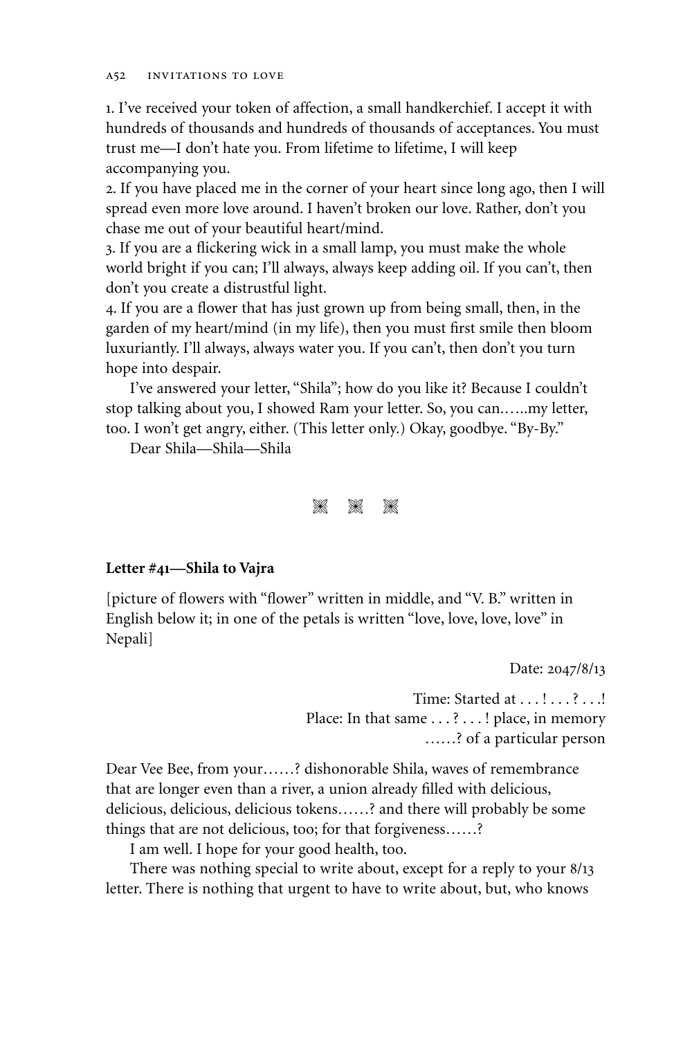1. I've received your token of affection, a small handkerchief. I accept it with hundreds of thousands and hundreds of thousands of acceptances. You must trust me—I don't hate you. From lifetime to lifetime, I will keep accompanying you.
2. If you have placed me in the corner of your heart since long ago, then I will spread even more love around. I haven't broken our love. Rather, don't you chase me out of your beautiful heart/mind.
3. If you are a flickering wick in a small lamp, you must make the whole world bright if you can; I'll always, always keep adding oil. If you can't, then don't you create a distrustful light.
4. If you are a flower that has just grown up from being small, then, in the garden of my heart/mind (in my life), then you must first smile then bloom luxuriantly. I'll always, always water you. If you can't, then don't you turn hope into despair.

I've answered your letter, "Shila"; how do you like it? Because I couldn't stop talking about you, I showed Ram your letter. So, you can......my letter, too. I won't get angry, either. (This letter only.) Okay, goodbye. "By-By."

Dear Shila—Shila—Shila

❋ ❋ ❋

**Letter #41—Shila to Vajra**

[picture of flowers with "flower" written in middle, and "V. B." written in English below it; in one of the petals is written "love, love, love, love" in Nepali]

Date: 2047/8/13

Time: Started at . . . ! . . . ? . . .!
Place: In that same . . . ? . . . ! place, in memory
......? of a particular person

Dear Vee Bee, from your......? dishonorable Shila, waves of remembrance that are longer even than a river, a union already filled with delicious, delicious, delicious, delicious tokens......? and there will probably be some things that are not delicious, too; for that forgiveness......?

I am well. I hope for your good health, too.

There was nothing special to write about, except for a reply to your 8/13 letter. There is nothing that urgent to have to write about, but, who knows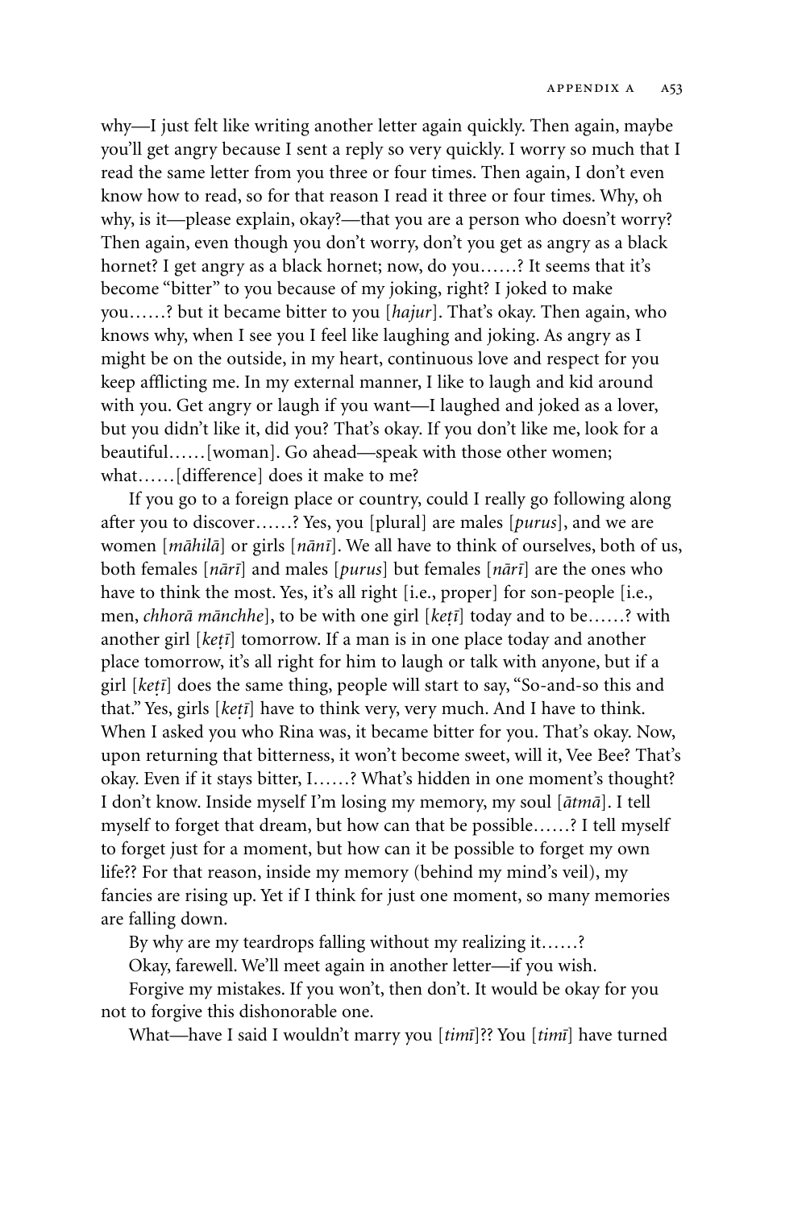why—I just felt like writing another letter again quickly. Then again, maybe you'll get angry because I sent a reply so very quickly. I worry so much that I read the same letter from you three or four times. Then again, I don't even know how to read, so for that reason I read it three or four times. Why, oh why, is it—please explain, okay?—that you are a person who doesn't worry? Then again, even though you don't worry, don't you get as angry as a black hornet? I get angry as a black hornet; now, do you……? It seems that it's become "bitter" to you because of my joking, right? I joked to make you……? but it became bitter to you [*hajur*]. That's okay. Then again, who knows why, when I see you I feel like laughing and joking. As angry as I might be on the outside, in my heart, continuous love and respect for you keep afflicting me. In my external manner, I like to laugh and kid around with you. Get angry or laugh if you want—I laughed and joked as a lover, but you didn't like it, did you? That's okay. If you don't like me, look for a beautiful……[woman]. Go ahead—speak with those other women; what……[difference] does it make to me?

If you go to a foreign place or country, could I really go following along after you to discover……? Yes, you [plural] are males [*purus*], and we are women [*māhilā*] or girls [*nānī*]. We all have to think of ourselves, both of us, both females [*nārī*] and males [*purus*] but females [*nārī*] are the ones who have to think the most. Yes, it's all right [i.e., proper] for son-people [i.e., men, *chhorā mānchhe*], to be with one girl [*keṭī*] today and to be……? with another girl [*keṭī*] tomorrow. If a man is in one place today and another place tomorrow, it's all right for him to laugh or talk with anyone, but if a girl [*keṭī*] does the same thing, people will start to say, "So-and-so this and that." Yes, girls [*keṭī*] have to think very, very much. And I have to think. When I asked you who Rina was, it became bitter for you. That's okay. Now, upon returning that bitterness, it won't become sweet, will it, Vee Bee? That's okay. Even if it stays bitter, I……? What's hidden in one moment's thought? I don't know. Inside myself I'm losing my memory, my soul [*ātmā*]. I tell myself to forget that dream, but how can that be possible……? I tell myself to forget just for a moment, but how can it be possible to forget my own life?? For that reason, inside my memory (behind my mind's veil), my fancies are rising up. Yet if I think for just one moment, so many memories are falling down.

By why are my teardrops falling without my realizing it……?

Okay, farewell. We'll meet again in another letter—if you wish.

Forgive my mistakes. If you won't, then don't. It would be okay for you not to forgive this dishonorable one.

What—have I said I wouldn't marry you [*timī*]?? You [*timī*] have turned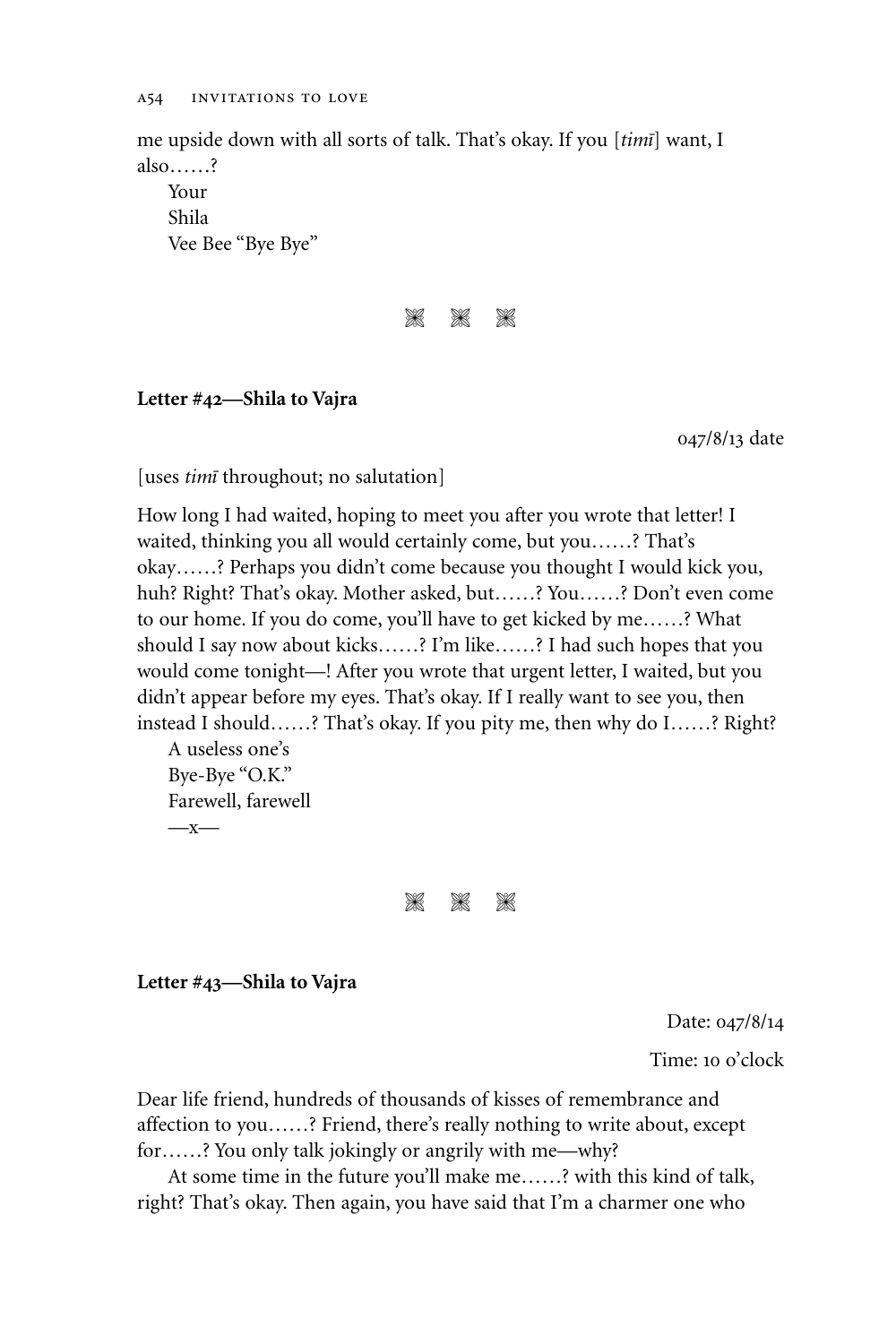me upside down with all sorts of talk. That's okay. If you [*timī*] want, I also……?

Your
Shila
Vee Bee "Bye Bye"

⁂ ⁂ ⁂

**Letter #42—Shila to Vajra**

047/8/13 date

[uses *timī* throughout; no salutation]

How long I had waited, hoping to meet you after you wrote that letter! I waited, thinking you all would certainly come, but you……? That's okay……? Perhaps you didn't come because you thought I would kick you, huh? Right? That's okay. Mother asked, but……? You……? Don't even come to our home. If you do come, you'll have to get kicked by me……? What should I say now about kicks……? I'm like……? I had such hopes that you would come tonight—! After you wrote that urgent letter, I waited, but you didn't appear before my eyes. That's okay. If I really want to see you, then instead I should……? That's okay. If you pity me, then why do I……? Right?

A useless one's
Bye-Bye "O.K."
Farewell, farewell
—x—

⁂ ⁂ ⁂

**Letter #43—Shila to Vajra**

Date: 047/8/14

Time: 10 o'clock

Dear life friend, hundreds of thousands of kisses of remembrance and affection to you……? Friend, there's really nothing to write about, except for……? You only talk jokingly or angrily with me—why?

At some time in the future you'll make me……? with this kind of talk, right? That's okay. Then again, you have said that I'm a charmer one who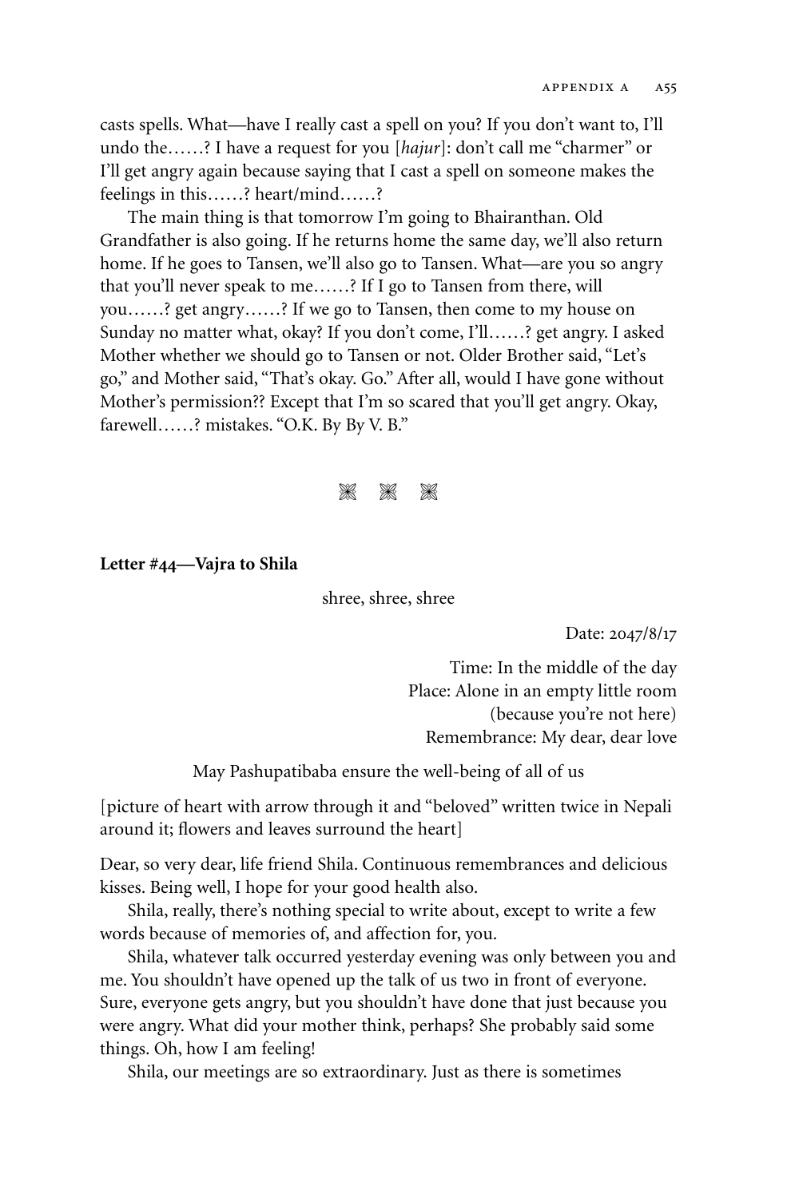casts spells. What—have I really cast a spell on you? If you don't want to, I'll undo the……? I have a request for you [*hajur*]: don't call me "charmer" or I'll get angry again because saying that I cast a spell on someone makes the feelings in this……? heart/mind……?

The main thing is that tomorrow I'm going to Bhairanthan. Old Grandfather is also going. If he returns home the same day, we'll also return home. If he goes to Tansen, we'll also go to Tansen. What—are you so angry that you'll never speak to me……? If I go to Tansen from there, will you……? get angry……? If we go to Tansen, then come to my house on Sunday no matter what, okay? If you don't come, I'll……? get angry. I asked Mother whether we should go to Tansen or not. Older Brother said, "Let's go," and Mother said, "That's okay. Go." After all, would I have gone without Mother's permission?? Except that I'm so scared that you'll get angry. Okay, farewell……? mistakes. "O.K. By By V. B."

⁂

**Letter #44—Vajra to Shila**

shree, shree, shree

Date: 2047/8/17

Time: In the middle of the day
Place: Alone in an empty little room
(because you're not here)
Remembrance: My dear, dear love

May Pashupatibaba ensure the well-being of all of us

[picture of heart with arrow through it and "beloved" written twice in Nepali around it; flowers and leaves surround the heart]

Dear, so very dear, life friend Shila. Continuous remembrances and delicious kisses. Being well, I hope for your good health also.

Shila, really, there's nothing special to write about, except to write a few words because of memories of, and affection for, you.

Shila, whatever talk occurred yesterday evening was only between you and me. You shouldn't have opened up the talk of us two in front of everyone. Sure, everyone gets angry, but you shouldn't have done that just because you were angry. What did your mother think, perhaps? She probably said some things. Oh, how I am feeling!

Shila, our meetings are so extraordinary. Just as there is sometimes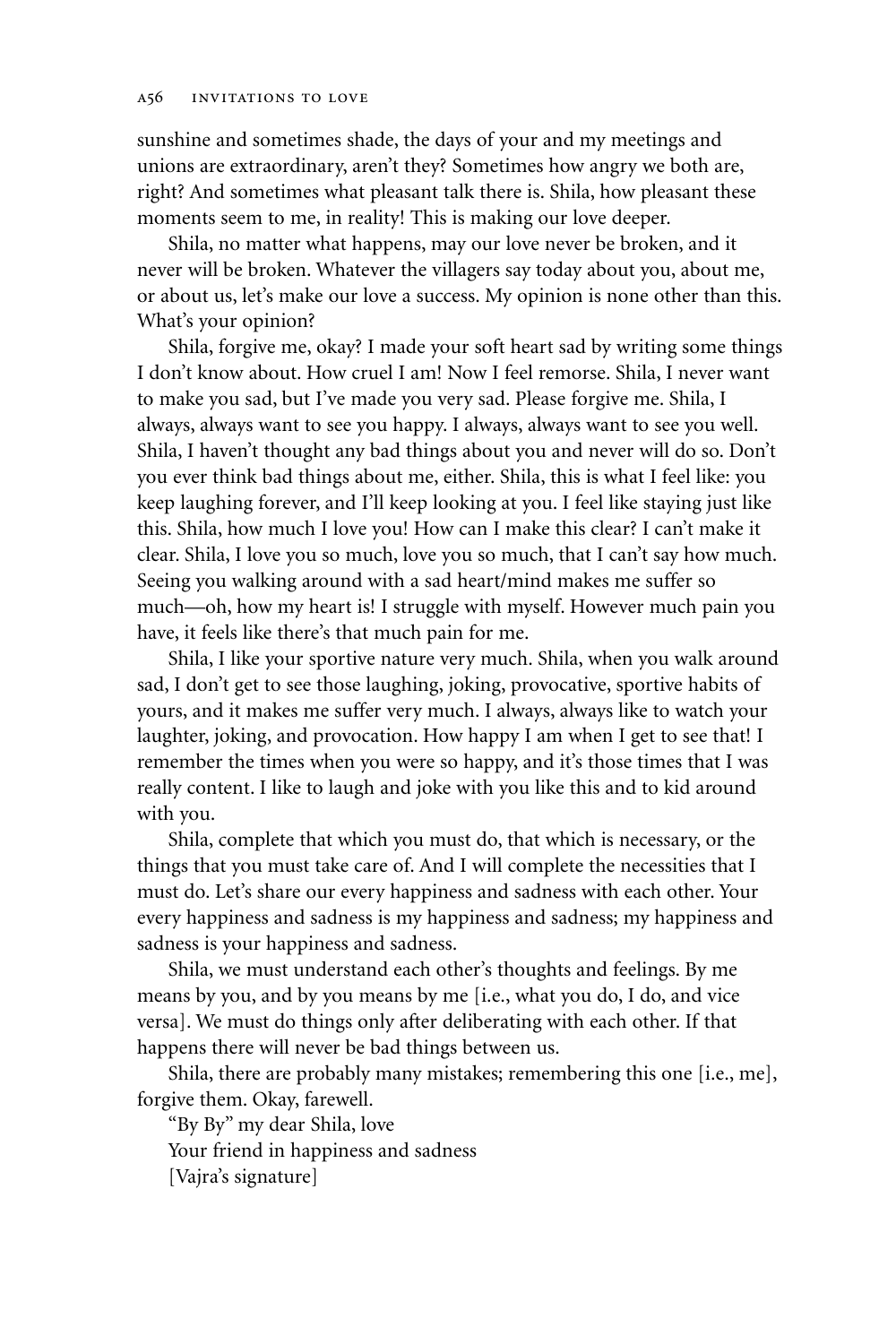sunshine and sometimes shade, the days of your and my meetings and unions are extraordinary, aren't they? Sometimes how angry we both are, right? And sometimes what pleasant talk there is. Shila, how pleasant these moments seem to me, in reality! This is making our love deeper.

Shila, no matter what happens, may our love never be broken, and it never will be broken. Whatever the villagers say today about you, about me, or about us, let's make our love a success. My opinion is none other than this. What's your opinion?

Shila, forgive me, okay? I made your soft heart sad by writing some things I don't know about. How cruel I am! Now I feel remorse. Shila, I never want to make you sad, but I've made you very sad. Please forgive me. Shila, I always, always want to see you happy. I always, always want to see you well. Shila, I haven't thought any bad things about you and never will do so. Don't you ever think bad things about me, either. Shila, this is what I feel like: you keep laughing forever, and I'll keep looking at you. I feel like staying just like this. Shila, how much I love you! How can I make this clear? I can't make it clear. Shila, I love you so much, love you so much, that I can't say how much. Seeing you walking around with a sad heart/mind makes me suffer so much—oh, how my heart is! I struggle with myself. However much pain you have, it feels like there's that much pain for me.

Shila, I like your sportive nature very much. Shila, when you walk around sad, I don't get to see those laughing, joking, provocative, sportive habits of yours, and it makes me suffer very much. I always, always like to watch your laughter, joking, and provocation. How happy I am when I get to see that! I remember the times when you were so happy, and it's those times that I was really content. I like to laugh and joke with you like this and to kid around with you.

Shila, complete that which you must do, that which is necessary, or the things that you must take care of. And I will complete the necessities that I must do. Let's share our every happiness and sadness with each other. Your every happiness and sadness is my happiness and sadness; my happiness and sadness is your happiness and sadness.

Shila, we must understand each other's thoughts and feelings. By me means by you, and by you means by me [i.e., what you do, I do, and vice versa]. We must do things only after deliberating with each other. If that happens there will never be bad things between us.

Shila, there are probably many mistakes; remembering this one [i.e., me], forgive them. Okay, farewell.

"By By" my dear Shila, love
Your friend in happiness and sadness
[Vajra's signature]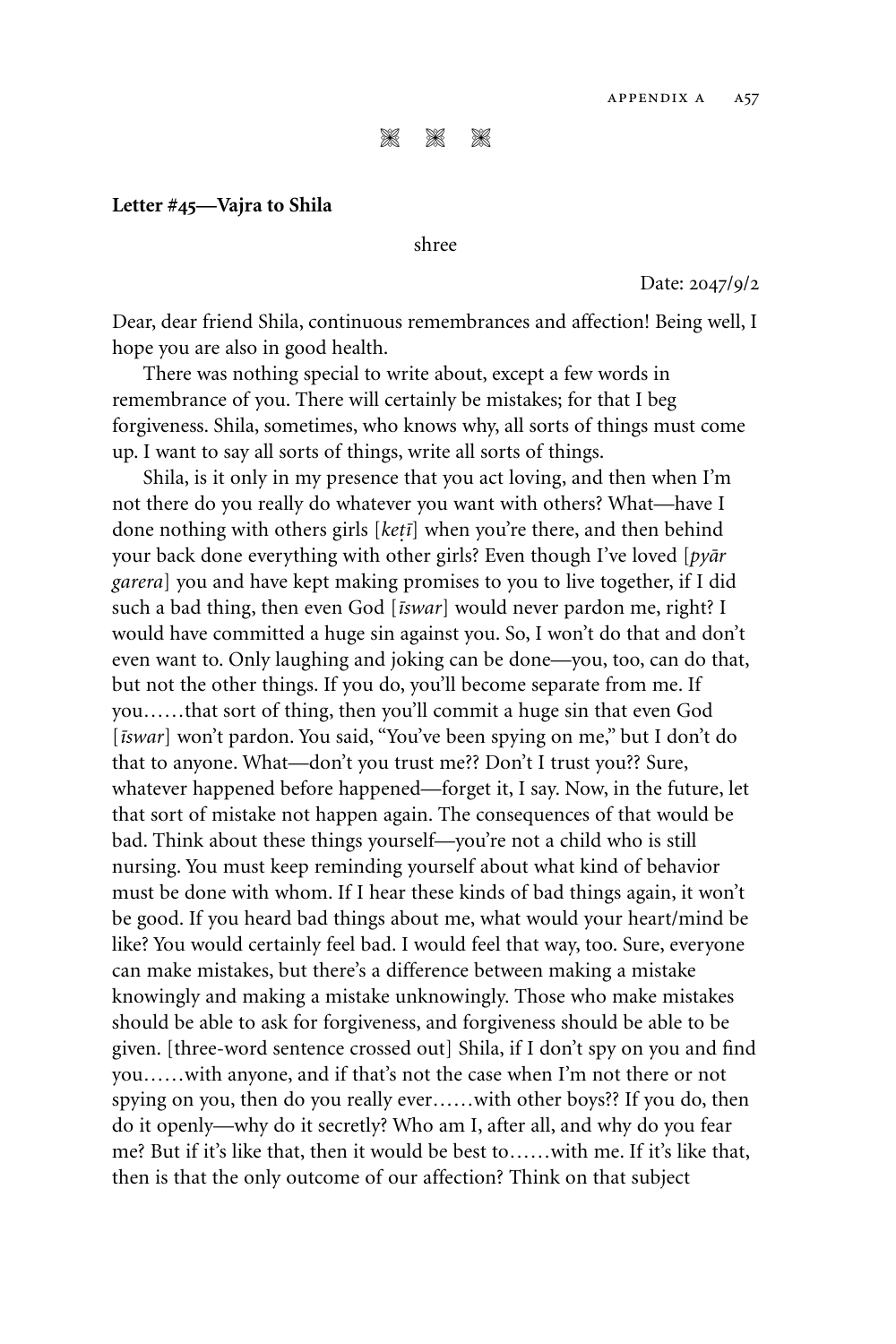❋ ❋ ❋

**Letter #45—Vajra to Shila**

shree

Date: 2047/9/2

Dear, dear friend Shila, continuous remembrances and affection! Being well, I hope you are also in good health.

There was nothing special to write about, except a few words in remembrance of you. There will certainly be mistakes; for that I beg forgiveness. Shila, sometimes, who knows why, all sorts of things must come up. I want to say all sorts of things, write all sorts of things.

Shila, is it only in my presence that you act loving, and then when I'm not there do you really do whatever you want with others? What—have I done nothing with others girls [*keṭī*] when you're there, and then behind your back done everything with other girls? Even though I've loved [*pyār garera*] you and have kept making promises to you to live together, if I did such a bad thing, then even God [*īswar*] would never pardon me, right? I would have committed a huge sin against you. So, I won't do that and don't even want to. Only laughing and joking can be done—you, too, can do that, but not the other things. If you do, you'll become separate from me. If you……that sort of thing, then you'll commit a huge sin that even God [*īswar*] won't pardon. You said, "You've been spying on me," but I don't do that to anyone. What—don't you trust me?? Don't I trust you?? Sure, whatever happened before happened—forget it, I say. Now, in the future, let that sort of mistake not happen again. The consequences of that would be bad. Think about these things yourself—you're not a child who is still nursing. You must keep reminding yourself about what kind of behavior must be done with whom. If I hear these kinds of bad things again, it won't be good. If you heard bad things about me, what would your heart/mind be like? You would certainly feel bad. I would feel that way, too. Sure, everyone can make mistakes, but there's a difference between making a mistake knowingly and making a mistake unknowingly. Those who make mistakes should be able to ask for forgiveness, and forgiveness should be able to be given. [three-word sentence crossed out] Shila, if I don't spy on you and find you……with anyone, and if that's not the case when I'm not there or not spying on you, then do you really ever……with other boys?? If you do, then do it openly—why do it secretly? Who am I, after all, and why do you fear me? But if it's like that, then it would be best to……with me. If it's like that, then is that the only outcome of our affection? Think on that subject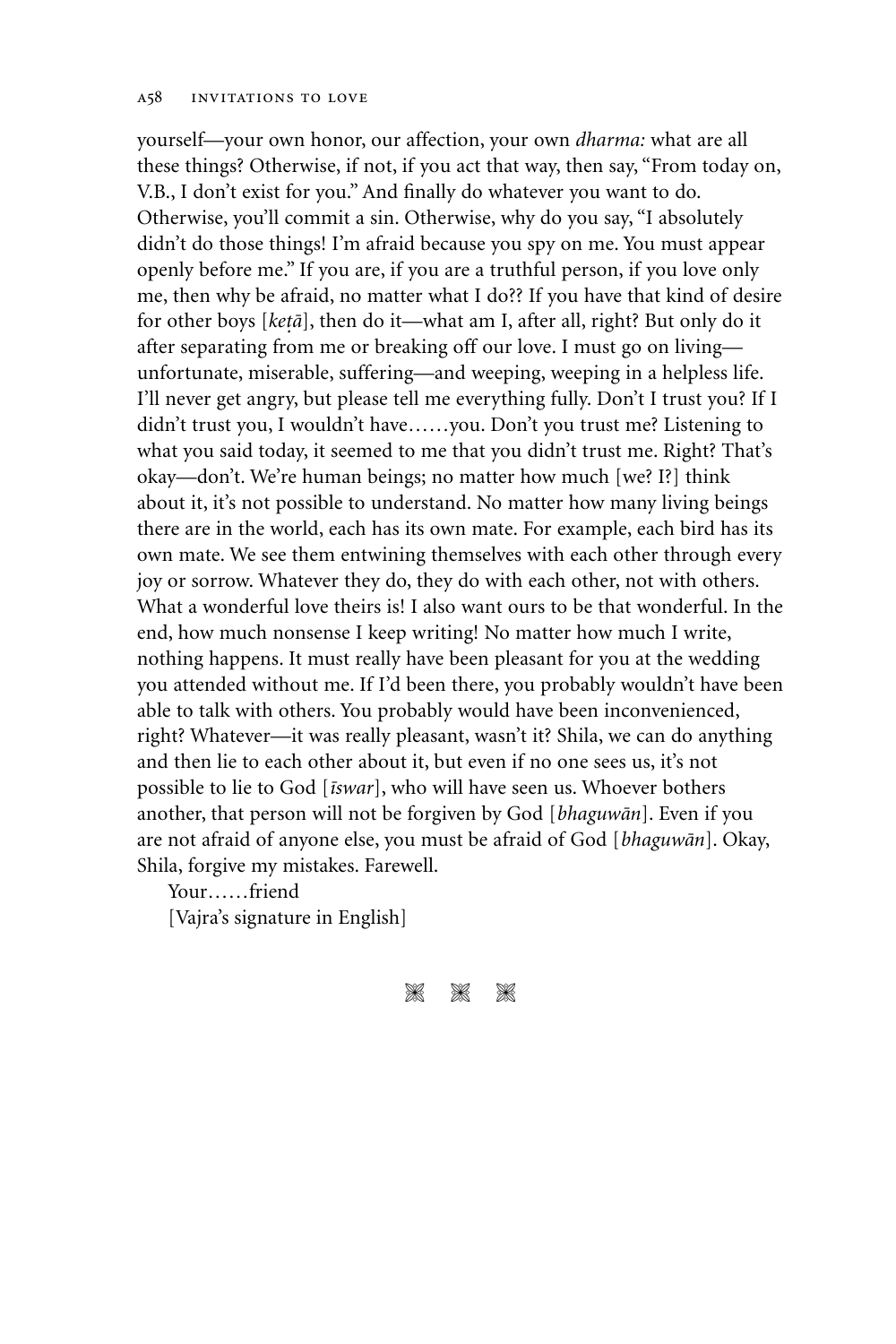yourself—your own honor, our affection, your own *dharma:* what are all these things? Otherwise, if not, if you act that way, then say, "From today on, V.B., I don't exist for you." And finally do whatever you want to do. Otherwise, you'll commit a sin. Otherwise, why do you say, "I absolutely didn't do those things! I'm afraid because you spy on me. You must appear openly before me." If you are, if you are a truthful person, if you love only me, then why be afraid, no matter what I do?? If you have that kind of desire for other boys [*keṭā*], then do it—what am I, after all, right? But only do it after separating from me or breaking off our love. I must go on living—unfortunate, miserable, suffering—and weeping, weeping in a helpless life. I'll never get angry, but please tell me everything fully. Don't I trust you? If I didn't trust you, I wouldn't have……you. Don't you trust me? Listening to what you said today, it seemed to me that you didn't trust me. Right? That's okay—don't. We're human beings; no matter how much [we? I?] think about it, it's not possible to understand. No matter how many living beings there are in the world, each has its own mate. For example, each bird has its own mate. We see them entwining themselves with each other through every joy or sorrow. Whatever they do, they do with each other, not with others. What a wonderful love theirs is! I also want ours to be that wonderful. In the end, how much nonsense I keep writing! No matter how much I write, nothing happens. It must really have been pleasant for you at the wedding you attended without me. If I'd been there, you probably wouldn't have been able to talk with others. You probably would have been inconvenienced, right? Whatever—it was really pleasant, wasn't it? Shila, we can do anything and then lie to each other about it, but even if no one sees us, it's not possible to lie to God [*īswar*], who will have seen us. Whoever bothers another, that person will not be forgiven by God [*bhaguwān*]. Even if you are not afraid of anyone else, you must be afraid of God [*bhaguwān*]. Okay, Shila, forgive my mistakes. Farewell.

Your……friend

[Vajra's signature in English]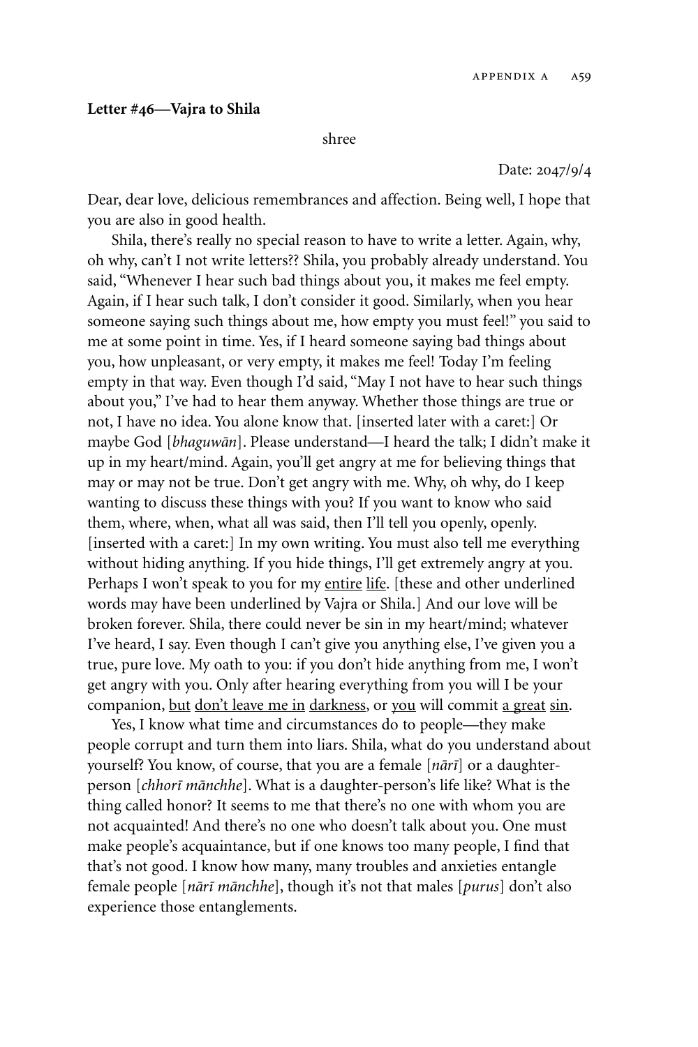**Letter #46—Vajra to Shila**

shree

Date: 2047/9/4

Dear, dear love, delicious remembrances and affection. Being well, I hope that you are also in good health.

Shila, there's really no special reason to have to write a letter. Again, why, oh why, can't I not write letters?? Shila, you probably already understand. You said, "Whenever I hear such bad things about you, it makes me feel empty. Again, if I hear such talk, I don't consider it good. Similarly, when you hear someone saying such things about me, how empty you must feel!" you said to me at some point in time. Yes, if I heard someone saying bad things about you, how unpleasant, or very empty, it makes me feel! Today I'm feeling empty in that way. Even though I'd said, "May I not have to hear such things about you," I've had to hear them anyway. Whether those things are true or not, I have no idea. You alone know that. [inserted later with a caret:] Or maybe God [*bhaguwān*]. Please understand—I heard the talk; I didn't make it up in my heart/mind. Again, you'll get angry at me for believing things that may or may not be true. Don't get angry with me. Why, oh why, do I keep wanting to discuss these things with you? If you want to know who said them, where, when, what all was said, then I'll tell you openly, openly. [inserted with a caret:] In my own writing. You must also tell me everything without hiding anything. If you hide things, I'll get extremely angry at you. Perhaps I won't speak to you for my <u>entire</u> <u>life</u>. [these and other underlined words may have been underlined by Vajra or Shila.] And our love will be broken forever. Shila, there could never be sin in my heart/mind; whatever I've heard, I say. Even though I can't give you anything else, I've given you a true, pure love. My oath to you: if you don't hide anything from me, I won't get angry with you. Only after hearing everything from you will I be your companion, <u>but</u> <u>don't leave me in</u> <u>darkness</u>, or <u>you</u> will commit <u>a great</u> <u>sin</u>.

Yes, I know what time and circumstances do to people—they make people corrupt and turn them into liars. Shila, what do you understand about yourself? You know, of course, that you are a female [*nārī*] or a daughter-person [*chhorī mānchhe*]. What is a daughter-person's life like? What is the thing called honor? It seems to me that there's no one with whom you are not acquainted! And there's no one who doesn't talk about you. One must make people's acquaintance, but if one knows too many people, I find that that's not good. I know how many, many troubles and anxieties entangle female people [*nārī mānchhe*], though it's not that males [*purus*] don't also experience those entanglements.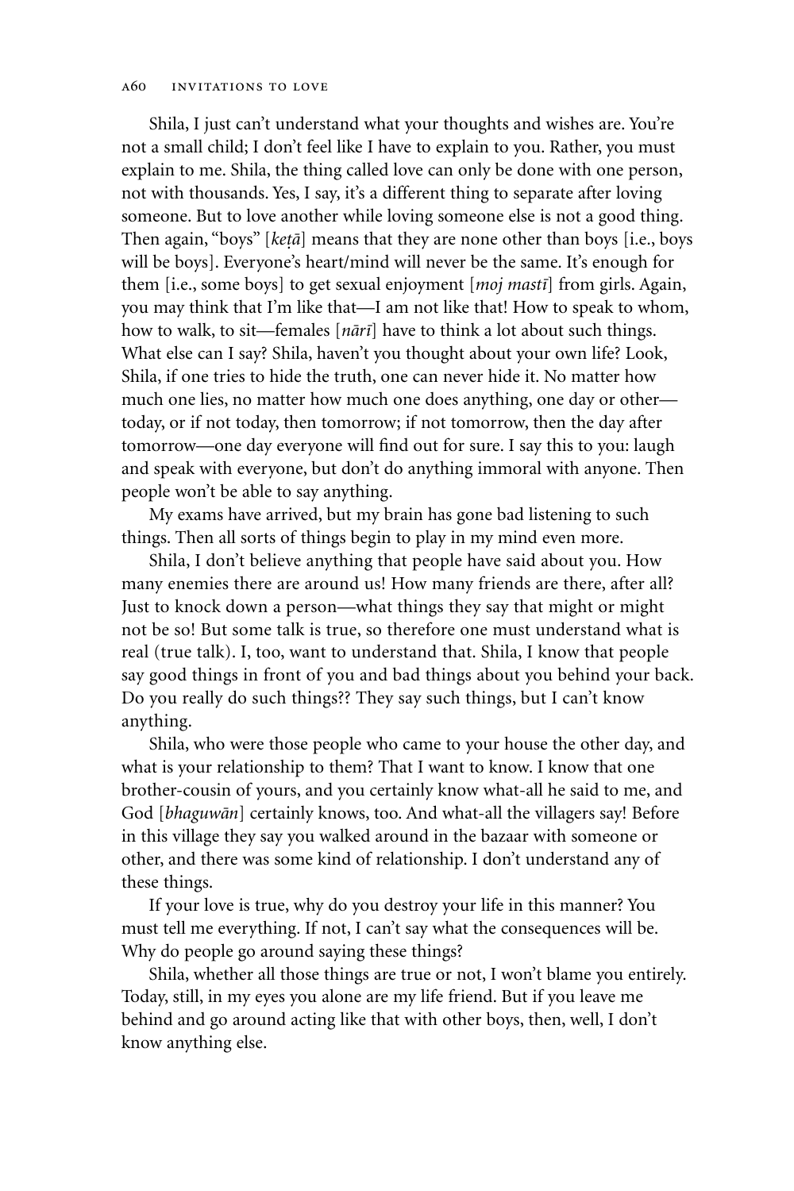Shila, I just can't understand what your thoughts and wishes are. You're not a small child; I don't feel like I have to explain to you. Rather, you must explain to me. Shila, the thing called love can only be done with one person, not with thousands. Yes, I say, it's a different thing to separate after loving someone. But to love another while loving someone else is not a good thing. Then again, "boys" [*keṭā*] means that they are none other than boys [i.e., boys will be boys]. Everyone's heart/mind will never be the same. It's enough for them [i.e., some boys] to get sexual enjoyment [*moj mastī*] from girls. Again, you may think that I'm like that—I am not like that! How to speak to whom, how to walk, to sit—females [*nārī*] have to think a lot about such things. What else can I say? Shila, haven't you thought about your own life? Look, Shila, if one tries to hide the truth, one can never hide it. No matter how much one lies, no matter how much one does anything, one day or other—today, or if not today, then tomorrow; if not tomorrow, then the day after tomorrow—one day everyone will find out for sure. I say this to you: laugh and speak with everyone, but don't do anything immoral with anyone. Then people won't be able to say anything.

My exams have arrived, but my brain has gone bad listening to such things. Then all sorts of things begin to play in my mind even more.

Shila, I don't believe anything that people have said about you. How many enemies there are around us! How many friends are there, after all? Just to knock down a person—what things they say that might or might not be so! But some talk is true, so therefore one must understand what is real (true talk). I, too, want to understand that. Shila, I know that people say good things in front of you and bad things about you behind your back. Do you really do such things?? They say such things, but I can't know anything.

Shila, who were those people who came to your house the other day, and what is your relationship to them? That I want to know. I know that one brother-cousin of yours, and you certainly know what-all he said to me, and God [*bhaguwān*] certainly knows, too. And what-all the villagers say! Before in this village they say you walked around in the bazaar with someone or other, and there was some kind of relationship. I don't understand any of these things.

If your love is true, why do you destroy your life in this manner? You must tell me everything. If not, I can't say what the consequences will be. Why do people go around saying these things?

Shila, whether all those things are true or not, I won't blame you entirely. Today, still, in my eyes you alone are my life friend. But if you leave me behind and go around acting like that with other boys, then, well, I don't know anything else.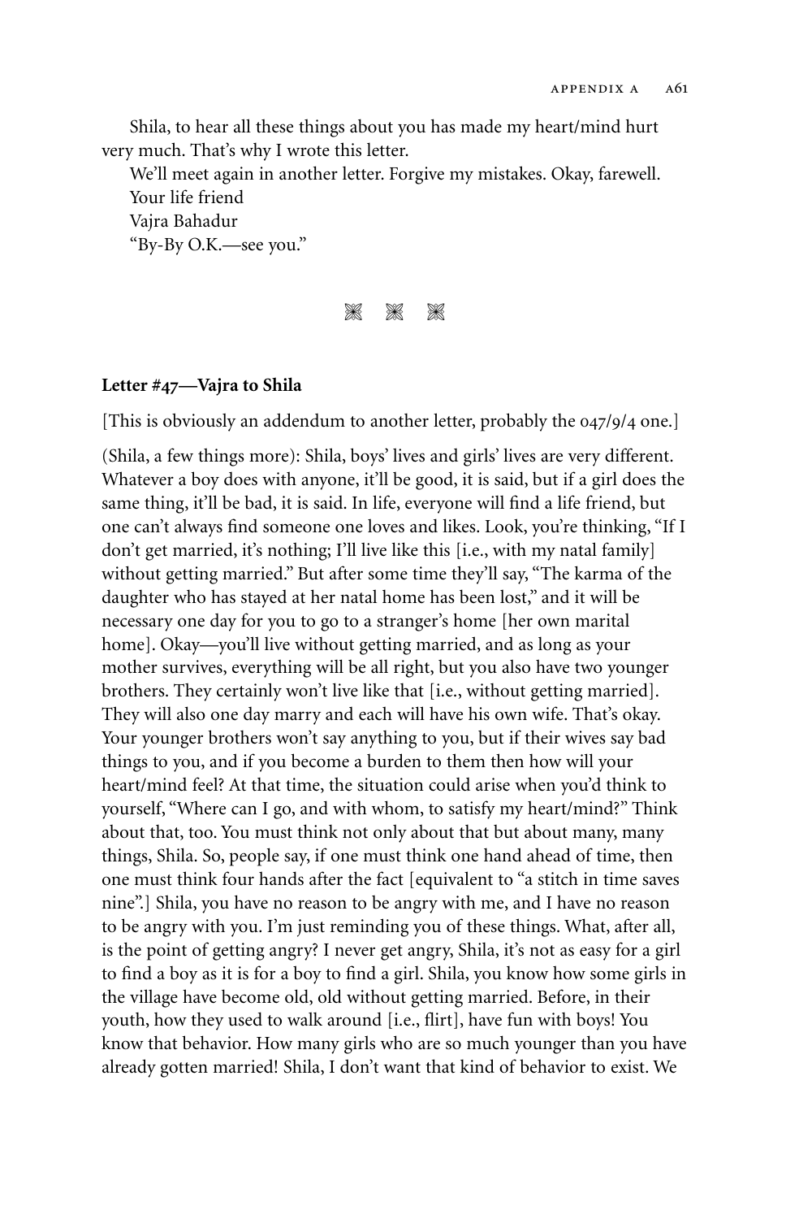Shila, to hear all these things about you has made my heart/mind hurt very much. That's why I wrote this letter.

We'll meet again in another letter. Forgive my mistakes. Okay, farewell.

Your life friend

Vajra Bahadur

"By-By O.K.—see you."

⁂ ⁂ ⁂

**Letter #47—Vajra to Shila**

[This is obviously an addendum to another letter, probably the 047/9/4 one.]

(Shila, a few things more): Shila, boys' lives and girls' lives are very different. Whatever a boy does with anyone, it'll be good, it is said, but if a girl does the same thing, it'll be bad, it is said. In life, everyone will find a life friend, but one can't always find someone one loves and likes. Look, you're thinking, "If I don't get married, it's nothing; I'll live like this [i.e., with my natal family] without getting married." But after some time they'll say, "The karma of the daughter who has stayed at her natal home has been lost," and it will be necessary one day for you to go to a stranger's home [her own marital home]. Okay—you'll live without getting married, and as long as your mother survives, everything will be all right, but you also have two younger brothers. They certainly won't live like that [i.e., without getting married]. They will also one day marry and each will have his own wife. That's okay. Your younger brothers won't say anything to you, but if their wives say bad things to you, and if you become a burden to them then how will your heart/mind feel? At that time, the situation could arise when you'd think to yourself, "Where can I go, and with whom, to satisfy my heart/mind?" Think about that, too. You must think not only about that but about many, many things, Shila. So, people say, if one must think one hand ahead of time, then one must think four hands after the fact [equivalent to "a stitch in time saves nine".] Shila, you have no reason to be angry with me, and I have no reason to be angry with you. I'm just reminding you of these things. What, after all, is the point of getting angry? I never get angry, Shila, it's not as easy for a girl to find a boy as it is for a boy to find a girl. Shila, you know how some girls in the village have become old, old without getting married. Before, in their youth, how they used to walk around [i.e., flirt], have fun with boys! You know that behavior. How many girls who are so much younger than you have already gotten married! Shila, I don't want that kind of behavior to exist. We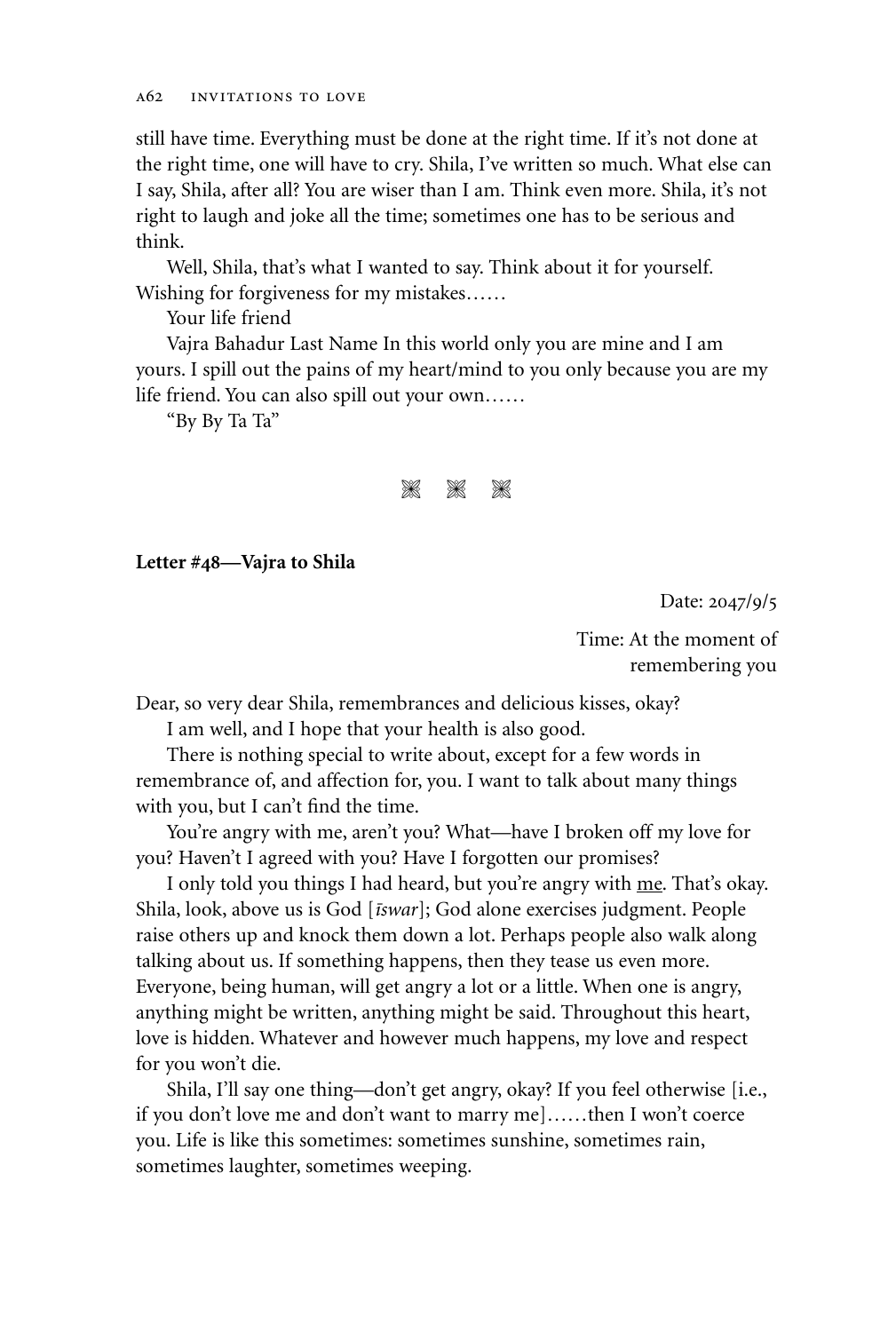still have time. Everything must be done at the right time. If it's not done at the right time, one will have to cry. Shila, I've written so much. What else can I say, Shila, after all? You are wiser than I am. Think even more. Shila, it's not right to laugh and joke all the time; sometimes one has to be serious and think.

Well, Shila, that's what I wanted to say. Think about it for yourself. Wishing for forgiveness for my mistakes……

Your life friend

Vajra Bahadur Last Name In this world only you are mine and I am yours. I spill out the pains of my heart/mind to you only because you are my life friend. You can also spill out your own……

"By By Ta Ta"

---

**Letter #48—Vajra to Shila**

Date: 2047/9/5

Time: At the moment of remembering you

Dear, so very dear Shila, remembrances and delicious kisses, okay?

I am well, and I hope that your health is also good.

There is nothing special to write about, except for a few words in remembrance of, and affection for, you. I want to talk about many things with you, but I can't find the time.

You're angry with me, aren't you? What—have I broken off my love for you? Haven't I agreed with you? Have I forgotten our promises?

I only told you things I had heard, but you're angry with <u>me</u>. That's okay. Shila, look, above us is God [*īswar*]; God alone exercises judgment. People raise others up and knock them down a lot. Perhaps people also walk along talking about us. If something happens, then they tease us even more. Everyone, being human, will get angry a lot or a little. When one is angry, anything might be written, anything might be said. Throughout this heart, love is hidden. Whatever and however much happens, my love and respect for you won't die.

Shila, I'll say one thing—don't get angry, okay? If you feel otherwise [i.e., if you don't love me and don't want to marry me]……then I won't coerce you. Life is like this sometimes: sometimes sunshine, sometimes rain, sometimes laughter, sometimes weeping.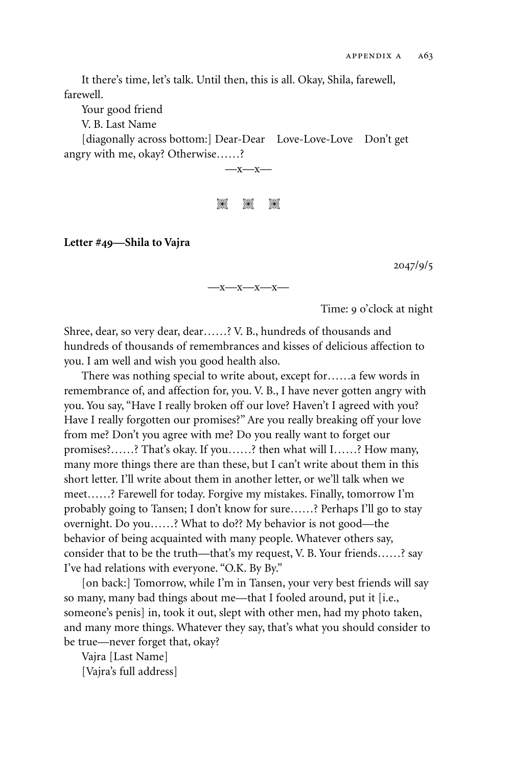It there's time, let's talk. Until then, this is all. Okay, Shila, farewell, farewell.

Your good friend

V. B. Last Name

[diagonally across bottom:] Dear-Dear Love-Love-Love Don't get angry with me, okay? Otherwise……?

—x—x—

❋ ❋ ❋

**Letter #49—Shila to Vajra**

2047/9/5

—x—x—x—x—

Time: 9 o'clock at night

Shree, dear, so very dear, dear……? V. B., hundreds of thousands and hundreds of thousands of remembrances and kisses of delicious affection to you. I am well and wish you good health also.

There was nothing special to write about, except for……a few words in remembrance of, and affection for, you. V. B., I have never gotten angry with you. You say, "Have I really broken off our love? Haven't I agreed with you? Have I really forgotten our promises?" Are you really breaking off your love from me? Don't you agree with me? Do you really want to forget our promises?……? That's okay. If you……? then what will I……? How many, many more things there are than these, but I can't write about them in this short letter. I'll write about them in another letter, or we'll talk when we meet……? Farewell for today. Forgive my mistakes. Finally, tomorrow I'm probably going to Tansen; I don't know for sure……? Perhaps I'll go to stay overnight. Do you……? What to do?? My behavior is not good—the behavior of being acquainted with many people. Whatever others say, consider that to be the truth—that's my request, V. B. Your friends……? say I've had relations with everyone. "O.K. By By."

[on back:] Tomorrow, while I'm in Tansen, your very best friends will say so many, many bad things about me—that I fooled around, put it [i.e., someone's penis] in, took it out, slept with other men, had my photo taken, and many more things. Whatever they say, that's what you should consider to be true—never forget that, okay?

Vajra [Last Name]

[Vajra's full address]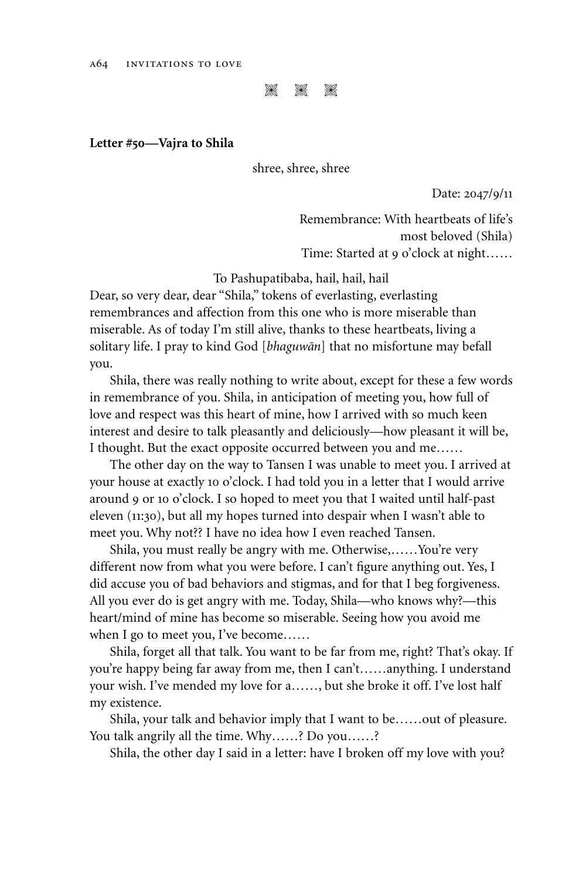❋ ❋ ❋

**Letter #50—Vajra to Shila**

shree, shree, shree

Date: 2047/9/11

Remembrance: With heartbeats of life's most beloved (Shila)
Time: Started at 9 o'clock at night……

To Pashupatibaba, hail, hail, hail

Dear, so very dear, dear "Shila," tokens of everlasting, everlasting remembrances and affection from this one who is more miserable than miserable. As of today I'm still alive, thanks to these heartbeats, living a solitary life. I pray to kind God [*bhaguwān*] that no misfortune may befall you.

Shila, there was really nothing to write about, except for these a few words in remembrance of you. Shila, in anticipation of meeting you, how full of love and respect was this heart of mine, how I arrived with so much keen interest and desire to talk pleasantly and deliciously—how pleasant it will be, I thought. But the exact opposite occurred between you and me……

The other day on the way to Tansen I was unable to meet you. I arrived at your house at exactly 10 o'clock. I had told you in a letter that I would arrive around 9 or 10 o'clock. I so hoped to meet you that I waited until half-past eleven (11:30), but all my hopes turned into despair when I wasn't able to meet you. Why not?? I have no idea how I even reached Tansen.

Shila, you must really be angry with me. Otherwise,……You're very different now from what you were before. I can't figure anything out. Yes, I did accuse you of bad behaviors and stigmas, and for that I beg forgiveness. All you ever do is get angry with me. Today, Shila—who knows why?—this heart/mind of mine has become so miserable. Seeing how you avoid me when I go to meet you, I've become……

Shila, forget all that talk. You want to be far from me, right? That's okay. If you're happy being far away from me, then I can't……anything. I understand your wish. I've mended my love for a……, but she broke it off. I've lost half my existence.

Shila, your talk and behavior imply that I want to be……out of pleasure. You talk angrily all the time. Why……? Do you……?

Shila, the other day I said in a letter: have I broken off my love with you?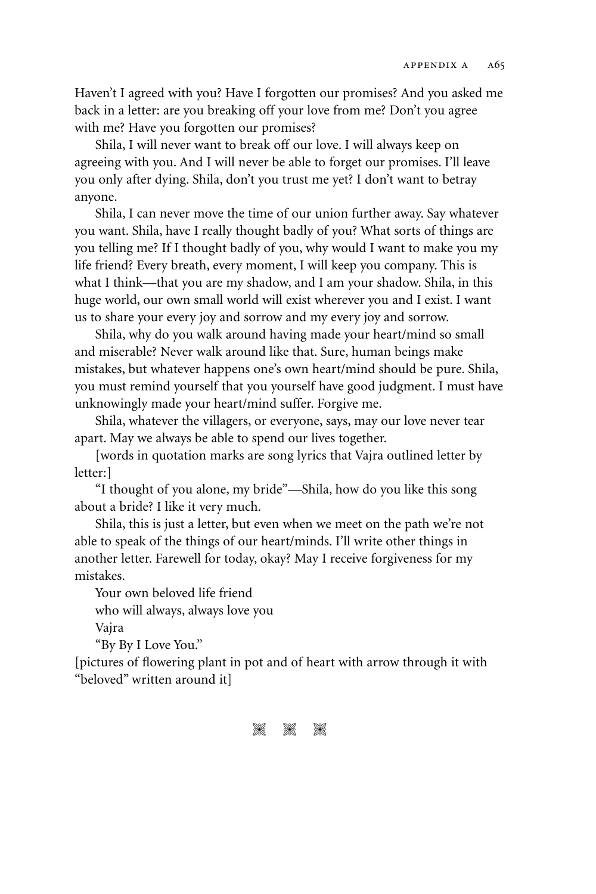Haven't I agreed with you? Have I forgotten our promises? And you asked me back in a letter: are you breaking off your love from me? Don't you agree with me? Have you forgotten our promises?

Shila, I will never want to break off our love. I will always keep on agreeing with you. And I will never be able to forget our promises. I'll leave you only after dying. Shila, don't you trust me yet? I don't want to betray anyone.

Shila, I can never move the time of our union further away. Say whatever you want. Shila, have I really thought badly of you? What sorts of things are you telling me? If I thought badly of you, why would I want to make you my life friend? Every breath, every moment, I will keep you company. This is what I think—that you are my shadow, and I am your shadow. Shila, in this huge world, our own small world will exist wherever you and I exist. I want us to share your every joy and sorrow and my every joy and sorrow.

Shila, why do you walk around having made your heart/mind so small and miserable? Never walk around like that. Sure, human beings make mistakes, but whatever happens one's own heart/mind should be pure. Shila, you must remind yourself that you yourself have good judgment. I must have unknowingly made your heart/mind suffer. Forgive me.

Shila, whatever the villagers, or everyone, says, may our love never tear apart. May we always be able to spend our lives together.

[words in quotation marks are song lyrics that Vajra outlined letter by letter:]

"I thought of you alone, my bride"—Shila, how do you like this song about a bride? I like it very much.

Shila, this is just a letter, but even when we meet on the path we're not able to speak of the things of our heart/minds. I'll write other things in another letter. Farewell for today, okay? May I receive forgiveness for my mistakes.

Your own beloved life friend  
who will always, always love you  
Vajra  
"By By I Love You."

[pictures of flowering plant in pot and of heart with arrow through it with "beloved" written around it]

❋ ❋ ❋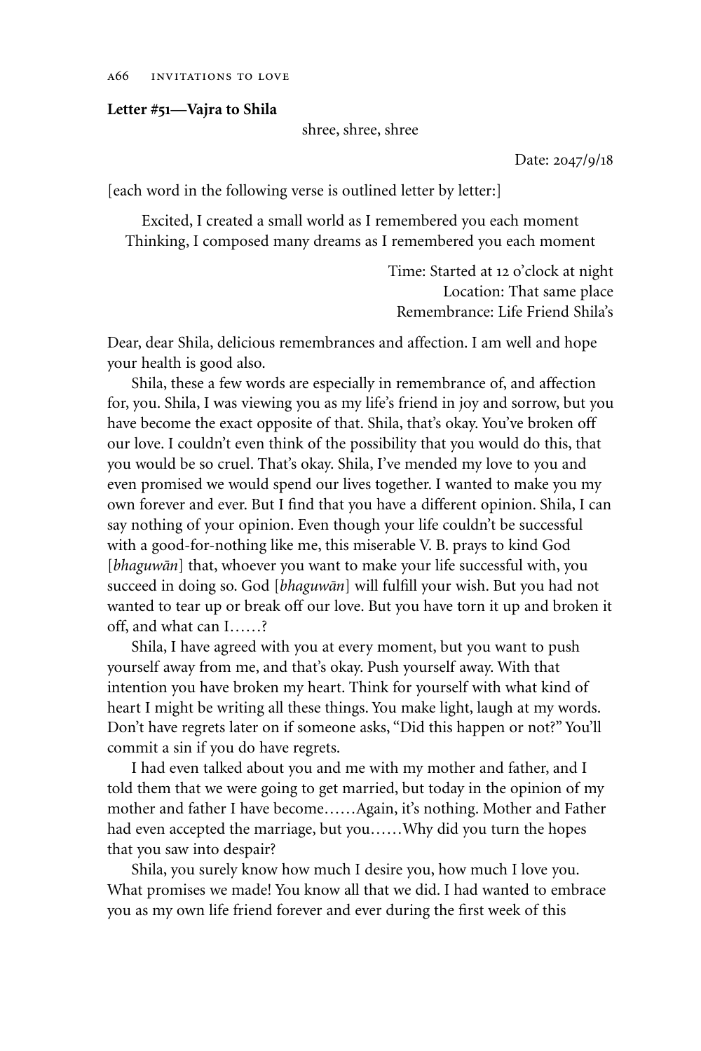**Letter #51—Vajra to Shila**

shree, shree, shree

Date: 2047/9/18

[each word in the following verse is outlined letter by letter:]

Excited, I created a small world as I remembered you each moment
Thinking, I composed many dreams as I remembered you each moment

Time: Started at 12 o'clock at night
Location: That same place
Remembrance: Life Friend Shila's

Dear, dear Shila, delicious remembrances and affection. I am well and hope your health is good also.

Shila, these a few words are especially in remembrance of, and affection for, you. Shila, I was viewing you as my life's friend in joy and sorrow, but you have become the exact opposite of that. Shila, that's okay. You've broken off our love. I couldn't even think of the possibility that you would do this, that you would be so cruel. That's okay. Shila, I've mended my love to you and even promised we would spend our lives together. I wanted to make you my own forever and ever. But I find that you have a different opinion. Shila, I can say nothing of your opinion. Even though your life couldn't be successful with a good-for-nothing like me, this miserable V. B. prays to kind God [*bhaguwān*] that, whoever you want to make your life successful with, you succeed in doing so. God [*bhaguwān*] will fulfill your wish. But you had not wanted to tear up or break off our love. But you have torn it up and broken it off, and what can I……?

Shila, I have agreed with you at every moment, but you want to push yourself away from me, and that's okay. Push yourself away. With that intention you have broken my heart. Think for yourself with what kind of heart I might be writing all these things. You make light, laugh at my words. Don't have regrets later on if someone asks, "Did this happen or not?" You'll commit a sin if you do have regrets.

I had even talked about you and me with my mother and father, and I told them that we were going to get married, but today in the opinion of my mother and father I have become……Again, it's nothing. Mother and Father had even accepted the marriage, but you……Why did you turn the hopes that you saw into despair?

Shila, you surely know how much I desire you, how much I love you. What promises we made! You know all that we did. I had wanted to embrace you as my own life friend forever and ever during the first week of this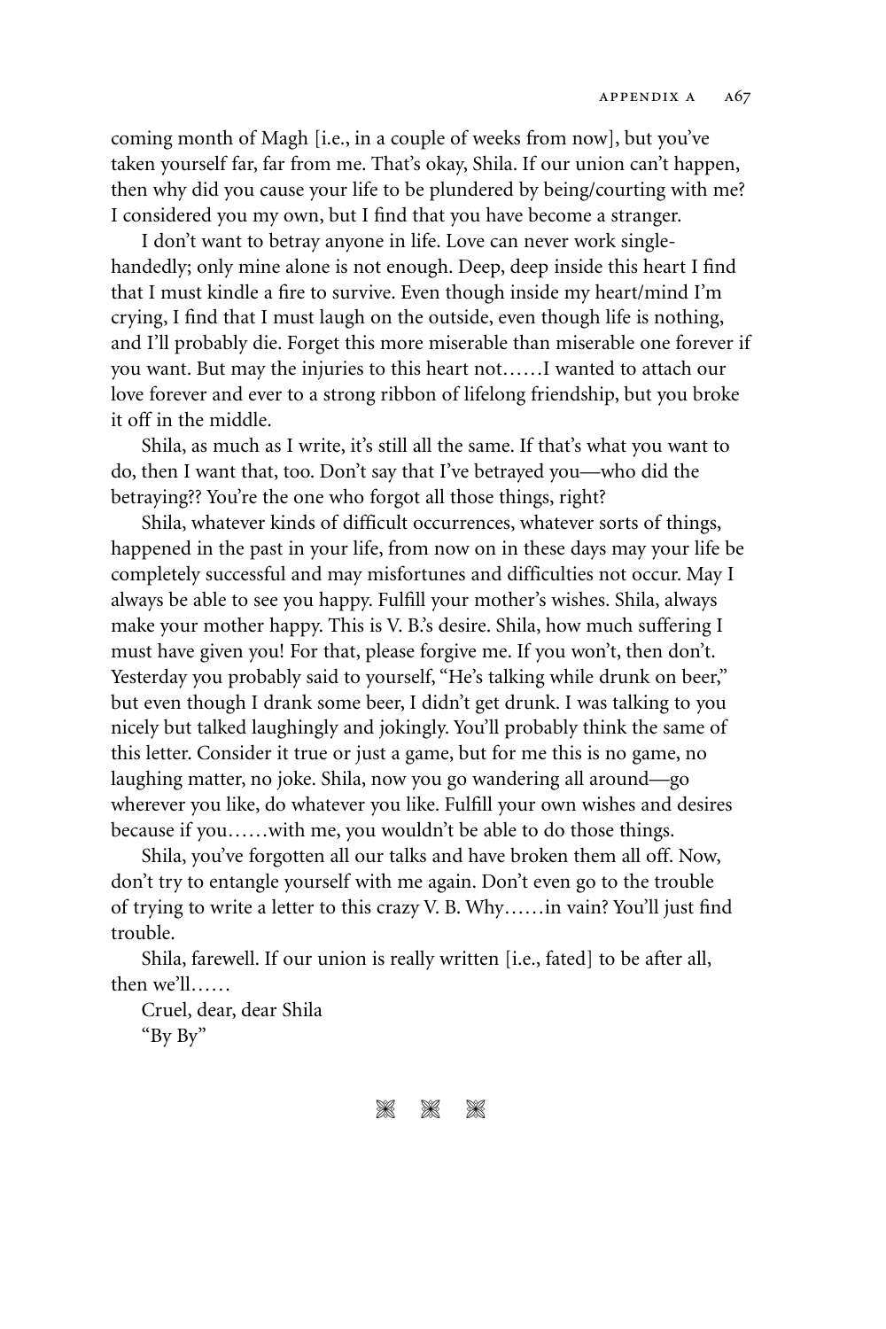coming month of Magh [i.e., in a couple of weeks from now], but you've taken yourself far, far from me. That's okay, Shila. If our union can't happen, then why did you cause your life to be plundered by being/courting with me? I considered you my own, but I find that you have become a stranger.

I don't want to betray anyone in life. Love can never work single-handedly; only mine alone is not enough. Deep, deep inside this heart I find that I must kindle a fire to survive. Even though inside my heart/mind I'm crying, I find that I must laugh on the outside, even though life is nothing, and I'll probably die. Forget this more miserable than miserable one forever if you want. But may the injuries to this heart not……I wanted to attach our love forever and ever to a strong ribbon of lifelong friendship, but you broke it off in the middle.

Shila, as much as I write, it's still all the same. If that's what you want to do, then I want that, too. Don't say that I've betrayed you—who did the betraying?? You're the one who forgot all those things, right?

Shila, whatever kinds of difficult occurrences, whatever sorts of things, happened in the past in your life, from now on in these days may your life be completely successful and may misfortunes and difficulties not occur. May I always be able to see you happy. Fulfill your mother's wishes. Shila, always make your mother happy. This is V. B.'s desire. Shila, how much suffering I must have given you! For that, please forgive me. If you won't, then don't. Yesterday you probably said to yourself, "He's talking while drunk on beer," but even though I drank some beer, I didn't get drunk. I was talking to you nicely but talked laughingly and jokingly. You'll probably think the same of this letter. Consider it true or just a game, but for me this is no game, no laughing matter, no joke. Shila, now you go wandering all around—go wherever you like, do whatever you like. Fulfill your own wishes and desires because if you……with me, you wouldn't be able to do those things.

Shila, you've forgotten all our talks and have broken them all off. Now, don't try to entangle yourself with me again. Don't even go to the trouble of trying to write a letter to this crazy V. B. Why……in vain? You'll just find trouble.

Shila, farewell. If our union is really written [i.e., fated] to be after all, then we'll……

Cruel, dear, dear Shila

"By By"

❋ ❋ ❋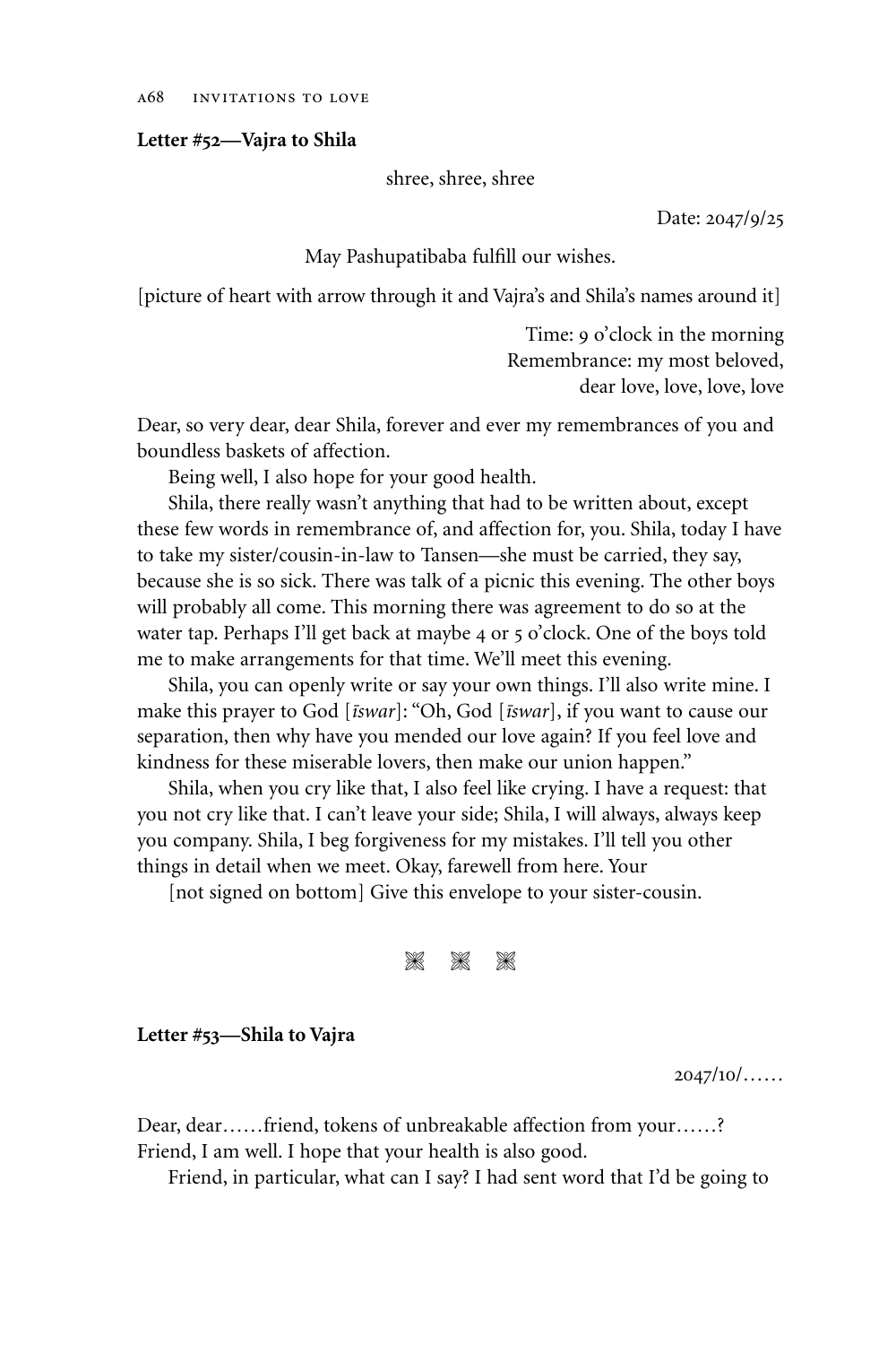**Letter #52—Vajra to Shila**

shree, shree, shree

Date: 2047/9/25

May Pashupatibaba fulfill our wishes.

[picture of heart with arrow through it and Vajra's and Shila's names around it]

Time: 9 o'clock in the morning
Remembrance: my most beloved,
dear love, love, love, love

Dear, so very dear, dear Shila, forever and ever my remembrances of you and boundless baskets of affection.

Being well, I also hope for your good health.

Shila, there really wasn't anything that had to be written about, except these few words in remembrance of, and affection for, you. Shila, today I have to take my sister/cousin-in-law to Tansen—she must be carried, they say, because she is so sick. There was talk of a picnic this evening. The other boys will probably all come. This morning there was agreement to do so at the water tap. Perhaps I'll get back at maybe 4 or 5 o'clock. One of the boys told me to make arrangements for that time. We'll meet this evening.

Shila, you can openly write or say your own things. I'll also write mine. I make this prayer to God [*īswar*]: "Oh, God [*īswar*], if you want to cause our separation, then why have you mended our love again? If you feel love and kindness for these miserable lovers, then make our union happen."

Shila, when you cry like that, I also feel like crying. I have a request: that you not cry like that. I can't leave your side; Shila, I will always, always keep you company. Shila, I beg forgiveness for my mistakes. I'll tell you other things in detail when we meet. Okay, farewell from here. Your

[not signed on bottom] Give this envelope to your sister-cousin.

❋ ❋ ❋

**Letter #53—Shila to Vajra**

2047/10/……

Dear, dear……friend, tokens of unbreakable affection from your……? Friend, I am well. I hope that your health is also good.

Friend, in particular, what can I say? I had sent word that I'd be going to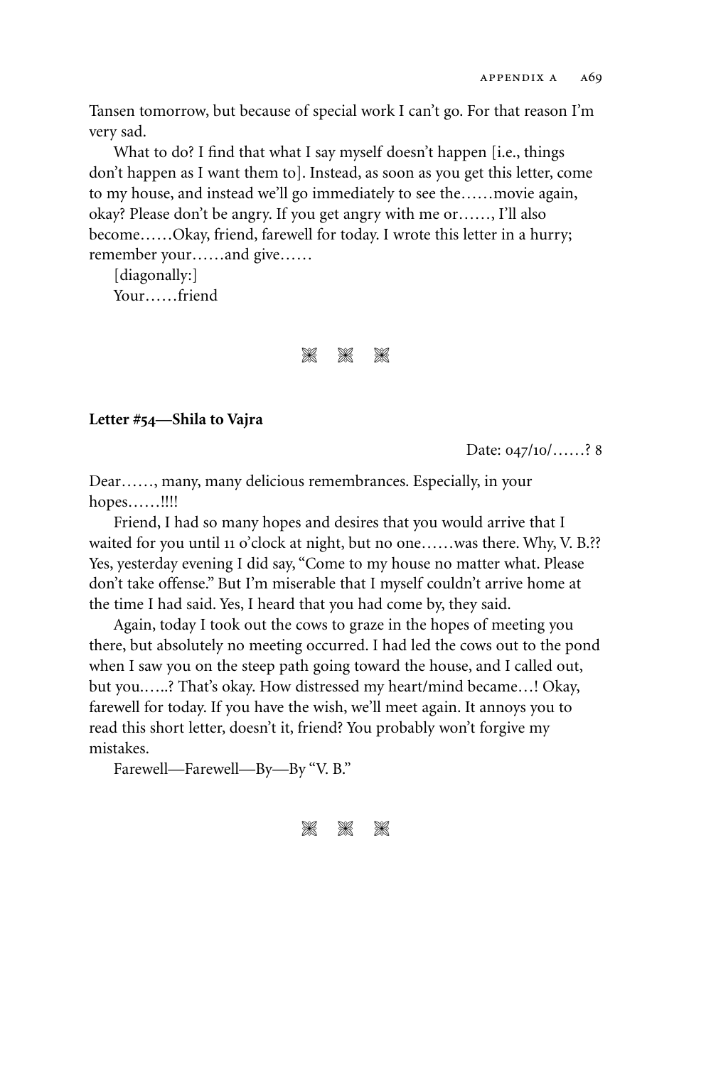Tansen tomorrow, but because of special work I can't go. For that reason I'm very sad.

What to do? I find that what I say myself doesn't happen [i.e., things don't happen as I want them to]. Instead, as soon as you get this letter, come to my house, and instead we'll go immediately to see the……movie again, okay? Please don't be angry. If you get angry with me or……, I'll also become……Okay, friend, farewell for today. I wrote this letter in a hurry; remember your……and give……

[diagonally:]

Your……friend

⁂

**Letter #54—Shila to Vajra**

Date: 047/10/……? 8

Dear……, many, many delicious remembrances. Especially, in your hopes……!!!!

Friend, I had so many hopes and desires that you would arrive that I waited for you until 11 o'clock at night, but no one……was there. Why, V. B.?? Yes, yesterday evening I did say, "Come to my house no matter what. Please don't take offense." But I'm miserable that I myself couldn't arrive home at the time I had said. Yes, I heard that you had come by, they said.

Again, today I took out the cows to graze in the hopes of meeting you there, but absolutely no meeting occurred. I had led the cows out to the pond when I saw you on the steep path going toward the house, and I called out, but you…..? That's okay. How distressed my heart/mind became…! Okay, farewell for today. If you have the wish, we'll meet again. It annoys you to read this short letter, doesn't it, friend? You probably won't forgive my mistakes.

Farewell—Farewell—By—By "V. B."

⁂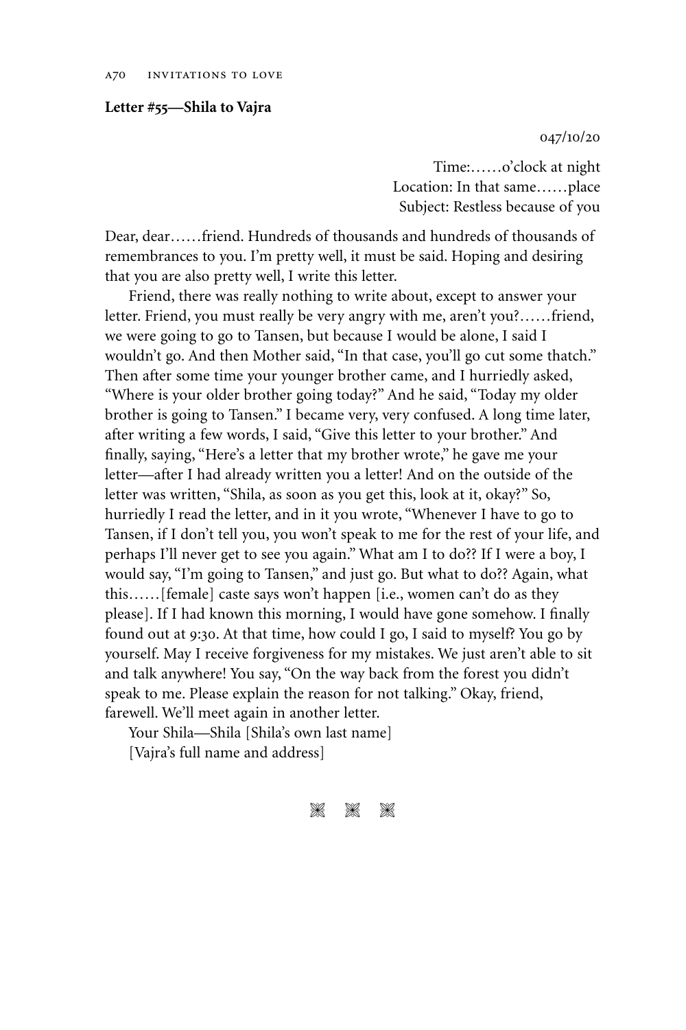**Letter #55—Shila to Vajra**

047/10/20

Time:……o'clock at night
Location: In that same……place
Subject: Restless because of you

Dear, dear……friend. Hundreds of thousands and hundreds of thousands of remembrances to you. I'm pretty well, it must be said. Hoping and desiring that you are also pretty well, I write this letter.

Friend, there was really nothing to write about, except to answer your letter. Friend, you must really be very angry with me, aren't you?……friend, we were going to go to Tansen, but because I would be alone, I said I wouldn't go. And then Mother said, "In that case, you'll go cut some thatch." Then after some time your younger brother came, and I hurriedly asked, "Where is your older brother going today?" And he said, "Today my older brother is going to Tansen." I became very, very confused. A long time later, after writing a few words, I said, "Give this letter to your brother." And finally, saying, "Here's a letter that my brother wrote," he gave me your letter—after I had already written you a letter! And on the outside of the letter was written, "Shila, as soon as you get this, look at it, okay?" So, hurriedly I read the letter, and in it you wrote, "Whenever I have to go to Tansen, if I don't tell you, you won't speak to me for the rest of your life, and perhaps I'll never get to see you again." What am I to do?? If I were a boy, I would say, "I'm going to Tansen," and just go. But what to do?? Again, what this……[female] caste says won't happen [i.e., women can't do as they please]. If I had known this morning, I would have gone somehow. I finally found out at 9:30. At that time, how could I go, I said to myself? You go by yourself. May I receive forgiveness for my mistakes. We just aren't able to sit and talk anywhere! You say, "On the way back from the forest you didn't speak to me. Please explain the reason for not talking." Okay, friend, farewell. We'll meet again in another letter.

Your Shila—Shila [Shila's own last name]
[Vajra's full name and address]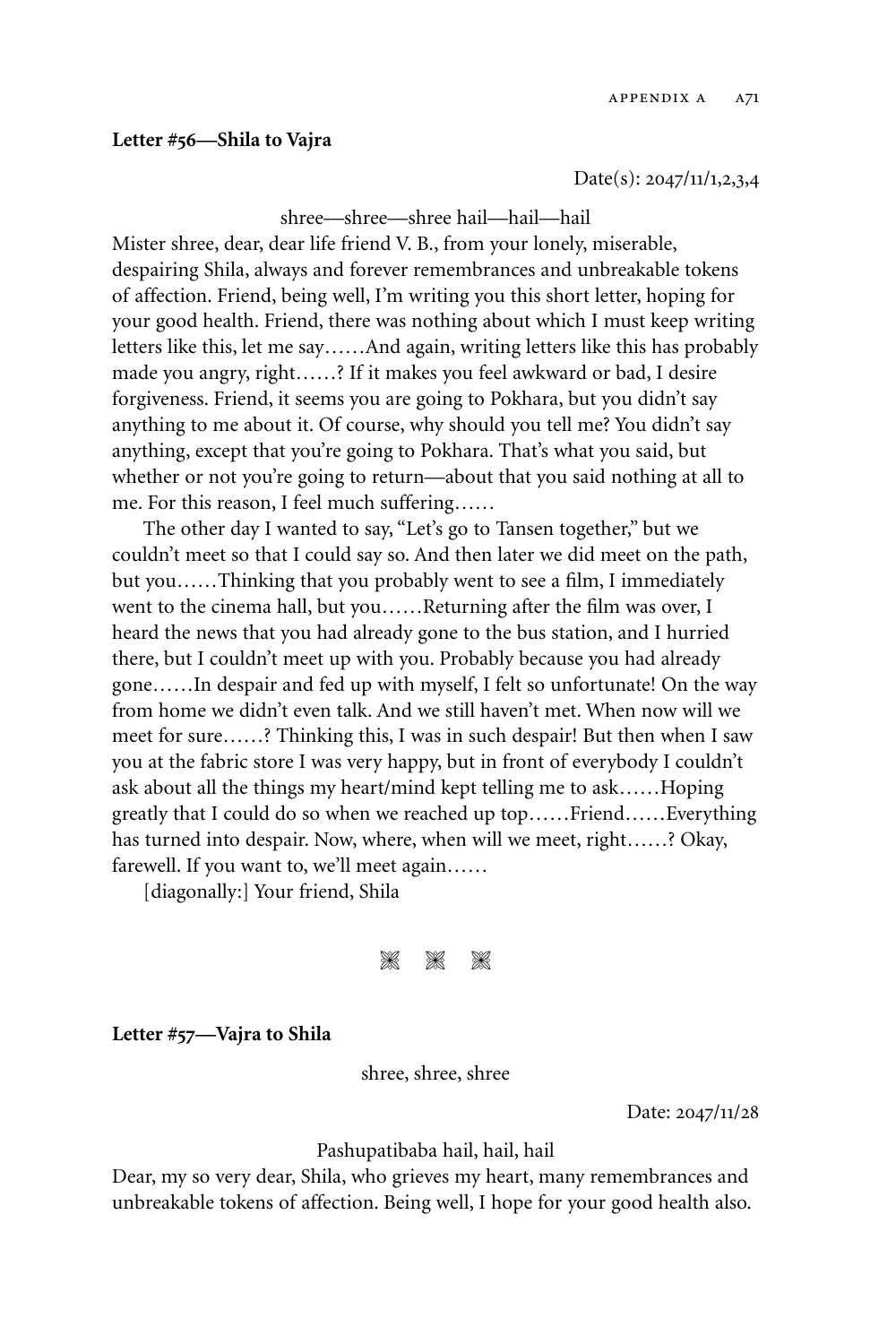**Letter #56—Shila to Vajra**

Date(s): 2047/11/1,2,3,4

shree—shree—shree hail—hail—hail

Mister shree, dear, dear life friend V. B., from your lonely, miserable, despairing Shila, always and forever remembrances and unbreakable tokens of affection. Friend, being well, I'm writing you this short letter, hoping for your good health. Friend, there was nothing about which I must keep writing letters like this, let me say……And again, writing letters like this has probably made you angry, right……? If it makes you feel awkward or bad, I desire forgiveness. Friend, it seems you are going to Pokhara, but you didn't say anything to me about it. Of course, why should you tell me? You didn't say anything, except that you're going to Pokhara. That's what you said, but whether or not you're going to return—about that you said nothing at all to me. For this reason, I feel much suffering……

The other day I wanted to say, "Let's go to Tansen together," but we couldn't meet so that I could say so. And then later we did meet on the path, but you……Thinking that you probably went to see a film, I immediately went to the cinema hall, but you……Returning after the film was over, I heard the news that you had already gone to the bus station, and I hurried there, but I couldn't meet up with you. Probably because you had already gone……In despair and fed up with myself, I felt so unfortunate! On the way from home we didn't even talk. And we still haven't met. When now will we meet for sure……? Thinking this, I was in such despair! But then when I saw you at the fabric store I was very happy, but in front of everybody I couldn't ask about all the things my heart/mind kept telling me to ask……Hoping greatly that I could do so when we reached up top……Friend……Everything has turned into despair. Now, where, when will we meet, right……? Okay, farewell. If you want to, we'll meet again……

[diagonally:] Your friend, Shila

❋ ❋ ❋

**Letter #57—Vajra to Shila**

shree, shree, shree

Date: 2047/11/28

Pashupatibaba hail, hail, hail

Dear, my so very dear, Shila, who grieves my heart, many remembrances and unbreakable tokens of affection. Being well, I hope for your good health also.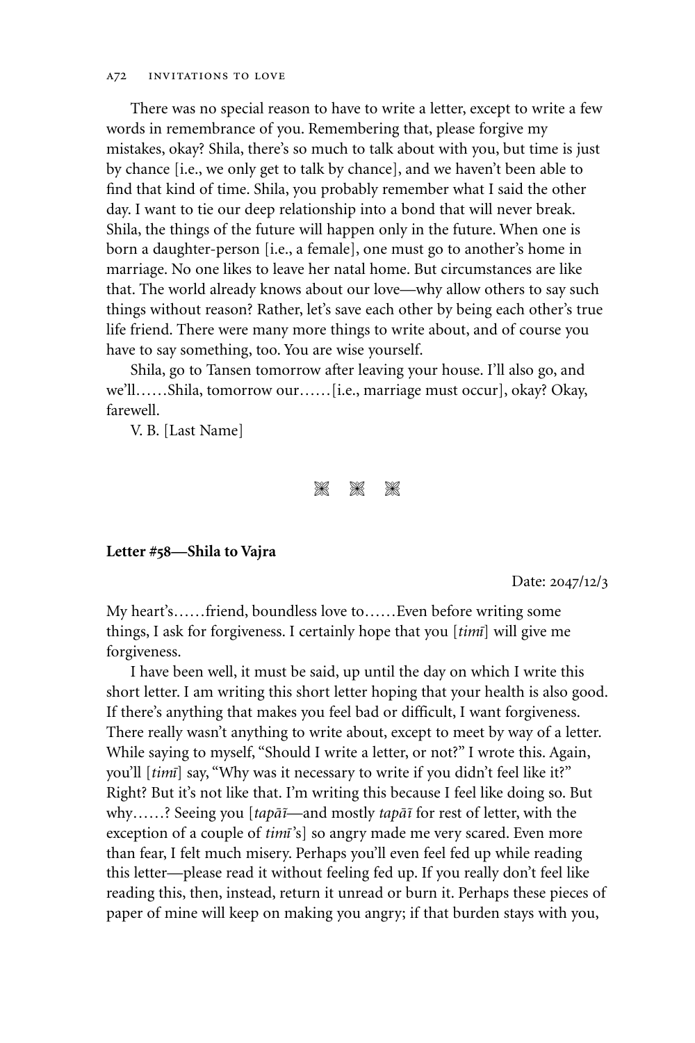There was no special reason to have to write a letter, except to write a few words in remembrance of you. Remembering that, please forgive my mistakes, okay? Shila, there's so much to talk about with you, but time is just by chance [i.e., we only get to talk by chance], and we haven't been able to find that kind of time. Shila, you probably remember what I said the other day. I want to tie our deep relationship into a bond that will never break. Shila, the things of the future will happen only in the future. When one is born a daughter-person [i.e., a female], one must go to another's home in marriage. No one likes to leave her natal home. But circumstances are like that. The world already knows about our love—why allow others to say such things without reason? Rather, let's save each other by being each other's true life friend. There were many more things to write about, and of course you have to say something, too. You are wise yourself.

Shila, go to Tansen tomorrow after leaving your house. I'll also go, and we'll……Shila, tomorrow our……[i.e., marriage must occur], okay? Okay, farewell.

V. B. [Last Name]

❋ ❋ ❋

**Letter #58—Shila to Vajra**

Date: 2047/12/3

My heart's……friend, boundless love to……Even before writing some things, I ask for forgiveness. I certainly hope that you [*timī*] will give me forgiveness.

I have been well, it must be said, up until the day on which I write this short letter. I am writing this short letter hoping that your health is also good. If there's anything that makes you feel bad or difficult, I want forgiveness. There really wasn't anything to write about, except to meet by way of a letter. While saying to myself, "Should I write a letter, or not?" I wrote this. Again, you'll [*timī*] say, "Why was it necessary to write if you didn't feel like it?" Right? But it's not like that. I'm writing this because I feel like doing so. But why……? Seeing you [*tapāĩ*—and mostly *tapāĩ* for rest of letter, with the exception of a couple of *timī*'s] so angry made me very scared. Even more than fear, I felt much misery. Perhaps you'll even feel fed up while reading this letter—please read it without feeling fed up. If you really don't feel like reading this, then, instead, return it unread or burn it. Perhaps these pieces of paper of mine will keep on making you angry; if that burden stays with you,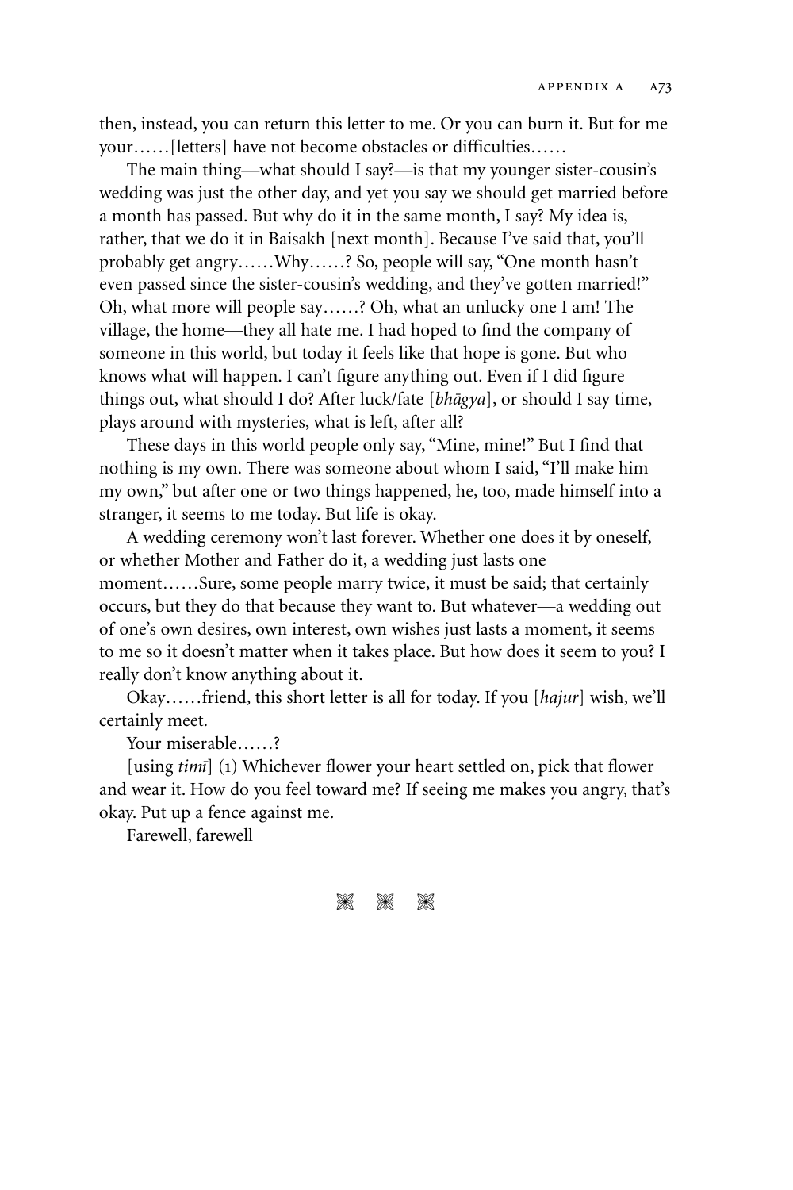then, instead, you can return this letter to me. Or you can burn it. But for me your……[letters] have not become obstacles or difficulties……

The main thing—what should I say?—is that my younger sister-cousin's wedding was just the other day, and yet you say we should get married before a month has passed. But why do it in the same month, I say? My idea is, rather, that we do it in Baisakh [next month]. Because I've said that, you'll probably get angry……Why……? So, people will say, "One month hasn't even passed since the sister-cousin's wedding, and they've gotten married!" Oh, what more will people say……? Oh, what an unlucky one I am! The village, the home—they all hate me. I had hoped to find the company of someone in this world, but today it feels like that hope is gone. But who knows what will happen. I can't figure anything out. Even if I did figure things out, what should I do? After luck/fate [*bhāgya*], or should I say time, plays around with mysteries, what is left, after all?

These days in this world people only say, "Mine, mine!" But I find that nothing is my own. There was someone about whom I said, "I'll make him my own," but after one or two things happened, he, too, made himself into a stranger, it seems to me today. But life is okay.

A wedding ceremony won't last forever. Whether one does it by oneself, or whether Mother and Father do it, a wedding just lasts one moment……Sure, some people marry twice, it must be said; that certainly occurs, but they do that because they want to. But whatever—a wedding out of one's own desires, own interest, own wishes just lasts a moment, it seems to me so it doesn't matter when it takes place. But how does it seem to you? I really don't know anything about it.

Okay……friend, this short letter is all for today. If you [*hajur*] wish, we'll certainly meet.

Your miserable……?

[using *timī*] (1) Whichever flower your heart settled on, pick that flower and wear it. How do you feel toward me? If seeing me makes you angry, that's okay. Put up a fence against me.

Farewell, farewell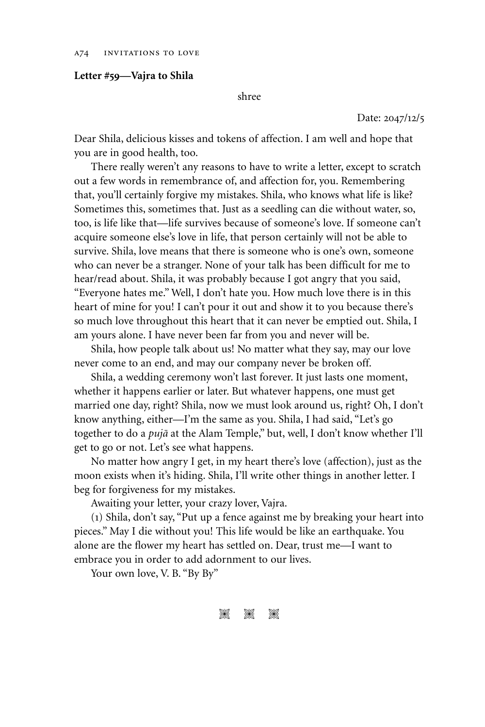**Letter #59—Vajra to Shila**

shree

Date: 2047/12/5

Dear Shila, delicious kisses and tokens of affection. I am well and hope that you are in good health, too.

There really weren't any reasons to have to write a letter, except to scratch out a few words in remembrance of, and affection for, you. Remembering that, you'll certainly forgive my mistakes. Shila, who knows what life is like? Sometimes this, sometimes that. Just as a seedling can die without water, so, too, is life like that—life survives because of someone's love. If someone can't acquire someone else's love in life, that person certainly will not be able to survive. Shila, love means that there is someone who is one's own, someone who can never be a stranger. None of your talk has been difficult for me to hear/read about. Shila, it was probably because I got angry that you said, "Everyone hates me." Well, I don't hate you. How much love there is in this heart of mine for you! I can't pour it out and show it to you because there's so much love throughout this heart that it can never be emptied out. Shila, I am yours alone. I have never been far from you and never will be.

Shila, how people talk about us! No matter what they say, may our love never come to an end, and may our company never be broken off.

Shila, a wedding ceremony won't last forever. It just lasts one moment, whether it happens earlier or later. But whatever happens, one must get married one day, right? Shila, now we must look around us, right? Oh, I don't know anything, either—I'm the same as you. Shila, I had said, "Let's go together to do a *pujā* at the Alam Temple," but, well, I don't know whether I'll get to go or not. Let's see what happens.

No matter how angry I get, in my heart there's love (affection), just as the moon exists when it's hiding. Shila, I'll write other things in another letter. I beg for forgiveness for my mistakes.

Awaiting your letter, your crazy lover, Vajra.

(1) Shila, don't say, "Put up a fence against me by breaking your heart into pieces." May I die without you! This life would be like an earthquake. You alone are the flower my heart has settled on. Dear, trust me—I want to embrace you in order to add adornment to our lives.

Your own love, V. B. "By By"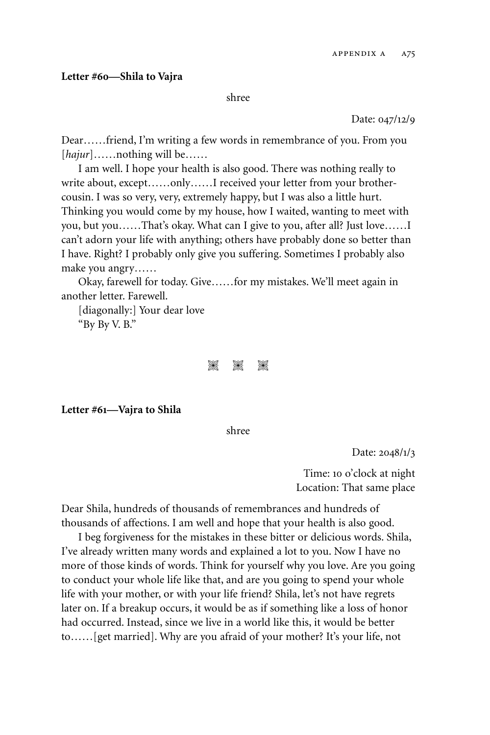**Letter #60—Shila to Vajra**

shree

Date: 047/12/9

Dear……friend, I'm writing a few words in remembrance of you. From you [*hajur*]……nothing will be……

I am well. I hope your health is also good. There was nothing really to write about, except……only……I received your letter from your brother-cousin. I was so very, very, extremely happy, but I was also a little hurt. Thinking you would come by my house, how I waited, wanting to meet with you, but you……That's okay. What can I give to you, after all? Just love……I can't adorn your life with anything; others have probably done so better than I have. Right? I probably only give you suffering. Sometimes I probably also make you angry……

Okay, farewell for today. Give……for my mistakes. We'll meet again in another letter. Farewell.

[diagonally:] Your dear love

"By By V. B."

---

**Letter #61—Vajra to Shila**

shree

Date: 2048/1/3

Time: 10 o'clock at night
Location: That same place

Dear Shila, hundreds of thousands of remembrances and hundreds of thousands of affections. I am well and hope that your health is also good.

I beg forgiveness for the mistakes in these bitter or delicious words. Shila, I've already written many words and explained a lot to you. Now I have no more of those kinds of words. Think for yourself why you love. Are you going to conduct your whole life like that, and are you going to spend your whole life with your mother, or with your life friend? Shila, let's not have regrets later on. If a breakup occurs, it would be as if something like a loss of honor had occurred. Instead, since we live in a world like this, it would be better to……[get married]. Why are you afraid of your mother? It's your life, not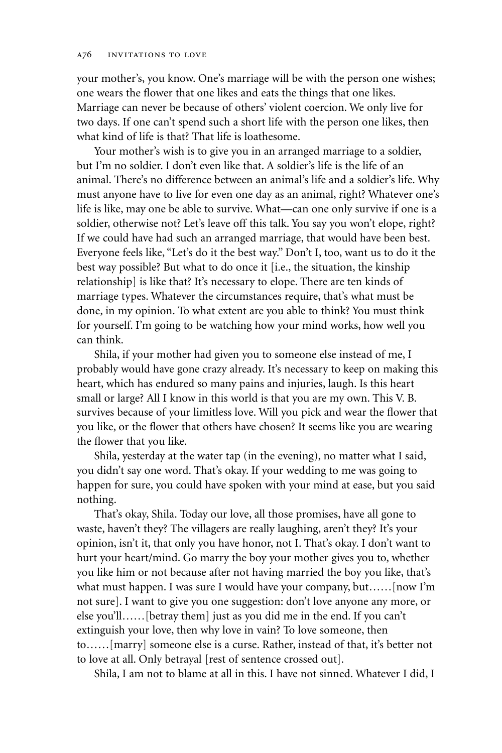your mother's, you know. One's marriage will be with the person one wishes; one wears the flower that one likes and eats the things that one likes. Marriage can never be because of others' violent coercion. We only live for two days. If one can't spend such a short life with the person one likes, then what kind of life is that? That life is loathesome.

Your mother's wish is to give you in an arranged marriage to a soldier, but I'm no soldier. I don't even like that. A soldier's life is the life of an animal. There's no difference between an animal's life and a soldier's life. Why must anyone have to live for even one day as an animal, right? Whatever one's life is like, may one be able to survive. What—can one only survive if one is a soldier, otherwise not? Let's leave off this talk. You say you won't elope, right? If we could have had such an arranged marriage, that would have been best. Everyone feels like, "Let's do it the best way." Don't I, too, want us to do it the best way possible? But what to do once it [i.e., the situation, the kinship relationship] is like that? It's necessary to elope. There are ten kinds of marriage types. Whatever the circumstances require, that's what must be done, in my opinion. To what extent are you able to think? You must think for yourself. I'm going to be watching how your mind works, how well you can think.

Shila, if your mother had given you to someone else instead of me, I probably would have gone crazy already. It's necessary to keep on making this heart, which has endured so many pains and injuries, laugh. Is this heart small or large? All I know in this world is that you are my own. This V. B. survives because of your limitless love. Will you pick and wear the flower that you like, or the flower that others have chosen? It seems like you are wearing the flower that you like.

Shila, yesterday at the water tap (in the evening), no matter what I said, you didn't say one word. That's okay. If your wedding to me was going to happen for sure, you could have spoken with your mind at ease, but you said nothing.

That's okay, Shila. Today our love, all those promises, have all gone to waste, haven't they? The villagers are really laughing, aren't they? It's your opinion, isn't it, that only you have honor, not I. That's okay. I don't want to hurt your heart/mind. Go marry the boy your mother gives you to, whether you like him or not because after not having married the boy you like, that's what must happen. I was sure I would have your company, but……[now I'm not sure]. I want to give you one suggestion: don't love anyone any more, or else you'll……[betray them] just as you did me in the end. If you can't extinguish your love, then why love in vain? To love someone, then to……[marry] someone else is a curse. Rather, instead of that, it's better not to love at all. Only betrayal [rest of sentence crossed out].

Shila, I am not to blame at all in this. I have not sinned. Whatever I did, I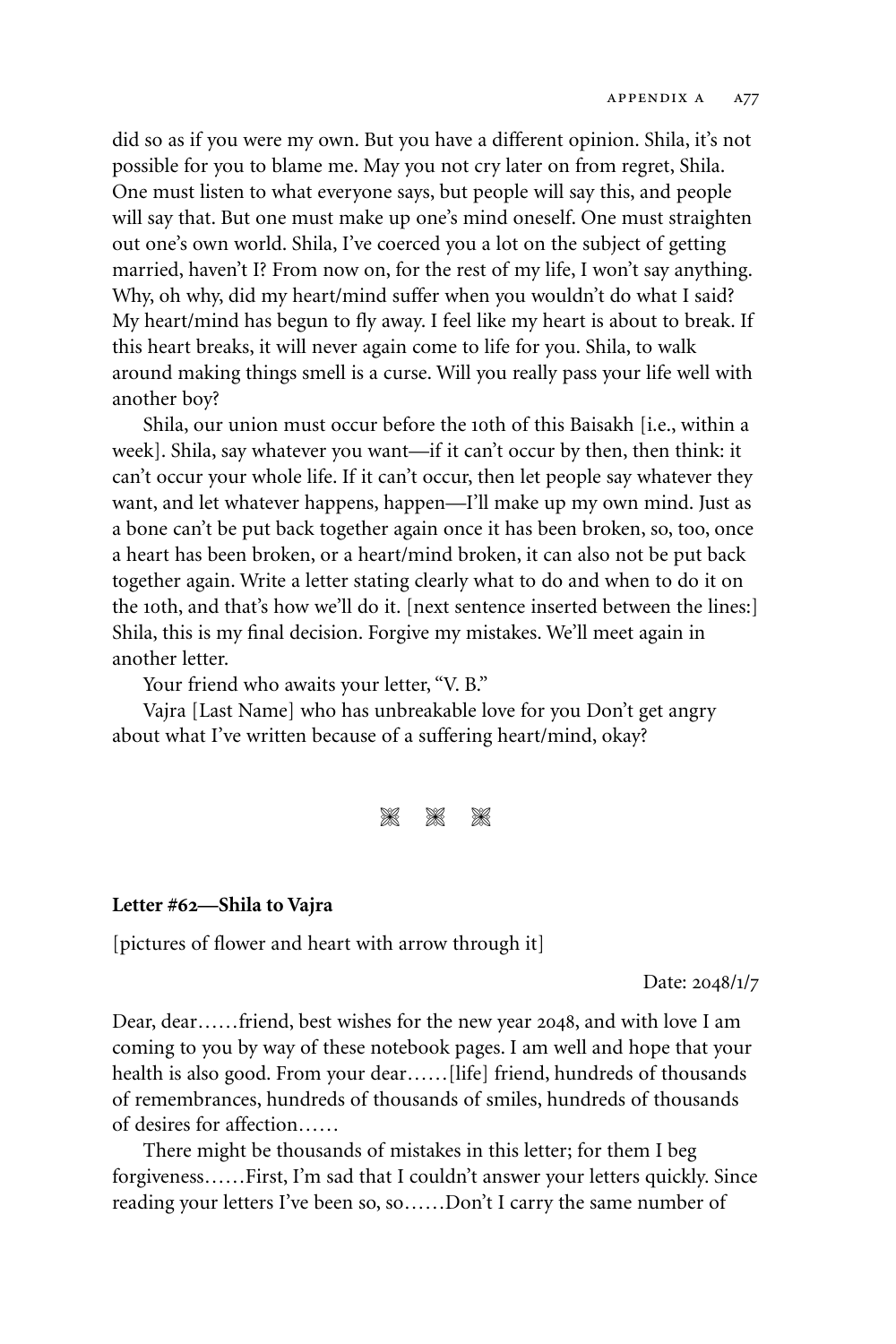did so as if you were my own. But you have a different opinion. Shila, it's not possible for you to blame me. May you not cry later on from regret, Shila. One must listen to what everyone says, but people will say this, and people will say that. But one must make up one's mind oneself. One must straighten out one's own world. Shila, I've coerced you a lot on the subject of getting married, haven't I? From now on, for the rest of my life, I won't say anything. Why, oh why, did my heart/mind suffer when you wouldn't do what I said? My heart/mind has begun to fly away. I feel like my heart is about to break. If this heart breaks, it will never again come to life for you. Shila, to walk around making things smell is a curse. Will you really pass your life well with another boy?

Shila, our union must occur before the 10th of this Baisakh [i.e., within a week]. Shila, say whatever you want—if it can't occur by then, then think: it can't occur your whole life. If it can't occur, then let people say whatever they want, and let whatever happens, happen—I'll make up my own mind. Just as a bone can't be put back together again once it has been broken, so, too, once a heart has been broken, or a heart/mind broken, it can also not be put back together again. Write a letter stating clearly what to do and when to do it on the 10th, and that's how we'll do it. [next sentence inserted between the lines:] Shila, this is my final decision. Forgive my mistakes. We'll meet again in another letter.

Your friend who awaits your letter, "V. B."

Vajra [Last Name] who has unbreakable love for you Don't get angry about what I've written because of a suffering heart/mind, okay?

❋ ❋ ❋

**Letter #62—Shila to Vajra**

[pictures of flower and heart with arrow through it]

Date: 2048/1/7

Dear, dear……friend, best wishes for the new year 2048, and with love I am coming to you by way of these notebook pages. I am well and hope that your health is also good. From your dear……[life] friend, hundreds of thousands of remembrances, hundreds of thousands of smiles, hundreds of thousands of desires for affection……

There might be thousands of mistakes in this letter; for them I beg forgiveness……First, I'm sad that I couldn't answer your letters quickly. Since reading your letters I've been so, so……Don't I carry the same number of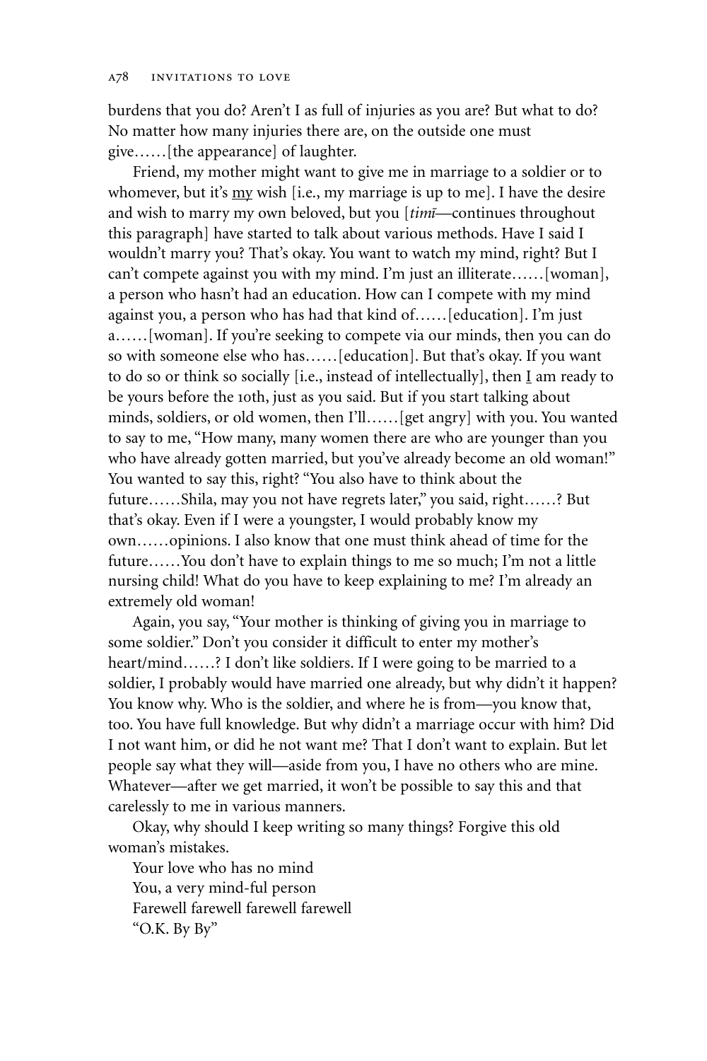burdens that you do? Aren't I as full of injuries as you are? But what to do? No matter how many injuries there are, on the outside one must give……[the appearance] of laughter.

Friend, my mother might want to give me in marriage to a soldier or to whomever, but it's <u>my</u> wish [i.e., my marriage is up to me]. I have the desire and wish to marry my own beloved, but you [*timī*—continues throughout this paragraph] have started to talk about various methods. Have I said I wouldn't marry you? That's okay. You want to watch my mind, right? But I can't compete against you with my mind. I'm just an illiterate……[woman], a person who hasn't had an education. How can I compete with my mind against you, a person who has had that kind of……[education]. I'm just a……[woman]. If you're seeking to compete via our minds, then you can do so with someone else who has……[education]. But that's okay. If you want to do so or think so socially [i.e., instead of intellectually], then <u>I</u> am ready to be yours before the 10th, just as you said. But if you start talking about minds, soldiers, or old women, then I'll……[get angry] with you. You wanted to say to me, "How many, many women there are who are younger than you who have already gotten married, but you've already become an old woman!" You wanted to say this, right? "You also have to think about the future……Shila, may you not have regrets later," you said, right……? But that's okay. Even if I were a youngster, I would probably know my own……opinions. I also know that one must think ahead of time for the future……You don't have to explain things to me so much; I'm not a little nursing child! What do you have to keep explaining to me? I'm already an extremely old woman!

Again, you say, "Your mother is thinking of giving you in marriage to some soldier." Don't you consider it difficult to enter my mother's heart/mind……? I don't like soldiers. If I were going to be married to a soldier, I probably would have married one already, but why didn't it happen? You know why. Who is the soldier, and where he is from—you know that, too. You have full knowledge. But why didn't a marriage occur with him? Did I not want him, or did he not want me? That I don't want to explain. But let people say what they will—aside from you, I have no others who are mine. Whatever—after we get married, it won't be possible to say this and that carelessly to me in various manners.

Okay, why should I keep writing so many things? Forgive this old woman's mistakes.

Your love who has no mind  
You, a very mind-ful person  
Farewell farewell farewell farewell  
"O.K. By By"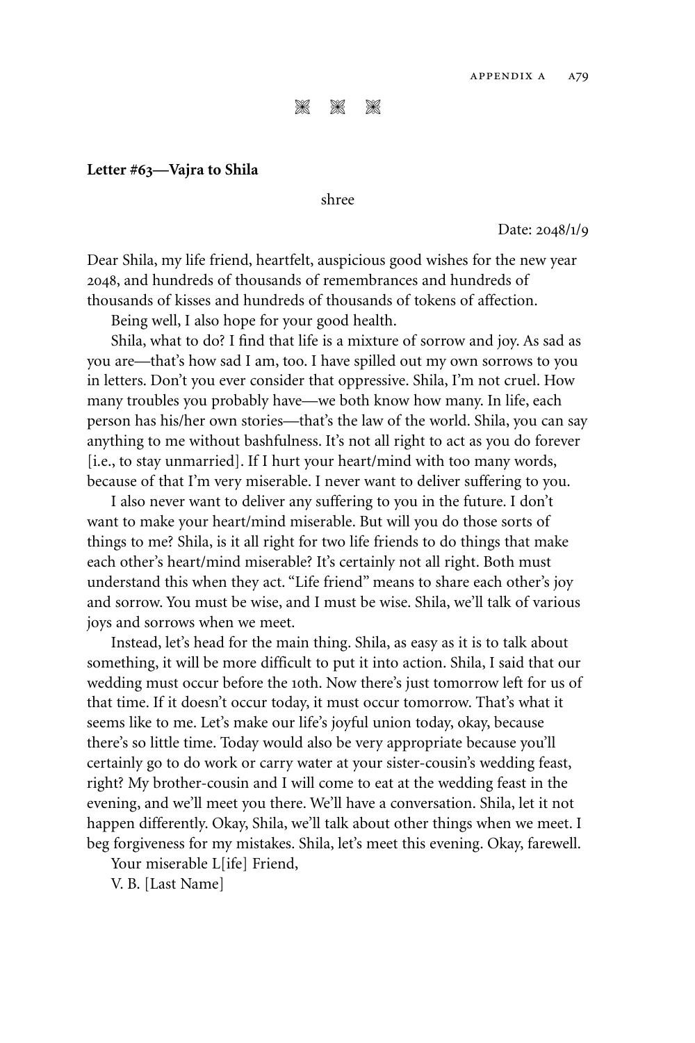⁂ ⁂ ⁂

**Letter #63—Vajra to Shila**

shree

Date: 2048/1/9

Dear Shila, my life friend, heartfelt, auspicious good wishes for the new year 2048, and hundreds of thousands of remembrances and hundreds of thousands of kisses and hundreds of thousands of tokens of affection.

Being well, I also hope for your good health.

Shila, what to do? I find that life is a mixture of sorrow and joy. As sad as you are—that's how sad I am, too. I have spilled out my own sorrows to you in letters. Don't you ever consider that oppressive. Shila, I'm not cruel. How many troubles you probably have—we both know how many. In life, each person has his/her own stories—that's the law of the world. Shila, you can say anything to me without bashfulness. It's not all right to act as you do forever [i.e., to stay unmarried]. If I hurt your heart/mind with too many words, because of that I'm very miserable. I never want to deliver suffering to you.

I also never want to deliver any suffering to you in the future. I don't want to make your heart/mind miserable. But will you do those sorts of things to me? Shila, is it all right for two life friends to do things that make each other's heart/mind miserable? It's certainly not all right. Both must understand this when they act. "Life friend" means to share each other's joy and sorrow. You must be wise, and I must be wise. Shila, we'll talk of various joys and sorrows when we meet.

Instead, let's head for the main thing. Shila, as easy as it is to talk about something, it will be more difficult to put it into action. Shila, I said that our wedding must occur before the 10th. Now there's just tomorrow left for us of that time. If it doesn't occur today, it must occur tomorrow. That's what it seems like to me. Let's make our life's joyful union today, okay, because there's so little time. Today would also be very appropriate because you'll certainly go to do work or carry water at your sister-cousin's wedding feast, right? My brother-cousin and I will come to eat at the wedding feast in the evening, and we'll meet you there. We'll have a conversation. Shila, let it not happen differently. Okay, Shila, we'll talk about other things when we meet. I beg forgiveness for my mistakes. Shila, let's meet this evening. Okay, farewell.

Your miserable L[ife] Friend,

V. B. [Last Name]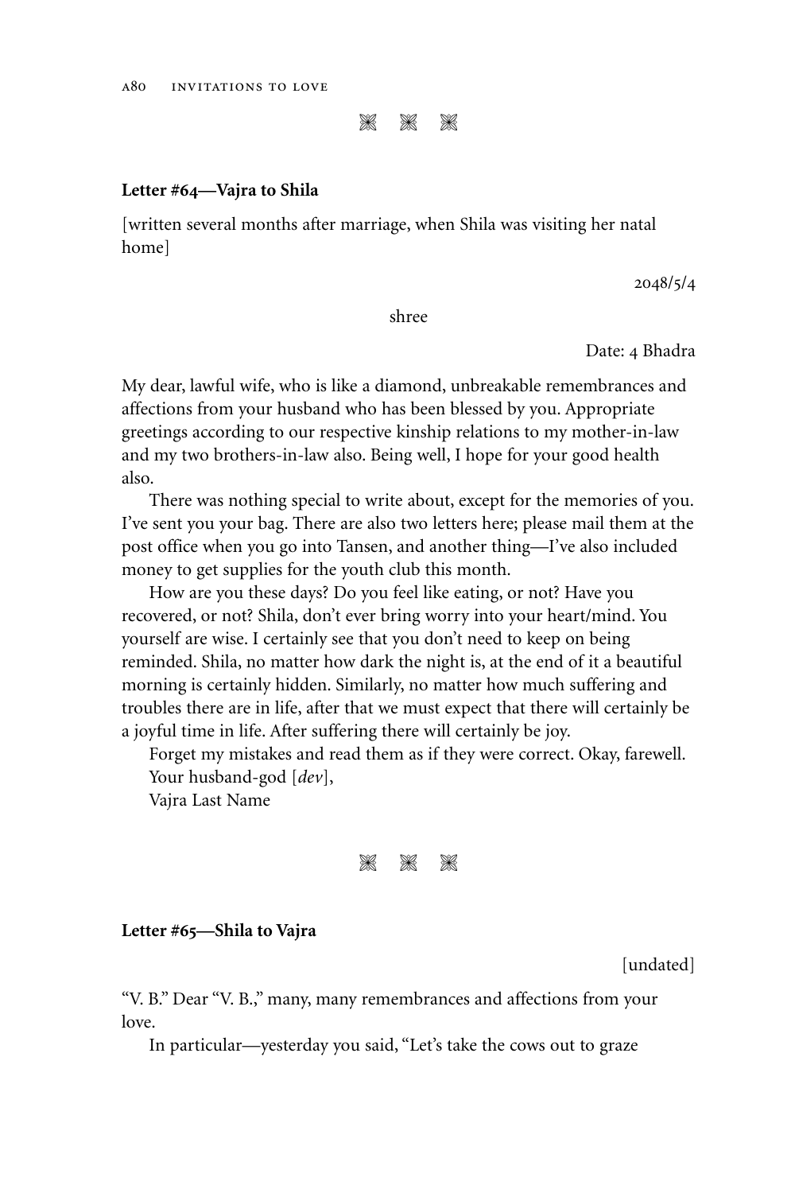❋ ❋ ❋

**Letter #64—Vajra to Shila**

[written several months after marriage, when Shila was visiting her natal home]

2048/5/4

shree

Date: 4 Bhadra

My dear, lawful wife, who is like a diamond, unbreakable remembrances and affections from your husband who has been blessed by you. Appropriate greetings according to our respective kinship relations to my mother-in-law and my two brothers-in-law also. Being well, I hope for your good health also.

There was nothing special to write about, except for the memories of you. I've sent you your bag. There are also two letters here; please mail them at the post office when you go into Tansen, and another thing—I've also included money to get supplies for the youth club this month.

How are you these days? Do you feel like eating, or not? Have you recovered, or not? Shila, don't ever bring worry into your heart/mind. You yourself are wise. I certainly see that you don't need to keep on being reminded. Shila, no matter how dark the night is, at the end of it a beautiful morning is certainly hidden. Similarly, no matter how much suffering and troubles there are in life, after that we must expect that there will certainly be a joyful time in life. After suffering there will certainly be joy.

Forget my mistakes and read them as if they were correct. Okay, farewell.

Your husband-god [*dev*],

Vajra Last Name

❋ ❋ ❋

**Letter #65—Shila to Vajra**

[undated]

"V. B." Dear "V. B.," many, many remembrances and affections from your love.

In particular—yesterday you said, "Let's take the cows out to graze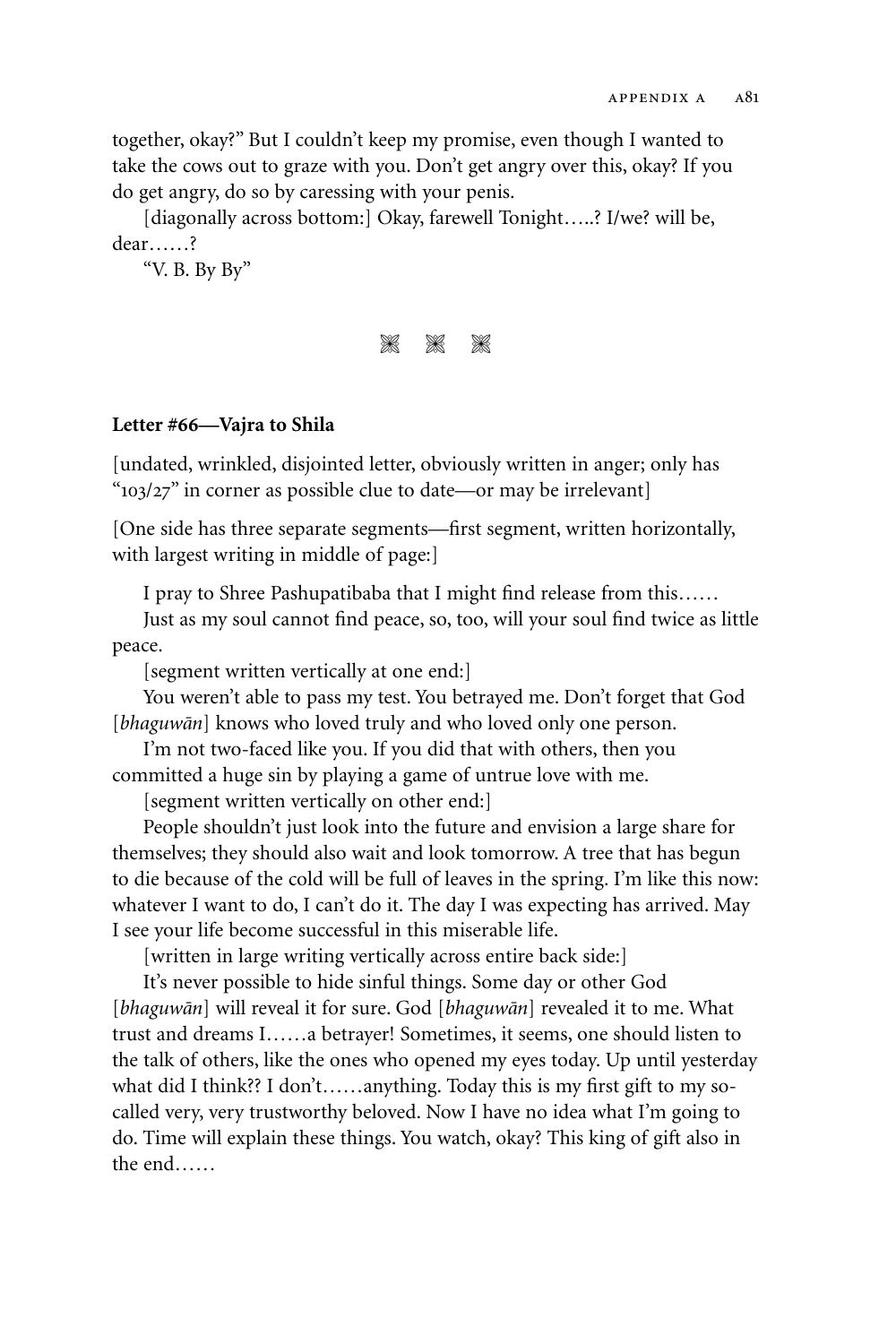together, okay?" But I couldn't keep my promise, even though I wanted to take the cows out to graze with you. Don't get angry over this, okay? If you do get angry, do so by caressing with your penis.

[diagonally across bottom:] Okay, farewell Tonight…..? I/we? will be, dear……?

"V. B. By By"

⁂ ⁂ ⁂

**Letter #66—Vajra to Shila**

[undated, wrinkled, disjointed letter, obviously written in anger; only has "103/27" in corner as possible clue to date—or may be irrelevant]

[One side has three separate segments—first segment, written horizontally, with largest writing in middle of page:]

I pray to Shree Pashupatibaba that I might find release from this……

Just as my soul cannot find peace, so, too, will your soul find twice as little peace.

[segment written vertically at one end:]

You weren't able to pass my test. You betrayed me. Don't forget that God [*bhaguwān*] knows who loved truly and who loved only one person.

I'm not two-faced like you. If you did that with others, then you committed a huge sin by playing a game of untrue love with me.

[segment written vertically on other end:]

People shouldn't just look into the future and envision a large share for themselves; they should also wait and look tomorrow. A tree that has begun to die because of the cold will be full of leaves in the spring. I'm like this now: whatever I want to do, I can't do it. The day I was expecting has arrived. May I see your life become successful in this miserable life.

[written in large writing vertically across entire back side:]

It's never possible to hide sinful things. Some day or other God [*bhaguwān*] will reveal it for sure. God [*bhaguwān*] revealed it to me. What trust and dreams I……a betrayer! Sometimes, it seems, one should listen to the talk of others, like the ones who opened my eyes today. Up until yesterday what did I think?? I don't……anything. Today this is my first gift to my so-called very, very trustworthy beloved. Now I have no idea what I'm going to do. Time will explain these things. You watch, okay? This king of gift also in the end……